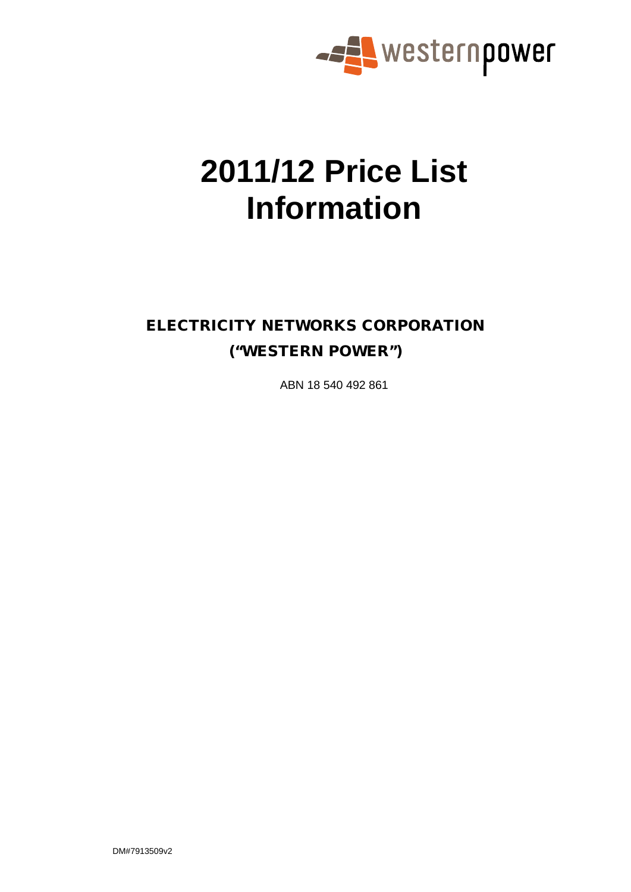westernpower

# 2011/12 Price List Information

## ELECTRICITY NETWORKS CORPORATION

## ("WESTERN POWER")

ABN 18 540 492 861

DM#7913509v2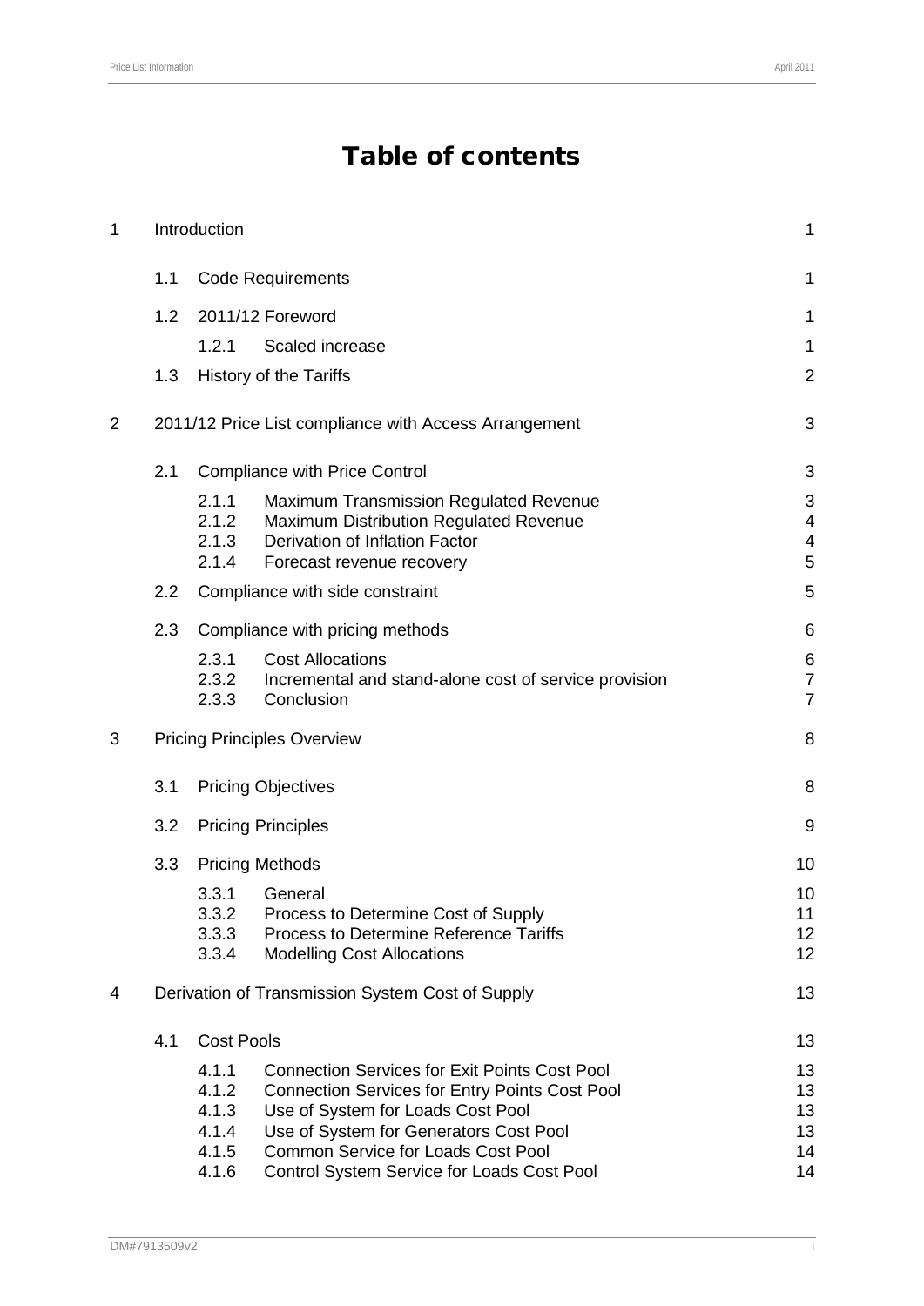# Table of contents

| | | | |
|---|---|---|---|
| 1 | Introduction | | 1 |
| | 1.1 | Code Requirements | 1 |
| | 1.2 | 2011/12 Foreword | 1 |
| | | 1.2.1 Scaled increase | 1 |
| | 1.3 | History of the Tariffs | 2 |
| 2 | 2011/12 Price List compliance with Access Arrangement | | 3 |
| | 2.1 | Compliance with Price Control | 3 |
| | | 2.1.1 Maximum Transmission Regulated Revenue | 3 |
| | | 2.1.2 Maximum Distribution Regulated Revenue | 4 |
| | | 2.1.3 Derivation of Inflation Factor | 4 |
| | | 2.1.4 Forecast revenue recovery | 5 |
| | 2.2 | Compliance with side constraint | 5 |
| | 2.3 | Compliance with pricing methods | 6 |
| | | 2.3.1 Cost Allocations | 6 |
| | | 2.3.2 Incremental and stand-alone cost of service provision | 7 |
| | | 2.3.3 Conclusion | 7 |
| 3 | Pricing Principles Overview | | 8 |
| | 3.1 | Pricing Objectives | 8 |
| | 3.2 | Pricing Principles | 9 |
| | 3.3 | Pricing Methods | 10 |
| | | 3.3.1 General | 10 |
| | | 3.3.2 Process to Determine Cost of Supply | 11 |
| | | 3.3.3 Process to Determine Reference Tariffs | 12 |
| | | 3.3.4 Modelling Cost Allocations | 12 |
| 4 | Derivation of Transmission System Cost of Supply | | 13 |
| | 4.1 | Cost Pools | 13 |
| | | 4.1.1 Connection Services for Exit Points Cost Pool | 13 |
| | | 4.1.2 Connection Services for Entry Points Cost Pool | 13 |
| | | 4.1.3 Use of System for Loads Cost Pool | 13 |
| | | 4.1.4 Use of System for Generators Cost Pool | 13 |
| | | 4.1.5 Common Service for Loads Cost Pool | 14 |
| | | 4.1.6 Control System Service for Loads Cost Pool | 14 |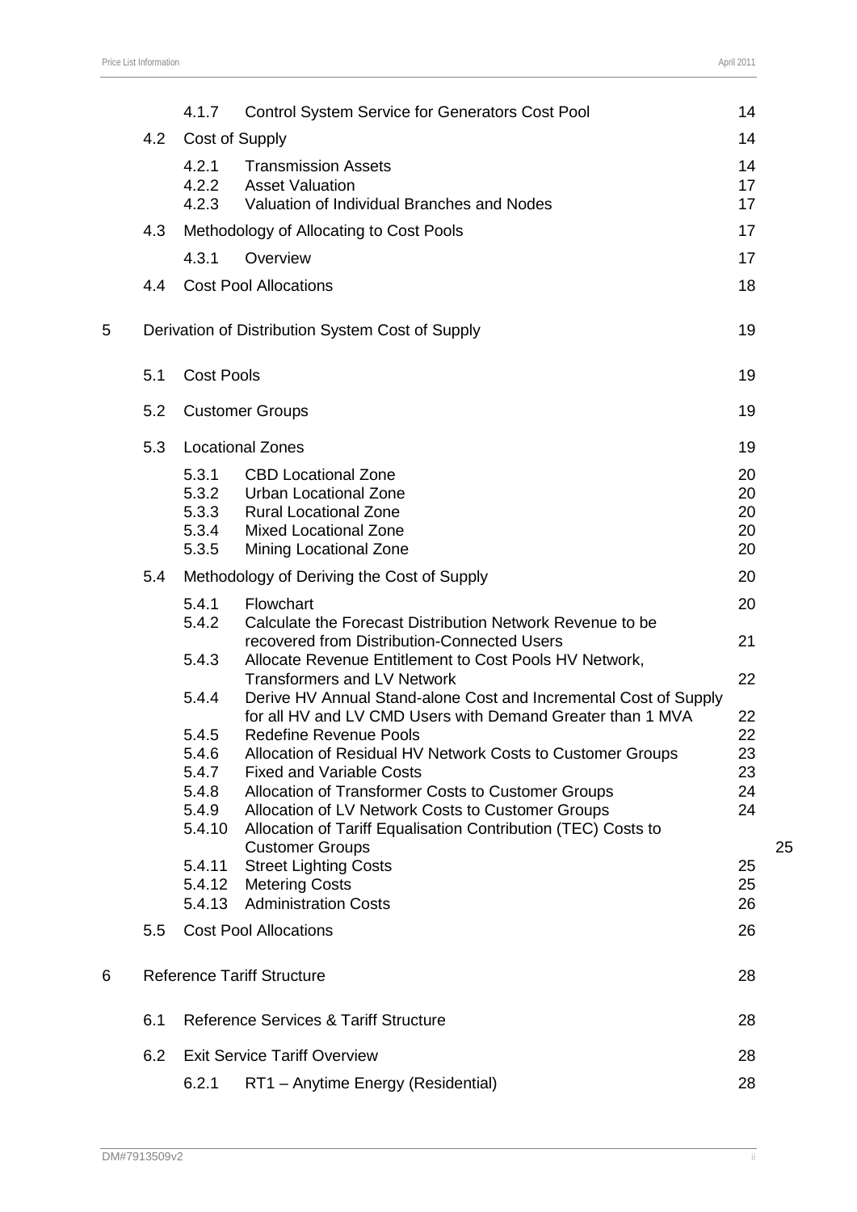| | | | | |
|---|---|---|---|---|
| | | 4.1.7 | Control System Service for Generators Cost Pool | 14 |
| | 4.2 | Cost of Supply | | 14 |
| | | 4.2.1 | Transmission Assets | 14 |
| | | 4.2.2 | Asset Valuation | 17 |
| | | 4.2.3 | Valuation of Individual Branches and Nodes | 17 |
| | 4.3 | Methodology of Allocating to Cost Pools | | 17 |
| | | 4.3.1 | Overview | 17 |
| | 4.4 | Cost Pool Allocations | | 18 |
| 5 | Derivation of Distribution System Cost of Supply | | | 19 |
| | 5.1 | Cost Pools | | 19 |
| | 5.2 | Customer Groups | | 19 |
| | 5.3 | Locational Zones | | 19 |
| | | 5.3.1 | CBD Locational Zone | 20 |
| | | 5.3.2 | Urban Locational Zone | 20 |
| | | 5.3.3 | Rural Locational Zone | 20 |
| | | 5.3.4 | Mixed Locational Zone | 20 |
| | | 5.3.5 | Mining Locational Zone | 20 |
| | 5.4 | Methodology of Deriving the Cost of Supply | | 20 |
| | | 5.4.1 | Flowchart | 20 |
| | | 5.4.2 | Calculate the Forecast Distribution Network Revenue to be recovered from Distribution-Connected Users | 21 |
| | | 5.4.3 | Allocate Revenue Entitlement to Cost Pools HV Network, Transformers and LV Network | 22 |
| | | 5.4.4 | Derive HV Annual Stand-alone Cost and Incremental Cost of Supply for all HV and LV CMD Users with Demand Greater than 1 MVA | 22 |
| | | 5.4.5 | Redefine Revenue Pools | 22 |
| | | 5.4.6 | Allocation of Residual HV Network Costs to Customer Groups | 23 |
| | | 5.4.7 | Fixed and Variable Costs | 23 |
| | | 5.4.8 | Allocation of Transformer Costs to Customer Groups | 24 |
| | | 5.4.9 | Allocation of LV Network Costs to Customer Groups | 24 |
| | | 5.4.10 | Allocation of Tariff Equalisation Contribution (TEC) Costs to Customer Groups | 25 |
| | | 5.4.11 | Street Lighting Costs | 25 |
| | | 5.4.12 | Metering Costs | 25 |
| | | 5.4.13 | Administration Costs | 26 |
| | 5.5 | Cost Pool Allocations | | 26 |
| 6 | Reference Tariff Structure | | | 28 |
| | 6.1 | Reference Services & Tariff Structure | | 28 |
| | 6.2 | Exit Service Tariff Overview | | 28 |
| | | 6.2.1 | RT1 – Anytime Energy (Residential) | 28 |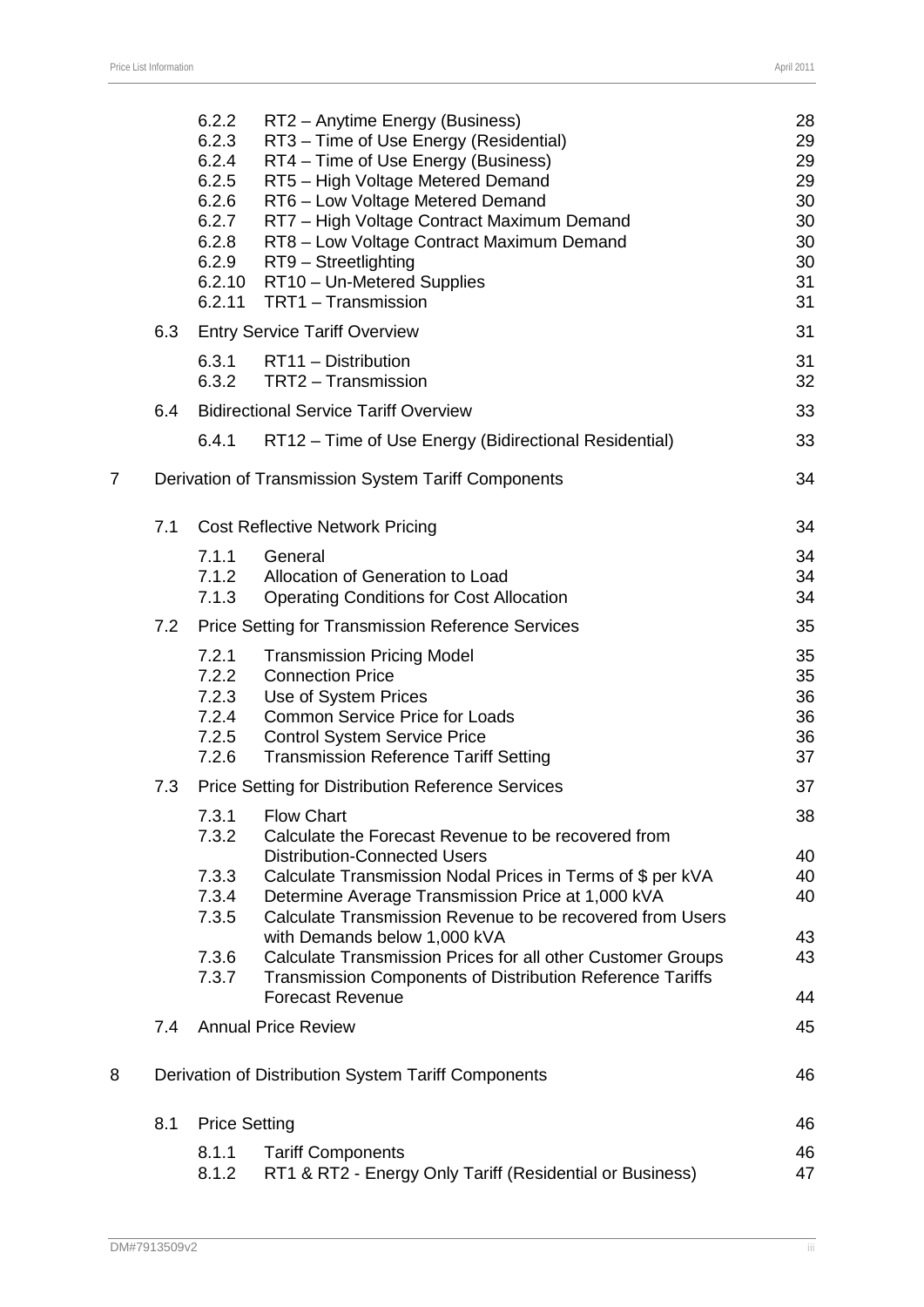| | | | |
|---|---|---|---|
| | 6.2.2 | RT2 – Anytime Energy (Business) | 28 |
| | 6.2.3 | RT3 – Time of Use Energy (Residential) | 29 |
| | 6.2.4 | RT4 – Time of Use Energy (Business) | 29 |
| | 6.2.5 | RT5 – High Voltage Metered Demand | 29 |
| | 6.2.6 | RT6 – Low Voltage Metered Demand | 30 |
| | 6.2.7 | RT7 – High Voltage Contract Maximum Demand | 30 |
| | 6.2.8 | RT8 – Low Voltage Contract Maximum Demand | 30 |
| | 6.2.9 | RT9 – Streetlighting | 30 |
| | 6.2.10 | RT10 – Un-Metered Supplies | 31 |
| | 6.2.11 | TRT1 – Transmission | 31 |
| 6.3 | | Entry Service Tariff Overview | 31 |
| | 6.3.1 | RT11 – Distribution | 31 |
| | 6.3.2 | TRT2 – Transmission | 32 |
| 6.4 | | Bidirectional Service Tariff Overview | 33 |
| | 6.4.1 | RT12 – Time of Use Energy (Bidirectional Residential) | 33 |
| 7 | | Derivation of Transmission System Tariff Components | 34 |
| 7.1 | | Cost Reflective Network Pricing | 34 |
| | 7.1.1 | General | 34 |
| | 7.1.2 | Allocation of Generation to Load | 34 |
| | 7.1.3 | Operating Conditions for Cost Allocation | 34 |
| 7.2 | | Price Setting for Transmission Reference Services | 35 |
| | 7.2.1 | Transmission Pricing Model | 35 |
| | 7.2.2 | Connection Price | 35 |
| | 7.2.3 | Use of System Prices | 36 |
| | 7.2.4 | Common Service Price for Loads | 36 |
| | 7.2.5 | Control System Service Price | 36 |
| | 7.2.6 | Transmission Reference Tariff Setting | 37 |
| 7.3 | | Price Setting for Distribution Reference Services | 37 |
| | 7.3.1 | Flow Chart | 38 |
| | 7.3.2 | Calculate the Forecast Revenue to be recovered from Distribution-Connected Users | 40 |
| | 7.3.3 | Calculate Transmission Nodal Prices in Terms of $ per kVA | 40 |
| | 7.3.4 | Determine Average Transmission Price at 1,000 kVA | 40 |
| | 7.3.5 | Calculate Transmission Revenue to be recovered from Users with Demands below 1,000 kVA | 43 |
| | 7.3.6 | Calculate Transmission Prices for all other Customer Groups | 43 |
| | 7.3.7 | Transmission Components of Distribution Reference Tariffs Forecast Revenue | 44 |
| 7.4 | | Annual Price Review | 45 |
| 8 | | Derivation of Distribution System Tariff Components | 46 |
| 8.1 | | Price Setting | 46 |
| | 8.1.1 | Tariff Components | 46 |
| | 8.1.2 | RT1 & RT2 - Energy Only Tariff (Residential or Business) | 47 |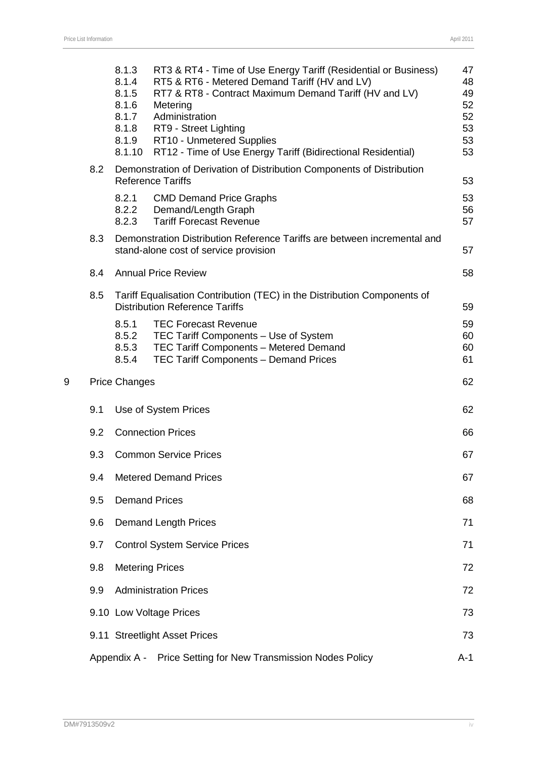| | | |
|---|---|---|
| 8.1.3 | RT3 & RT4 - Time of Use Energy Tariff (Residential or Business) | 47 |
| 8.1.4 | RT5 & RT6 - Metered Demand Tariff (HV and LV) | 48 |
| 8.1.5 | RT7 & RT8 - Contract Maximum Demand Tariff (HV and LV) | 49 |
| 8.1.6 | Metering | 52 |
| 8.1.7 | Administration | 52 |
| 8.1.8 | RT9 - Street Lighting | 53 |
| 8.1.9 | RT10 - Unmetered Supplies | 53 |
| 8.1.10 | RT12 - Time of Use Energy Tariff (Bidirectional Residential) | 53 |
| 8.2 | Demonstration of Derivation of Distribution Components of Distribution Reference Tariffs | 53 |
| 8.2.1 | CMD Demand Price Graphs | 53 |
| 8.2.2 | Demand/Length Graph | 56 |
| 8.2.3 | Tariff Forecast Revenue | 57 |
| 8.3 | Demonstration Distribution Reference Tariffs are between incremental and stand-alone cost of service provision | 57 |
| 8.4 | Annual Price Review | 58 |
| 8.5 | Tariff Equalisation Contribution (TEC) in the Distribution Components of Distribution Reference Tariffs | 59 |
| 8.5.1 | TEC Forecast Revenue | 59 |
| 8.5.2 | TEC Tariff Components – Use of System | 60 |
| 8.5.3 | TEC Tariff Components – Metered Demand | 60 |
| 8.5.4 | TEC Tariff Components – Demand Prices | 61 |
| 9 | Price Changes | 62 |
| 9.1 | Use of System Prices | 62 |
| 9.2 | Connection Prices | 66 |
| 9.3 | Common Service Prices | 67 |
| 9.4 | Metered Demand Prices | 67 |
| 9.5 | Demand Prices | 68 |
| 9.6 | Demand Length Prices | 71 |
| 9.7 | Control System Service Prices | 71 |
| 9.8 | Metering Prices | 72 |
| 9.9 | Administration Prices | 72 |
| 9.10 | Low Voltage Prices | 73 |
| 9.11 | Streetlight Asset Prices | 73 |
| Appendix A - | Price Setting for New Transmission Nodes Policy | A-1 |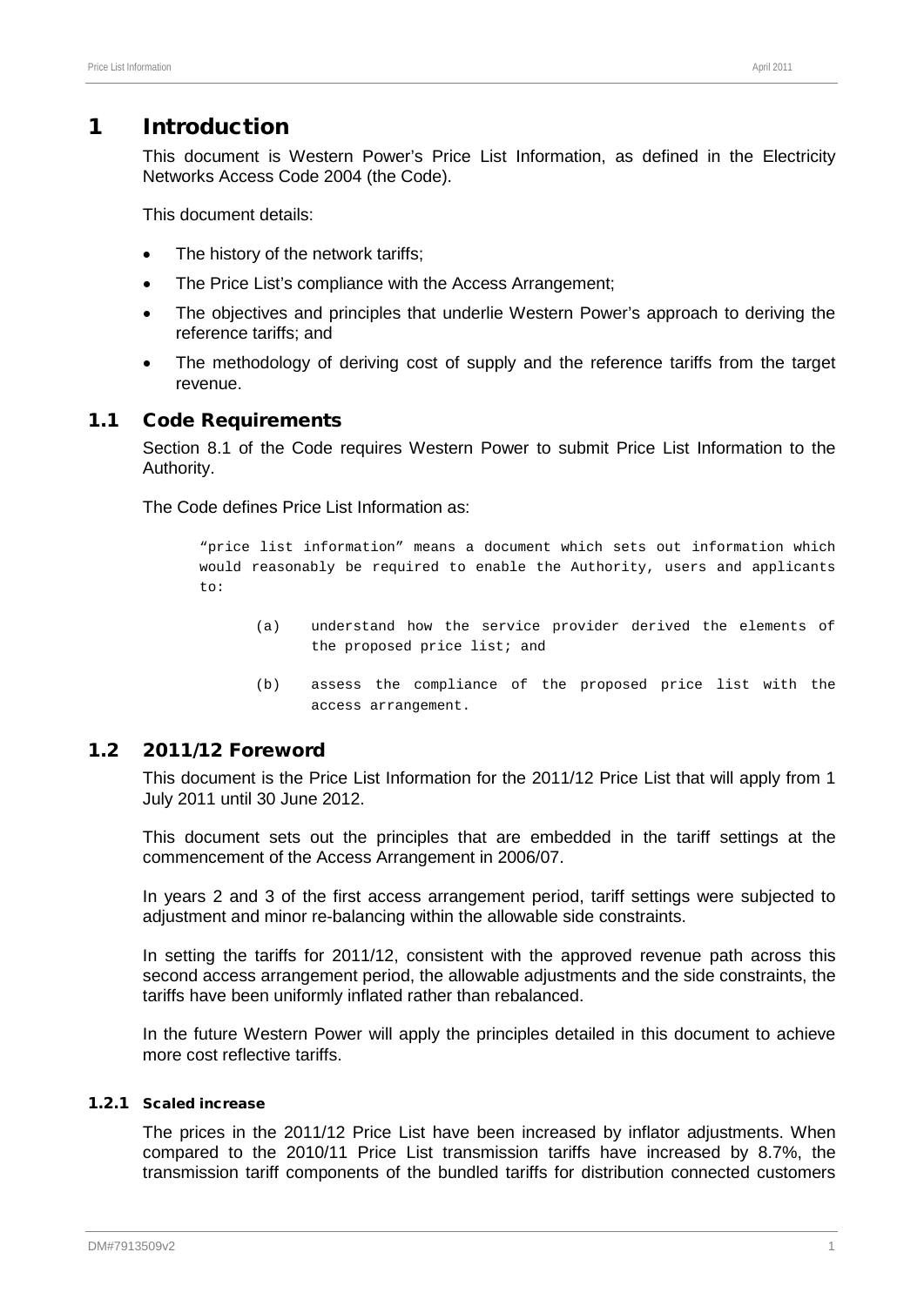# 1 Introduction

This document is Western Power's Price List Information, as defined in the Electricity Networks Access Code 2004 (the Code).

This document details:

- The history of the network tariffs;
- The Price List's compliance with the Access Arrangement;
- The objectives and principles that underlie Western Power's approach to deriving the reference tariffs; and
- The methodology of deriving cost of supply and the reference tariffs from the target revenue.

## 1.1 Code Requirements

Section 8.1 of the Code requires Western Power to submit Price List Information to the Authority.

The Code defines Price List Information as:

> "price list information" means a document which sets out information which would reasonably be required to enable the Authority, users and applicants to:
>
> (a) understand how the service provider derived the elements of the proposed price list; and
>
> (b) assess the compliance of the proposed price list with the access arrangement.

## 1.2 2011/12 Foreword

This document is the Price List Information for the 2011/12 Price List that will apply from 1 July 2011 until 30 June 2012.

This document sets out the principles that are embedded in the tariff settings at the commencement of the Access Arrangement in 2006/07.

In years 2 and 3 of the first access arrangement period, tariff settings were subjected to adjustment and minor re-balancing within the allowable side constraints.

In setting the tariffs for 2011/12, consistent with the approved revenue path across this second access arrangement period, the allowable adjustments and the side constraints, the tariffs have been uniformly inflated rather than rebalanced.

In the future Western Power will apply the principles detailed in this document to achieve more cost reflective tariffs.

### 1.2.1 Scaled increase

The prices in the 2011/12 Price List have been increased by inflator adjustments. When compared to the 2010/11 Price List transmission tariffs have increased by 8.7%, the transmission tariff components of the bundled tariffs for distribution connected customers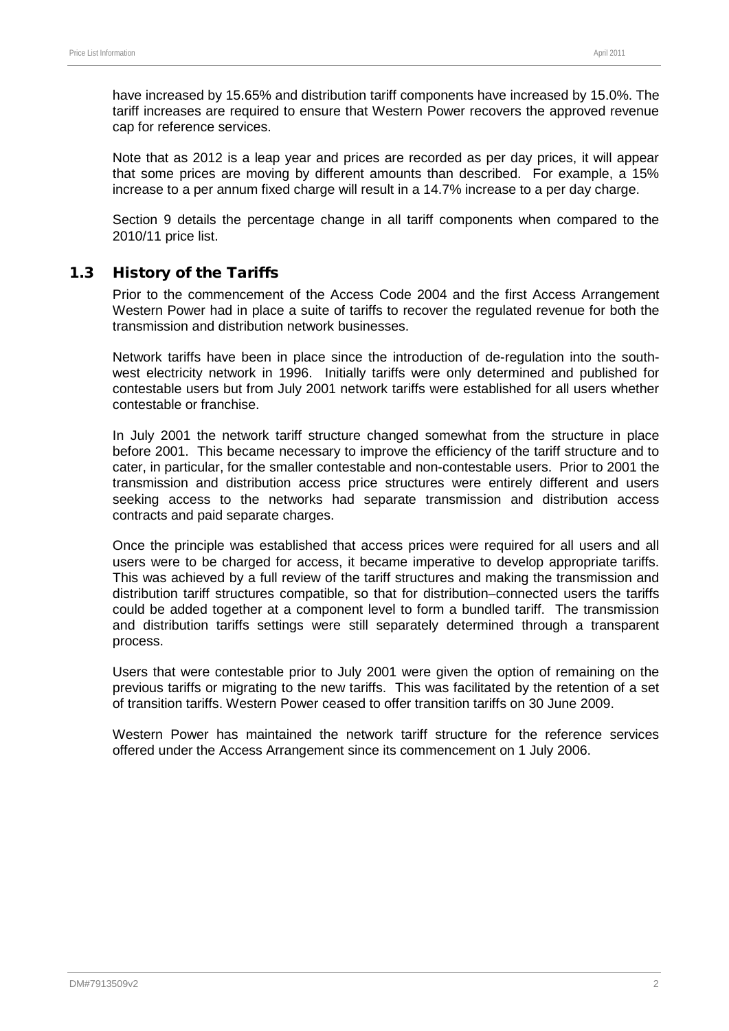have increased by 15.65% and distribution tariff components have increased by 15.0%. The tariff increases are required to ensure that Western Power recovers the approved revenue cap for reference services.

Note that as 2012 is a leap year and prices are recorded as per day prices, it will appear that some prices are moving by different amounts than described. For example, a 15% increase to a per annum fixed charge will result in a 14.7% increase to a per day charge.

Section 9 details the percentage change in all tariff components when compared to the 2010/11 price list.

## 1.3 History of the Tariffs

Prior to the commencement of the Access Code 2004 and the first Access Arrangement Western Power had in place a suite of tariffs to recover the regulated revenue for both the transmission and distribution network businesses.

Network tariffs have been in place since the introduction of de-regulation into the south-west electricity network in 1996. Initially tariffs were only determined and published for contestable users but from July 2001 network tariffs were established for all users whether contestable or franchise.

In July 2001 the network tariff structure changed somewhat from the structure in place before 2001. This became necessary to improve the efficiency of the tariff structure and to cater, in particular, for the smaller contestable and non-contestable users. Prior to 2001 the transmission and distribution access price structures were entirely different and users seeking access to the networks had separate transmission and distribution access contracts and paid separate charges.

Once the principle was established that access prices were required for all users and all users were to be charged for access, it became imperative to develop appropriate tariffs. This was achieved by a full review of the tariff structures and making the transmission and distribution tariff structures compatible, so that for distribution–connected users the tariffs could be added together at a component level to form a bundled tariff. The transmission and distribution tariffs settings were still separately determined through a transparent process.

Users that were contestable prior to July 2001 were given the option of remaining on the previous tariffs or migrating to the new tariffs. This was facilitated by the retention of a set of transition tariffs. Western Power ceased to offer transition tariffs on 30 June 2009.

Western Power has maintained the network tariff structure for the reference services offered under the Access Arrangement since its commencement on 1 July 2006.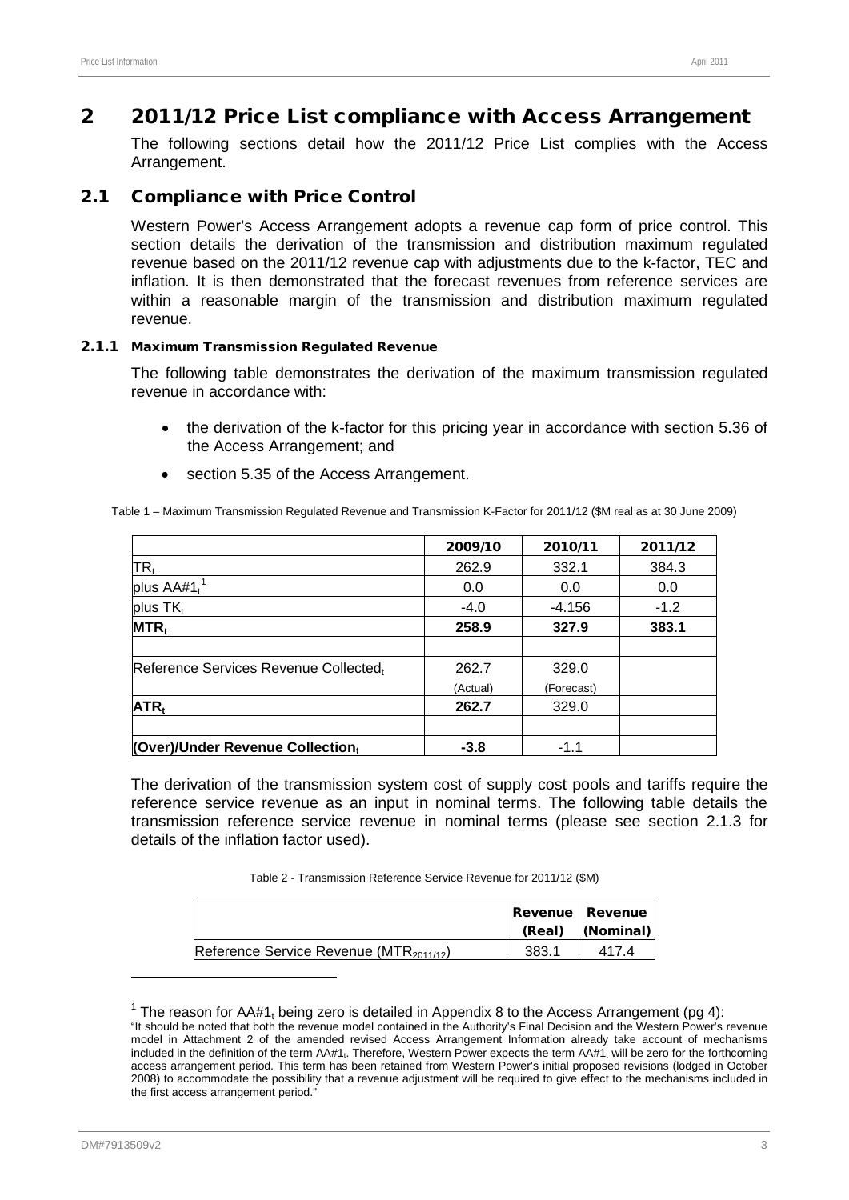# 2 2011/12 Price List compliance with Access Arrangement

The following sections detail how the 2011/12 Price List complies with the Access Arrangement.

## 2.1 Compliance with Price Control

Western Power's Access Arrangement adopts a revenue cap form of price control. This section details the derivation of the transmission and distribution maximum regulated revenue based on the 2011/12 revenue cap with adjustments due to the k-factor, TEC and inflation. It is then demonstrated that the forecast revenues from reference services are within a reasonable margin of the transmission and distribution maximum regulated revenue.

### 2.1.1 Maximum Transmission Regulated Revenue

The following table demonstrates the derivation of the maximum transmission regulated revenue in accordance with:

- the derivation of the k-factor for this pricing year in accordance with section 5.36 of the Access Arrangement; and
- section 5.35 of the Access Arrangement.

Table 1 – Maximum Transmission Regulated Revenue and Transmission K-Factor for 2011/12 ($M real as at 30 June 2009)

| | 2009/10 | 2010/11 | 2011/12 |
|---|---|---|---|
| $TR_t$ | 262.9 | 332.1 | 384.3 |
| plus $AA\#1_t$[1] | 0.0 | 0.0 | 0.0 |
| plus $TK_t$ | -4.0 | -4.156 | -1.2 |
| **$MTR_t$** | **258.9** | **327.9** | **383.1** |
| | | | |
| Reference Services Revenue Collected$_t$ | 262.7 (Actual) | 329.0 (Forecast) | |
| **$ATR_t$** | **262.7** | 329.0 | |
| | | | |
| **(Over)/Under Revenue Collection$_t$** | **-3.8** | -1.1 | |

The derivation of the transmission system cost of supply cost pools and tariffs require the reference service revenue as an input in nominal terms. The following table details the transmission reference service revenue in nominal terms (please see section 2.1.3 for details of the inflation factor used).

Table 2 - Transmission Reference Service Revenue for 2011/12 ($M)

| | Revenue (Real) | Revenue (Nominal) |
|---|---|---|
| Reference Service Revenue ($MTR_{2011/12}$) | 383.1 | 417.4 |

[1] The reason for $AA\#1_t$ being zero is detailed in Appendix 8 to the Access Arrangement (pg 4): "It should be noted that both the revenue model contained in the Authority's Final Decision and the Western Power's revenue model in Attachment 2 of the amended revised Access Arrangement Information already take account of mechanisms included in the definition of the term $AA\#1_t$. Therefore, Western Power expects the term $AA\#1_t$ will be zero for the forthcoming access arrangement period. This term has been retained from Western Power's initial proposed revisions (lodged in October 2008) to accommodate the possibility that a revenue adjustment will be required to give effect to the mechanisms included in the first access arrangement period."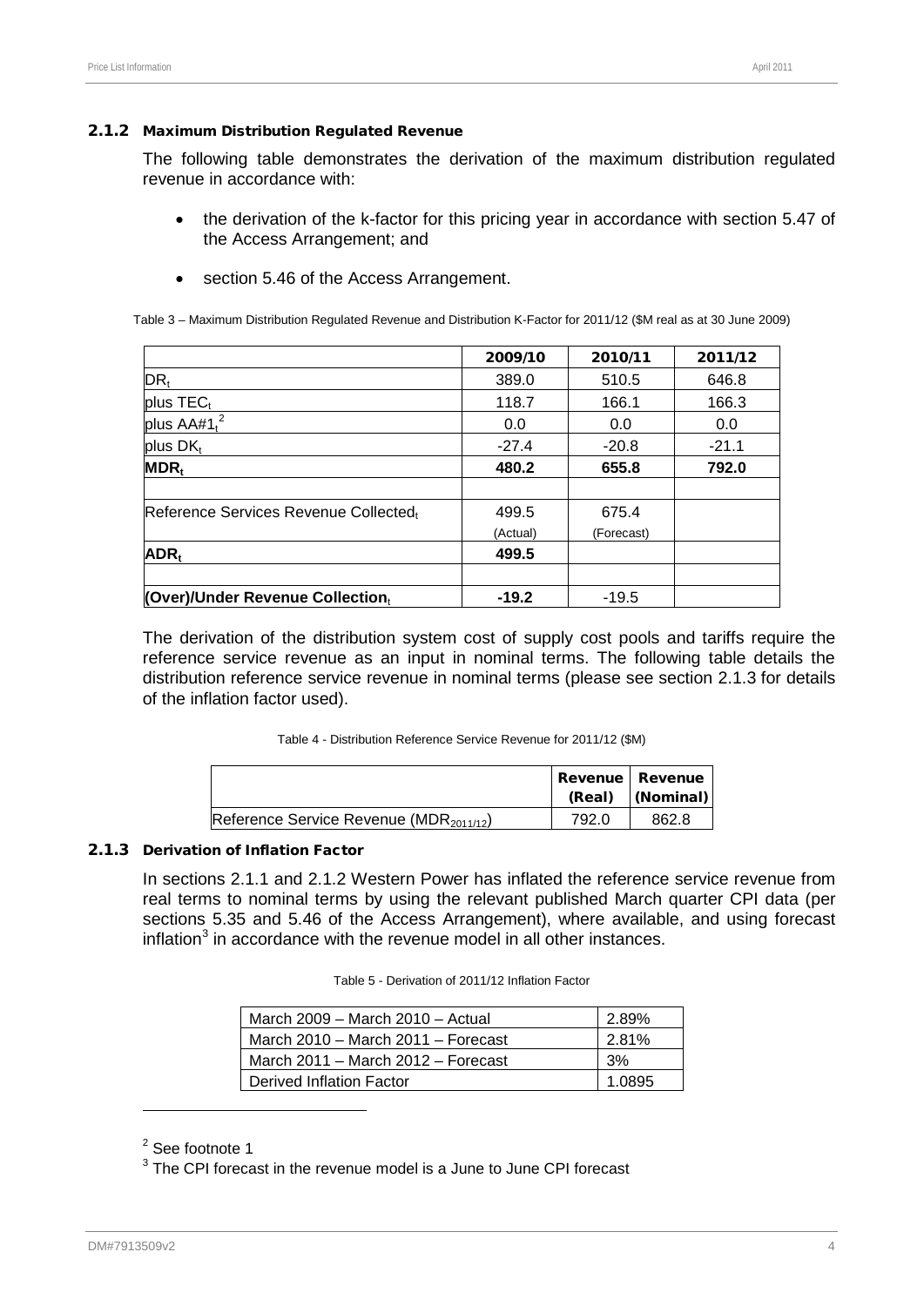### 2.1.2 Maximum Distribution Regulated Revenue

The following table demonstrates the derivation of the maximum distribution regulated revenue in accordance with:

- the derivation of the k-factor for this pricing year in accordance with section 5.47 of the Access Arrangement; and
- section 5.46 of the Access Arrangement.

Table 3 – Maximum Distribution Regulated Revenue and Distribution K-Factor for 2011/12 ($M real as at 30 June 2009)

| | 2009/10 | 2010/11 | 2011/12 |
|---|---|---|---|
| $DR_t$ | 389.0 | 510.5 | 646.8 |
| plus $TEC_t$ | 118.7 | 166.1 | 166.3 |
| plus $AA\#1_t$[2] | 0.0 | 0.0 | 0.0 |
| plus $DK_t$ | -27.4 | -20.8 | -21.1 |
| **$MDR_t$** | **480.2** | **655.8** | **792.0** |
| | | | |
| Reference Services Revenue $Collected_t$ | 499.5 (Actual) | 675.4 (Forecast) | |
| **$ADR_t$** | **499.5** | | |
| | | | |
| **(Over)/Under Revenue $Collection_t$** | **-19.2** | -19.5 | |

The derivation of the distribution system cost of supply cost pools and tariffs require the reference service revenue as an input in nominal terms. The following table details the distribution reference service revenue in nominal terms (please see section 2.1.3 for details of the inflation factor used).

Table 4 - Distribution Reference Service Revenue for 2011/12 ($M)

| | Revenue (Real) | Revenue (Nominal) |
|---|---|---|
| Reference Service Revenue ($MDR_{2011/12}$) | 792.0 | 862.8 |

### 2.1.3 Derivation of Inflation Factor

In sections 2.1.1 and 2.1.2 Western Power has inflated the reference service revenue from real terms to nominal terms by using the relevant published March quarter CPI data (per sections 5.35 and 5.46 of the Access Arrangement), where available, and using forecast inflation[3] in accordance with the revenue model in all other instances.

Table 5 - Derivation of 2011/12 Inflation Factor

| | |
|---|---|
| March 2009 – March 2010 – Actual | 2.89% |
| March 2010 – March 2011 – Forecast | 2.81% |
| March 2011 – March 2012 – Forecast | 3% |
| Derived Inflation Factor | 1.0895 |

[2] See footnote 1

[3] The CPI forecast in the revenue model is a June to June CPI forecast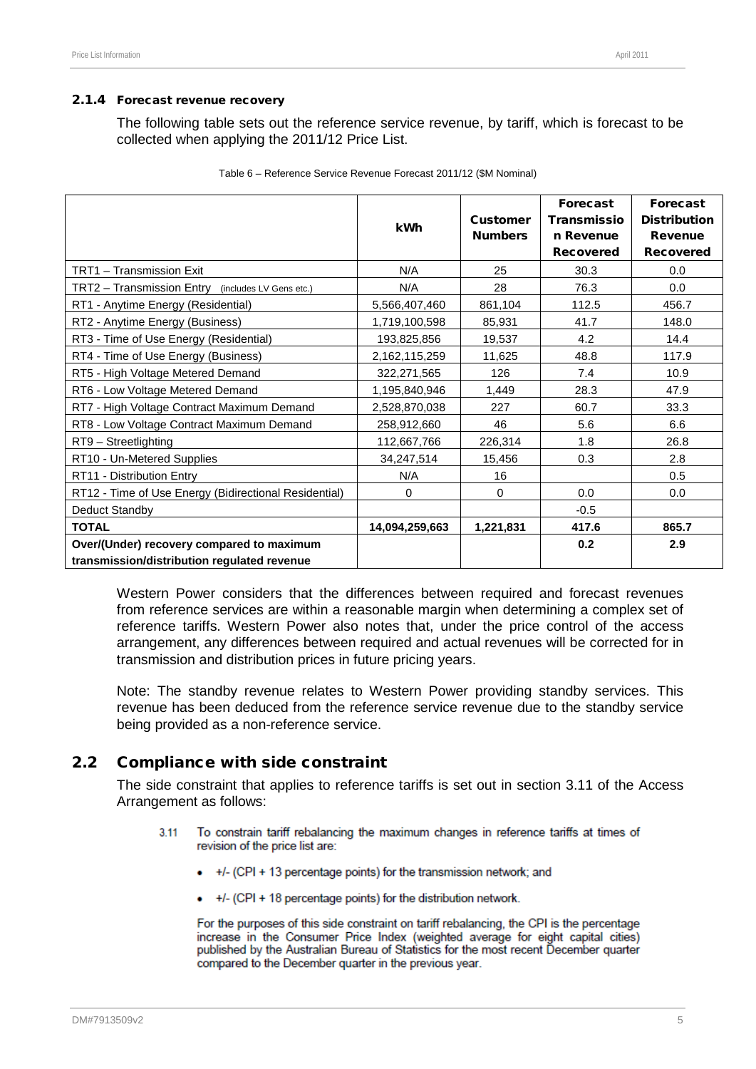### 2.1.4 Forecast revenue recovery

The following table sets out the reference service revenue, by tariff, which is forecast to be collected when applying the 2011/12 Price List.

Table 6 – Reference Service Revenue Forecast 2011/12 ($M Nominal)

| | kWh | Customer Numbers | Forecast Transmission Revenue Recovered | Forecast Distribution Revenue Recovered |
|---|---|---|---|---|
| TRT1 – Transmission Exit | N/A | 25 | 30.3 | 0.0 |
| TRT2 – Transmission Entry (includes LV Gens etc.) | N/A | 28 | 76.3 | 0.0 |
| RT1 - Anytime Energy (Residential) | 5,566,407,460 | 861,104 | 112.5 | 456.7 |
| RT2 - Anytime Energy (Business) | 1,719,100,598 | 85,931 | 41.7 | 148.0 |
| RT3 - Time of Use Energy (Residential) | 193,825,856 | 19,537 | 4.2 | 14.4 |
| RT4 - Time of Use Energy (Business) | 2,162,115,259 | 11,625 | 48.8 | 117.9 |
| RT5 - High Voltage Metered Demand | 322,271,565 | 126 | 7.4 | 10.9 |
| RT6 - Low Voltage Metered Demand | 1,195,840,946 | 1,449 | 28.3 | 47.9 |
| RT7 - High Voltage Contract Maximum Demand | 2,528,870,038 | 227 | 60.7 | 33.3 |
| RT8 - Low Voltage Contract Maximum Demand | 258,912,660 | 46 | 5.6 | 6.6 |
| RT9 – Streetlighting | 112,667,766 | 226,314 | 1.8 | 26.8 |
| RT10 - Un-Metered Supplies | 34,247,514 | 15,456 | 0.3 | 2.8 |
| RT11 - Distribution Entry | N/A | 16 | | 0.5 |
| RT12 - Time of Use Energy (Bidirectional Residential) | 0 | 0 | 0.0 | 0.0 |
| Deduct Standby | | | -0.5 | |
| **TOTAL** | **14,094,259,663** | **1,221,831** | **417.6** | **865.7** |
| **Over/(Under) recovery compared to maximum transmission/distribution regulated revenue** | | | **0.2** | **2.9** |

Western Power considers that the differences between required and forecast revenues from reference services are within a reasonable margin when determining a complex set of reference tariffs. Western Power also notes that, under the price control of the access arrangement, any differences between required and actual revenues will be corrected for in transmission and distribution prices in future pricing years.

Note: The standby revenue relates to Western Power providing standby services. This revenue has been deduced from the reference service revenue due to the standby service being provided as a non-reference service.

## 2.2 Compliance with side constraint

The side constraint that applies to reference tariffs is set out in section 3.11 of the Access Arrangement as follows:

> 3.11 To constrain tariff rebalancing the maximum changes in reference tariffs at times of revision of the price list are:
>
> - +/- (CPI + 13 percentage points) for the transmission network; and
> - +/- (CPI + 18 percentage points) for the distribution network.
>
> For the purposes of this side constraint on tariff rebalancing, the CPI is the percentage increase in the Consumer Price Index (weighted average for eight capital cities) published by the Australian Bureau of Statistics for the most recent December quarter compared to the December quarter in the previous year.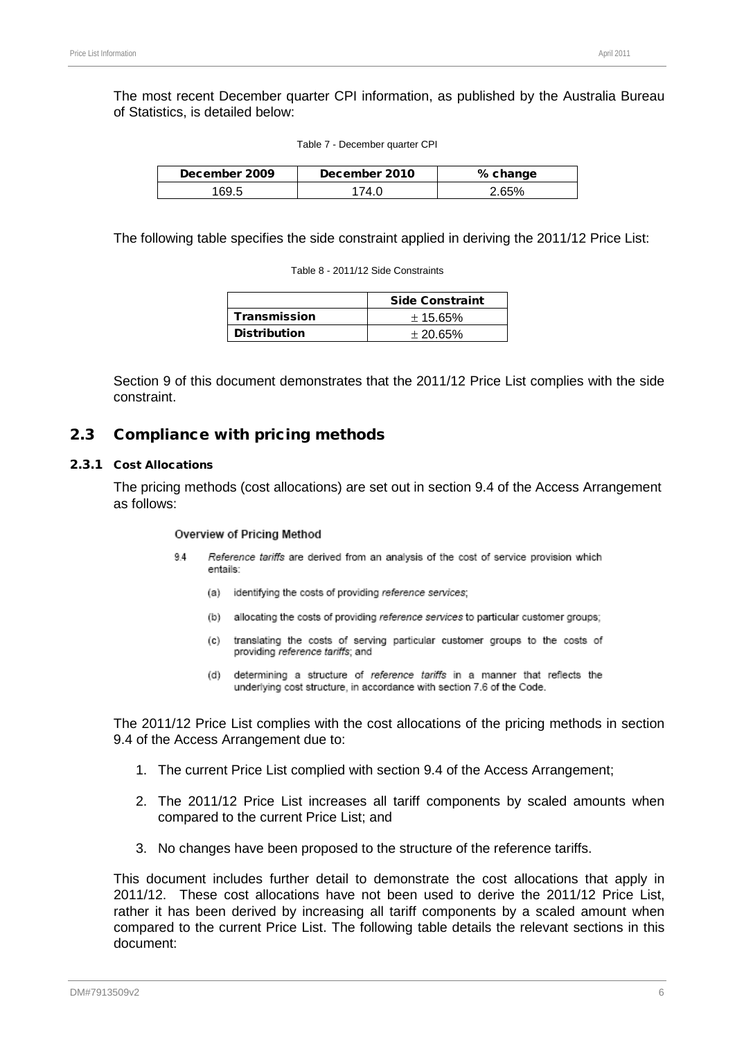The most recent December quarter CPI information, as published by the Australia Bureau of Statistics, is detailed below:

Table 7 - December quarter CPI

| December 2009 | December 2010 | % change |
|---|---|---|
| 169.5 | 174.0 | 2.65% |

The following table specifies the side constraint applied in deriving the 2011/12 Price List:

Table 8 - 2011/12 Side Constraints

| | Side Constraint |
|---|---|
| **Transmission** | ± 15.65% |
| **Distribution** | ± 20.65% |

Section 9 of this document demonstrates that the 2011/12 Price List complies with the side constraint.

## 2.3 Compliance with pricing methods

### 2.3.1 Cost Allocations

The pricing methods (cost allocations) are set out in section 9.4 of the Access Arrangement as follows:

> **Overview of Pricing Method**
>
> 9.4 *Reference tariffs* are derived from an analysis of the cost of service provision which entails:
>
> (a) identifying the costs of providing *reference services*;
>
> (b) allocating the costs of providing *reference services* to particular customer groups;
>
> (c) translating the costs of serving particular customer groups to the costs of providing *reference tariffs*; and
>
> (d) determining a structure of *reference tariffs* in a manner that reflects the underlying cost structure, in accordance with section 7.6 of the Code.

The 2011/12 Price List complies with the cost allocations of the pricing methods in section 9.4 of the Access Arrangement due to:

1. The current Price List complied with section 9.4 of the Access Arrangement;
2. The 2011/12 Price List increases all tariff components by scaled amounts when compared to the current Price List; and
3. No changes have been proposed to the structure of the reference tariffs.

This document includes further detail to demonstrate the cost allocations that apply in 2011/12. These cost allocations have not been used to derive the 2011/12 Price List, rather it has been derived by increasing all tariff components by a scaled amount when compared to the current Price List. The following table details the relevant sections in this document: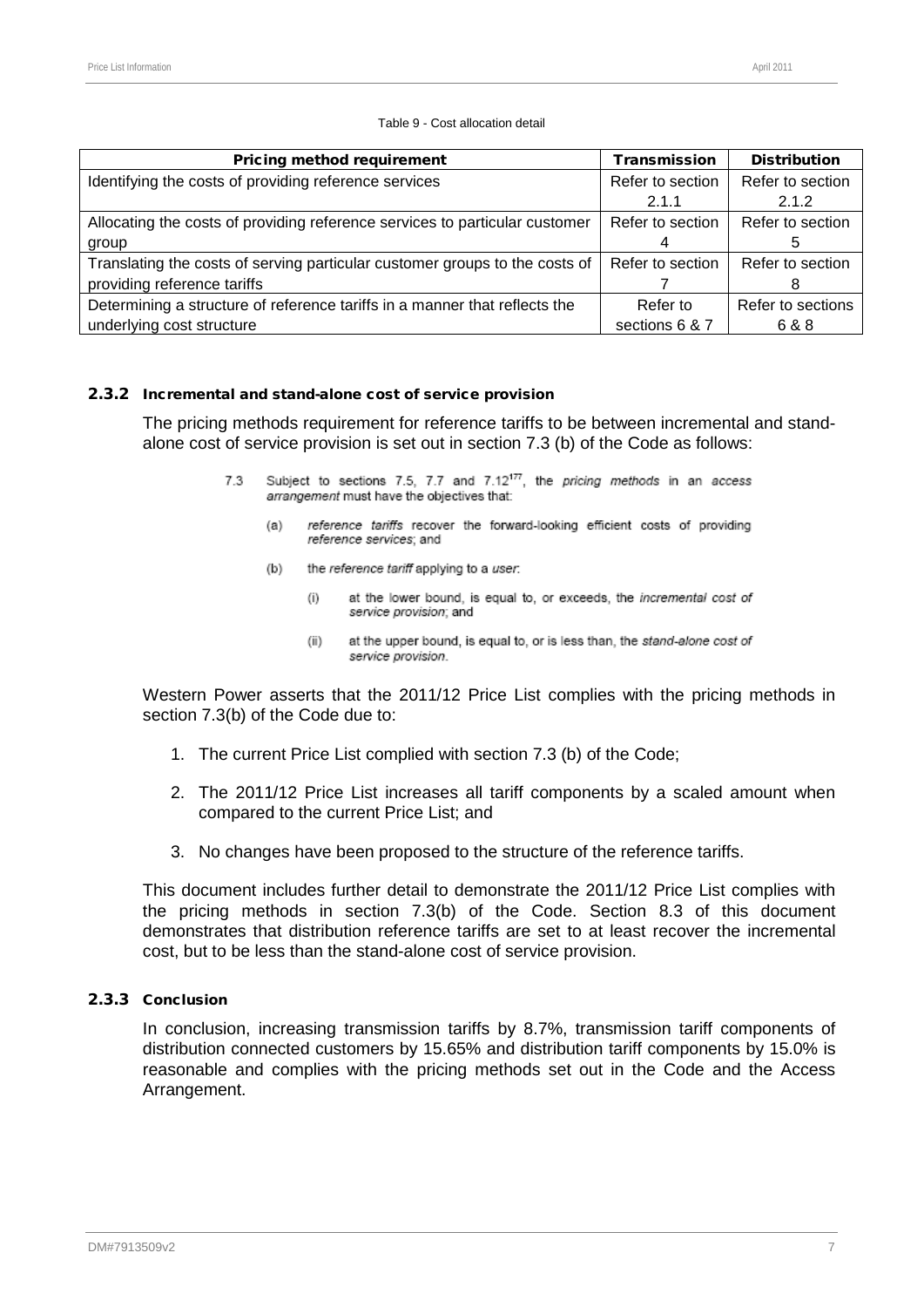Table 9 - Cost allocation detail

| Pricing method requirement | Transmission | Distribution |
| --- | --- | --- |
| Identifying the costs of providing reference services | Refer to section 2.1.1 | Refer to section 2.1.2 |
| Allocating the costs of providing reference services to particular customer group | Refer to section 4 | Refer to section 5 |
| Translating the costs of serving particular customer groups to the costs of providing reference tariffs | Refer to section 7 | Refer to section 8 |
| Determining a structure of reference tariffs in a manner that reflects the underlying cost structure | Refer to sections 6 & 7 | Refer to sections 6 & 8 |

### 2.3.2 Incremental and stand-alone cost of service provision

The pricing methods requirement for reference tariffs to be between incremental and stand-alone cost of service provision is set out in section 7.3 (b) of the Code as follows:

> 7.3 Subject to sections 7.5, 7.7 and 7.12[177], the *pricing methods* in an *access arrangement* must have the objectives that:
>
> (a) *reference tariffs* recover the forward-looking efficient costs of providing *reference services*; and
>
> (b) the *reference tariff* applying to a *user*:
>
> (i) at the lower bound, is equal to, or exceeds, the *incremental cost of service provision*; and
>
> (ii) at the upper bound, is equal to, or is less than, the *stand-alone cost of service provision*.

Western Power asserts that the 2011/12 Price List complies with the pricing methods in section 7.3(b) of the Code due to:

1. The current Price List complied with section 7.3 (b) of the Code;
2. The 2011/12 Price List increases all tariff components by a scaled amount when compared to the current Price List; and
3. No changes have been proposed to the structure of the reference tariffs.

This document includes further detail to demonstrate the 2011/12 Price List complies with the pricing methods in section 7.3(b) of the Code. Section 8.3 of this document demonstrates that distribution reference tariffs are set to at least recover the incremental cost, but to be less than the stand-alone cost of service provision.

### 2.3.3 Conclusion

In conclusion, increasing transmission tariffs by 8.7%, transmission tariff components of distribution connected customers by 15.65% and distribution tariff components by 15.0% is reasonable and complies with the pricing methods set out in the Code and the Access Arrangement.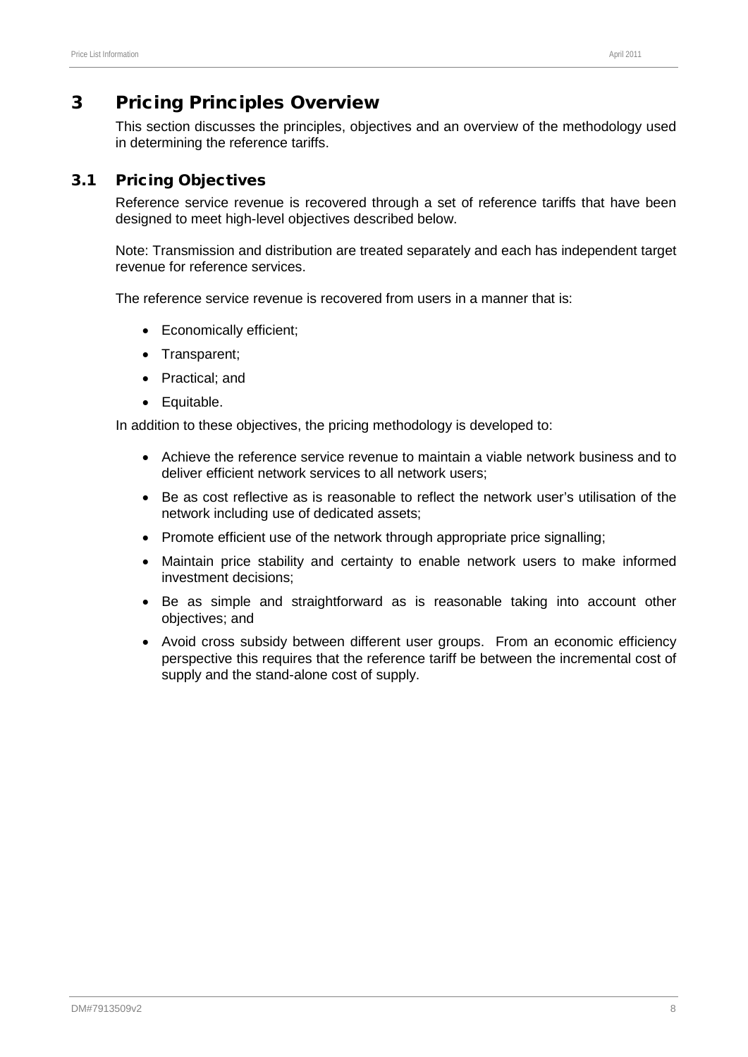# 3 Pricing Principles Overview

This section discusses the principles, objectives and an overview of the methodology used in determining the reference tariffs.

## 3.1 Pricing Objectives

Reference service revenue is recovered through a set of reference tariffs that have been designed to meet high-level objectives described below.

Note: Transmission and distribution are treated separately and each has independent target revenue for reference services.

The reference service revenue is recovered from users in a manner that is:

- Economically efficient;
- Transparent;
- Practical; and
- Equitable.

In addition to these objectives, the pricing methodology is developed to:

- Achieve the reference service revenue to maintain a viable network business and to deliver efficient network services to all network users;
- Be as cost reflective as is reasonable to reflect the network user's utilisation of the network including use of dedicated assets;
- Promote efficient use of the network through appropriate price signalling;
- Maintain price stability and certainty to enable network users to make informed investment decisions;
- Be as simple and straightforward as is reasonable taking into account other objectives; and
- Avoid cross subsidy between different user groups. From an economic efficiency perspective this requires that the reference tariff be between the incremental cost of supply and the stand-alone cost of supply.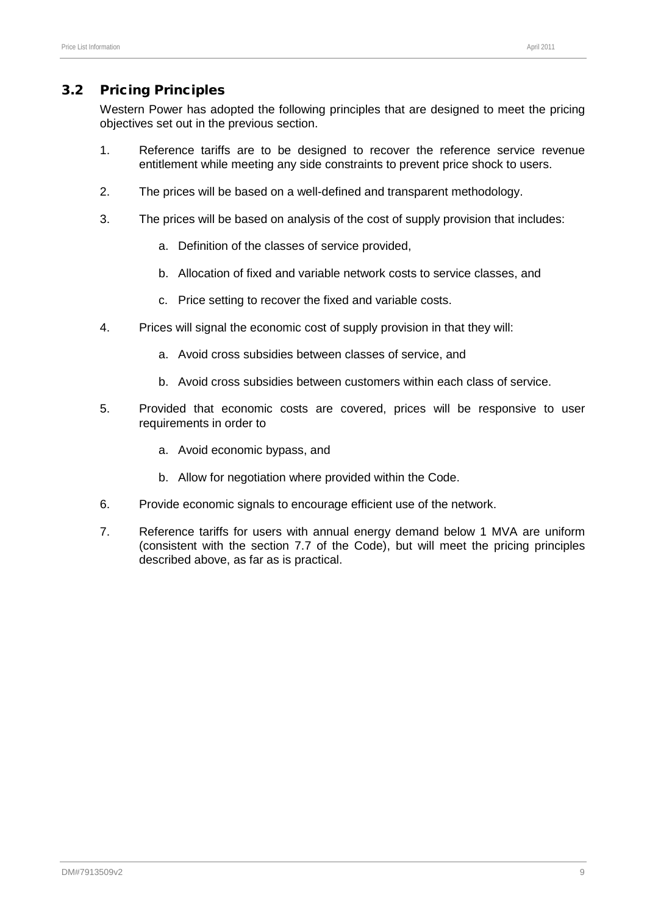## 3.2 Pricing Principles

Western Power has adopted the following principles that are designed to meet the pricing objectives set out in the previous section.

1. Reference tariffs are to be designed to recover the reference service revenue entitlement while meeting any side constraints to prevent price shock to users.

2. The prices will be based on a well-defined and transparent methodology.

3. The prices will be based on analysis of the cost of supply provision that includes:

    a. Definition of the classes of service provided,

    b. Allocation of fixed and variable network costs to service classes, and

    c. Price setting to recover the fixed and variable costs.

4. Prices will signal the economic cost of supply provision in that they will:

    a. Avoid cross subsidies between classes of service, and

    b. Avoid cross subsidies between customers within each class of service.

5. Provided that economic costs are covered, prices will be responsive to user requirements in order to

    a. Avoid economic bypass, and

    b. Allow for negotiation where provided within the Code.

6. Provide economic signals to encourage efficient use of the network.

7. Reference tariffs for users with annual energy demand below 1 MVA are uniform (consistent with the section 7.7 of the Code), but will meet the pricing principles described above, as far as is practical.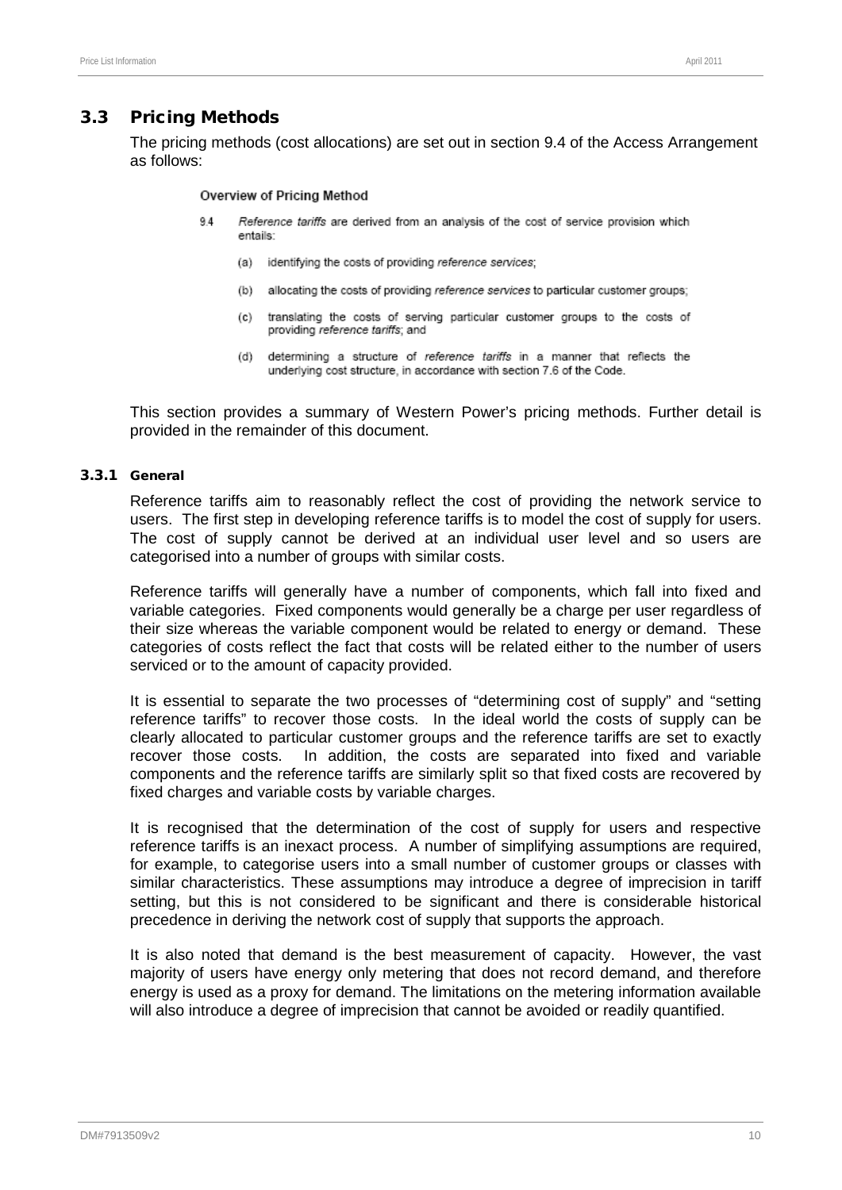## 3.3 Pricing Methods

The pricing methods (cost allocations) are set out in section 9.4 of the Access Arrangement as follows:

**Overview of Pricing Method**

9.4 *Reference tariffs* are derived from an analysis of the cost of service provision which entails:

(a) identifying the costs of providing *reference services*;

(b) allocating the costs of providing *reference services* to particular customer groups;

(c) translating the costs of serving particular customer groups to the costs of providing *reference tariffs*; and

(d) determining a structure of *reference tariffs* in a manner that reflects the underlying cost structure, in accordance with section 7.6 of the Code.

This section provides a summary of Western Power's pricing methods. Further detail is provided in the remainder of this document.

### 3.3.1 General

Reference tariffs aim to reasonably reflect the cost of providing the network service to users. The first step in developing reference tariffs is to model the cost of supply for users. The cost of supply cannot be derived at an individual user level and so users are categorised into a number of groups with similar costs.

Reference tariffs will generally have a number of components, which fall into fixed and variable categories. Fixed components would generally be a charge per user regardless of their size whereas the variable component would be related to energy or demand. These categories of costs reflect the fact that costs will be related either to the number of users serviced or to the amount of capacity provided.

It is essential to separate the two processes of "determining cost of supply" and "setting reference tariffs" to recover those costs. In the ideal world the costs of supply can be clearly allocated to particular customer groups and the reference tariffs are set to exactly recover those costs. In addition, the costs are separated into fixed and variable components and the reference tariffs are similarly split so that fixed costs are recovered by fixed charges and variable costs by variable charges.

It is recognised that the determination of the cost of supply for users and respective reference tariffs is an inexact process. A number of simplifying assumptions are required, for example, to categorise users into a small number of customer groups or classes with similar characteristics. These assumptions may introduce a degree of imprecision in tariff setting, but this is not considered to be significant and there is considerable historical precedence in deriving the network cost of supply that supports the approach.

It is also noted that demand is the best measurement of capacity. However, the vast majority of users have energy only metering that does not record demand, and therefore energy is used as a proxy for demand. The limitations on the metering information available will also introduce a degree of imprecision that cannot be avoided or readily quantified.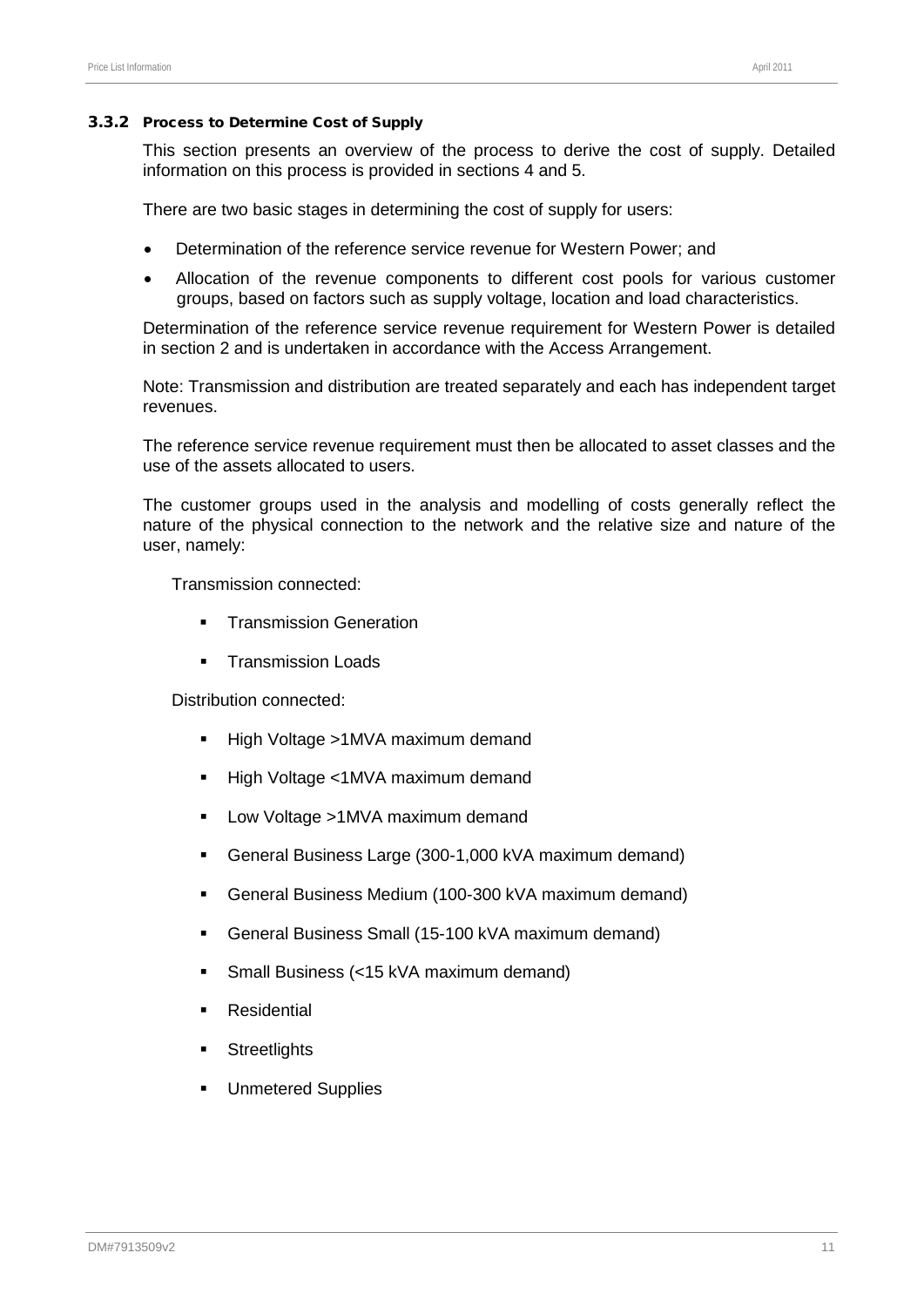### 3.3.2 Process to Determine Cost of Supply

This section presents an overview of the process to derive the cost of supply. Detailed information on this process is provided in sections 4 and 5.

There are two basic stages in determining the cost of supply for users:

- Determination of the reference service revenue for Western Power; and
- Allocation of the revenue components to different cost pools for various customer groups, based on factors such as supply voltage, location and load characteristics.

Determination of the reference service revenue requirement for Western Power is detailed in section 2 and is undertaken in accordance with the Access Arrangement.

Note: Transmission and distribution are treated separately and each has independent target revenues.

The reference service revenue requirement must then be allocated to asset classes and the use of the assets allocated to users.

The customer groups used in the analysis and modelling of costs generally reflect the nature of the physical connection to the network and the relative size and nature of the user, namely:

Transmission connected:

- Transmission Generation
- Transmission Loads

Distribution connected:

- High Voltage >1MVA maximum demand
- High Voltage <1MVA maximum demand
- Low Voltage >1MVA maximum demand
- General Business Large (300-1,000 kVA maximum demand)
- General Business Medium (100-300 kVA maximum demand)
- General Business Small (15-100 kVA maximum demand)
- Small Business (<15 kVA maximum demand)
- Residential
- Streetlights
- Unmetered Supplies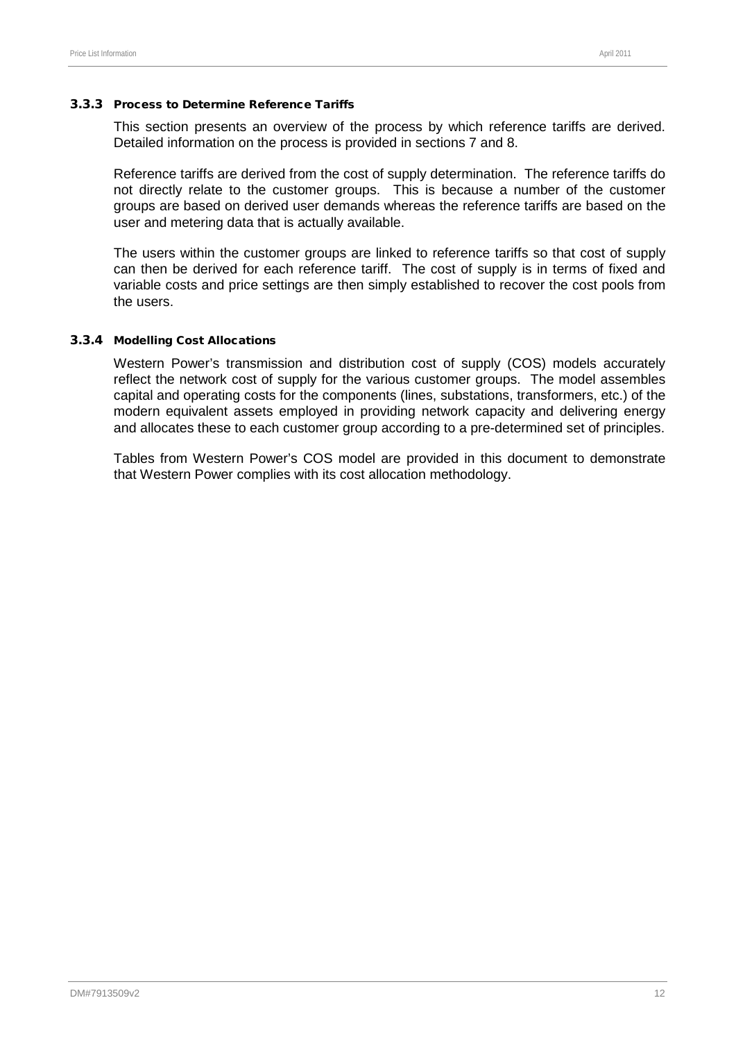### 3.3.3 Process to Determine Reference Tariffs

This section presents an overview of the process by which reference tariffs are derived. Detailed information on the process is provided in sections 7 and 8.

Reference tariffs are derived from the cost of supply determination. The reference tariffs do not directly relate to the customer groups. This is because a number of the customer groups are based on derived user demands whereas the reference tariffs are based on the user and metering data that is actually available.

The users within the customer groups are linked to reference tariffs so that cost of supply can then be derived for each reference tariff. The cost of supply is in terms of fixed and variable costs and price settings are then simply established to recover the cost pools from the users.

### 3.3.4 Modelling Cost Allocations

Western Power's transmission and distribution cost of supply (COS) models accurately reflect the network cost of supply for the various customer groups. The model assembles capital and operating costs for the components (lines, substations, transformers, etc.) of the modern equivalent assets employed in providing network capacity and delivering energy and allocates these to each customer group according to a pre-determined set of principles.

Tables from Western Power's COS model are provided in this document to demonstrate that Western Power complies with its cost allocation methodology.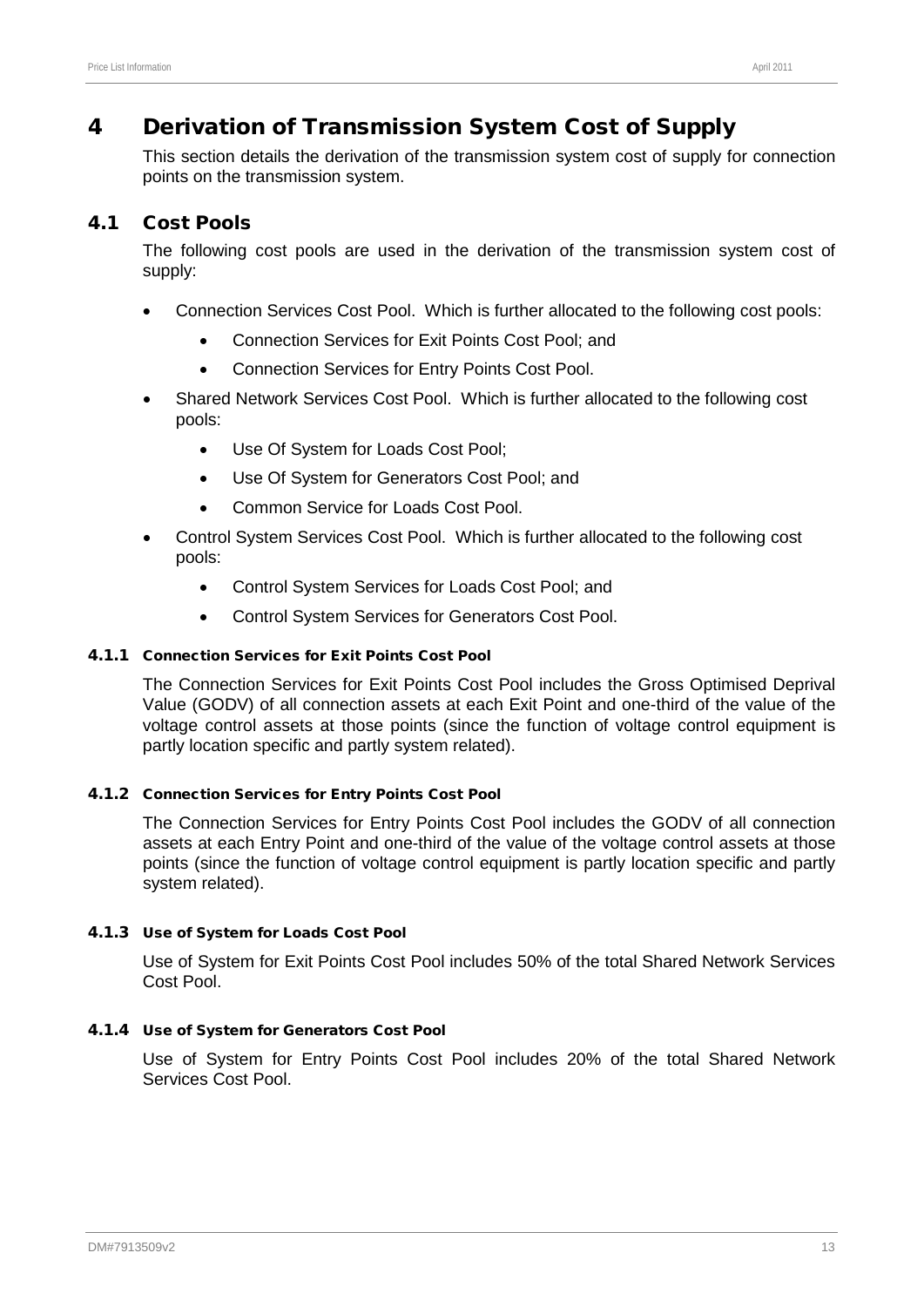# 4 Derivation of Transmission System Cost of Supply

This section details the derivation of the transmission system cost of supply for connection points on the transmission system.

## 4.1 Cost Pools

The following cost pools are used in the derivation of the transmission system cost of supply:

- Connection Services Cost Pool. Which is further allocated to the following cost pools:
  - Connection Services for Exit Points Cost Pool; and
  - Connection Services for Entry Points Cost Pool.
- Shared Network Services Cost Pool. Which is further allocated to the following cost pools:
  - Use Of System for Loads Cost Pool;
  - Use Of System for Generators Cost Pool; and
  - Common Service for Loads Cost Pool.
- Control System Services Cost Pool. Which is further allocated to the following cost pools:
  - Control System Services for Loads Cost Pool; and
  - Control System Services for Generators Cost Pool.

### 4.1.1 Connection Services for Exit Points Cost Pool

The Connection Services for Exit Points Cost Pool includes the Gross Optimised Deprival Value (GODV) of all connection assets at each Exit Point and one-third of the value of the voltage control assets at those points (since the function of voltage control equipment is partly location specific and partly system related).

### 4.1.2 Connection Services for Entry Points Cost Pool

The Connection Services for Entry Points Cost Pool includes the GODV of all connection assets at each Entry Point and one-third of the value of the voltage control assets at those points (since the function of voltage control equipment is partly location specific and partly system related).

### 4.1.3 Use of System for Loads Cost Pool

Use of System for Exit Points Cost Pool includes 50% of the total Shared Network Services Cost Pool.

### 4.1.4 Use of System for Generators Cost Pool

Use of System for Entry Points Cost Pool includes 20% of the total Shared Network Services Cost Pool.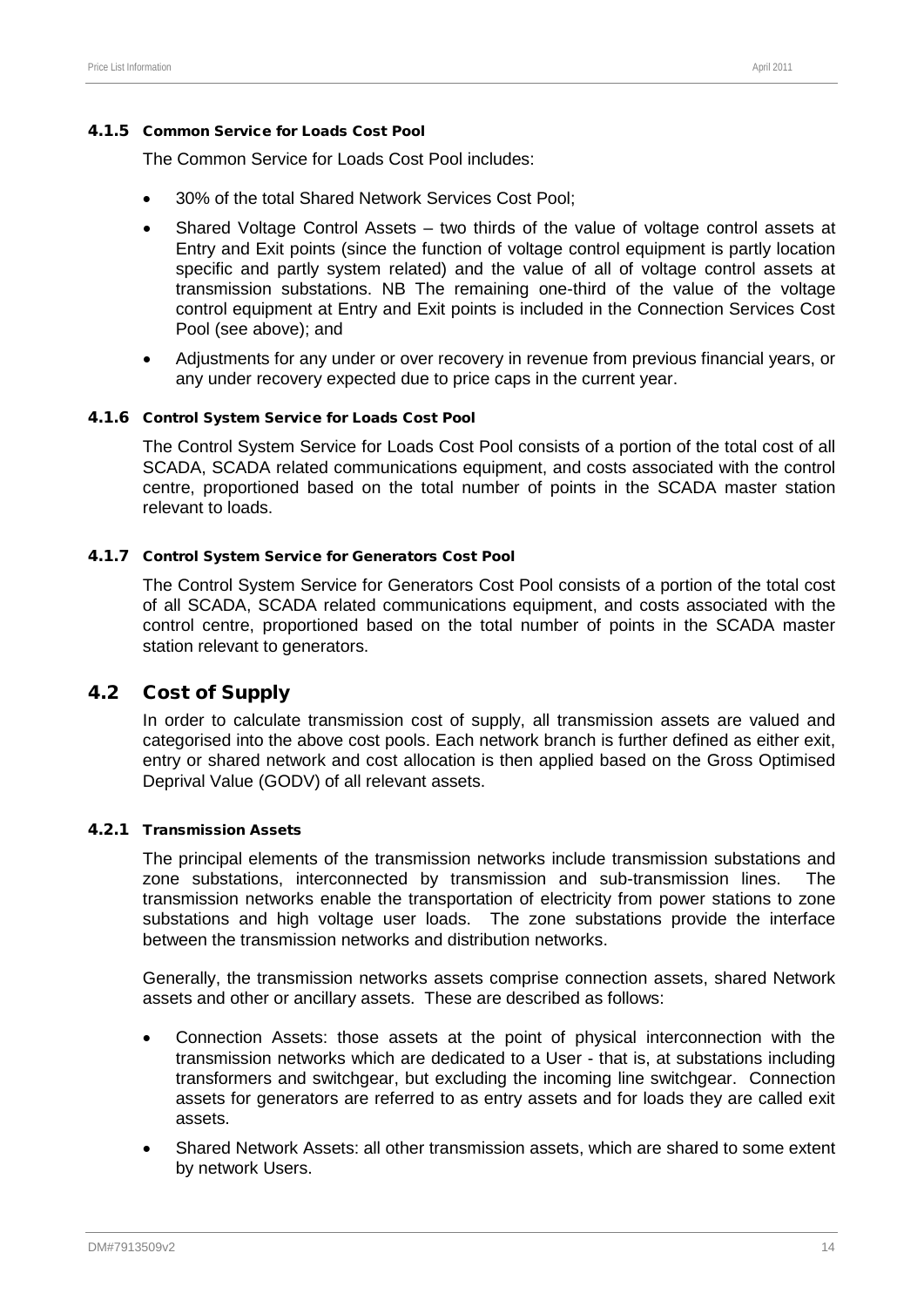#### 4.1.5 Common Service for Loads Cost Pool

The Common Service for Loads Cost Pool includes:

- 30% of the total Shared Network Services Cost Pool;
- Shared Voltage Control Assets – two thirds of the value of voltage control assets at Entry and Exit points (since the function of voltage control equipment is partly location specific and partly system related) and the value of all of voltage control assets at transmission substations. NB The remaining one-third of the value of the voltage control equipment at Entry and Exit points is included in the Connection Services Cost Pool (see above); and
- Adjustments for any under or over recovery in revenue from previous financial years, or any under recovery expected due to price caps in the current year.

#### 4.1.6 Control System Service for Loads Cost Pool

The Control System Service for Loads Cost Pool consists of a portion of the total cost of all SCADA, SCADA related communications equipment, and costs associated with the control centre, proportioned based on the total number of points in the SCADA master station relevant to loads.

#### 4.1.7 Control System Service for Generators Cost Pool

The Control System Service for Generators Cost Pool consists of a portion of the total cost of all SCADA, SCADA related communications equipment, and costs associated with the control centre, proportioned based on the total number of points in the SCADA master station relevant to generators.

## 4.2 Cost of Supply

In order to calculate transmission cost of supply, all transmission assets are valued and categorised into the above cost pools. Each network branch is further defined as either exit, entry or shared network and cost allocation is then applied based on the Gross Optimised Deprival Value (GODV) of all relevant assets.

#### 4.2.1 Transmission Assets

The principal elements of the transmission networks include transmission substations and zone substations, interconnected by transmission and sub-transmission lines. The transmission networks enable the transportation of electricity from power stations to zone substations and high voltage user loads. The zone substations provide the interface between the transmission networks and distribution networks.

Generally, the transmission networks assets comprise connection assets, shared Network assets and other or ancillary assets. These are described as follows:

- Connection Assets: those assets at the point of physical interconnection with the transmission networks which are dedicated to a User - that is, at substations including transformers and switchgear, but excluding the incoming line switchgear. Connection assets for generators are referred to as entry assets and for loads they are called exit assets.
- Shared Network Assets: all other transmission assets, which are shared to some extent by network Users.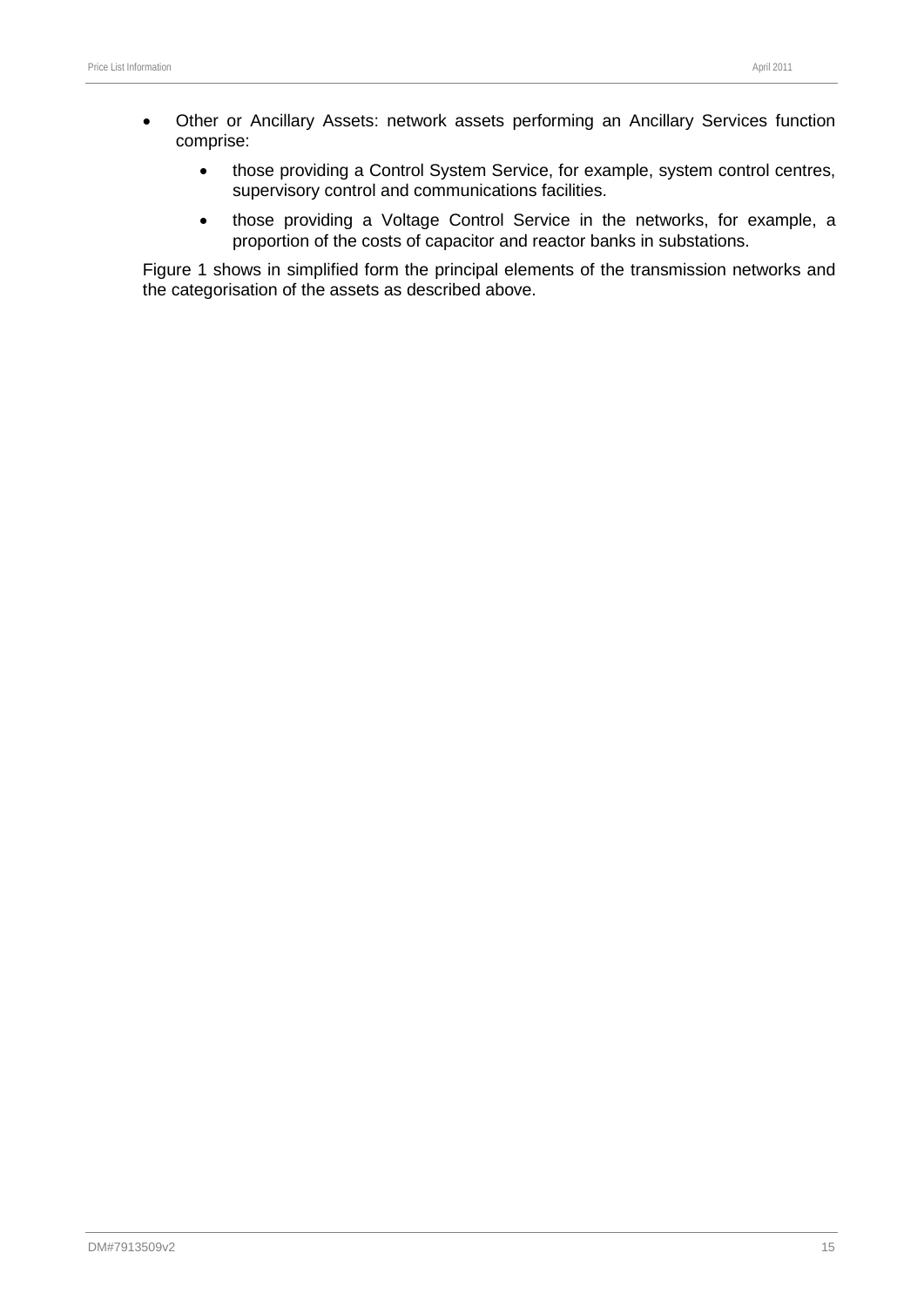- Other or Ancillary Assets: network assets performing an Ancillary Services function comprise:
  - those providing a Control System Service, for example, system control centres, supervisory control and communications facilities.
  - those providing a Voltage Control Service in the networks, for example, a proportion of the costs of capacitor and reactor banks in substations.

Figure 1 shows in simplified form the principal elements of the transmission networks and the categorisation of the assets as described above.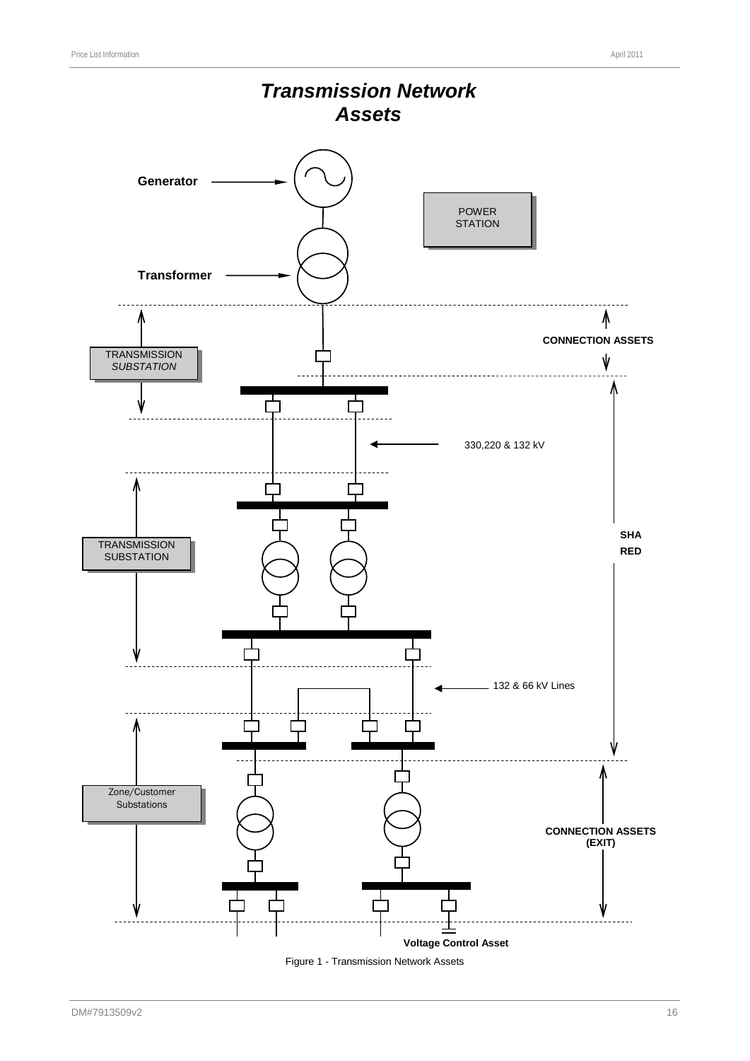# *Transmission Network Assets*

Generator

Transformer

POWER STATION

TRANSMISSION *SUBSTATION*

CONNECTION ASSETS

330,220 & 132 kV

TRANSMISSION SUBSTATION

SHA RED

132 & 66 kV Lines

Zone/Customer Substations

CONNECTION ASSETS (EXIT)

Voltage Control Asset

Figure 1 - Transmission Network Assets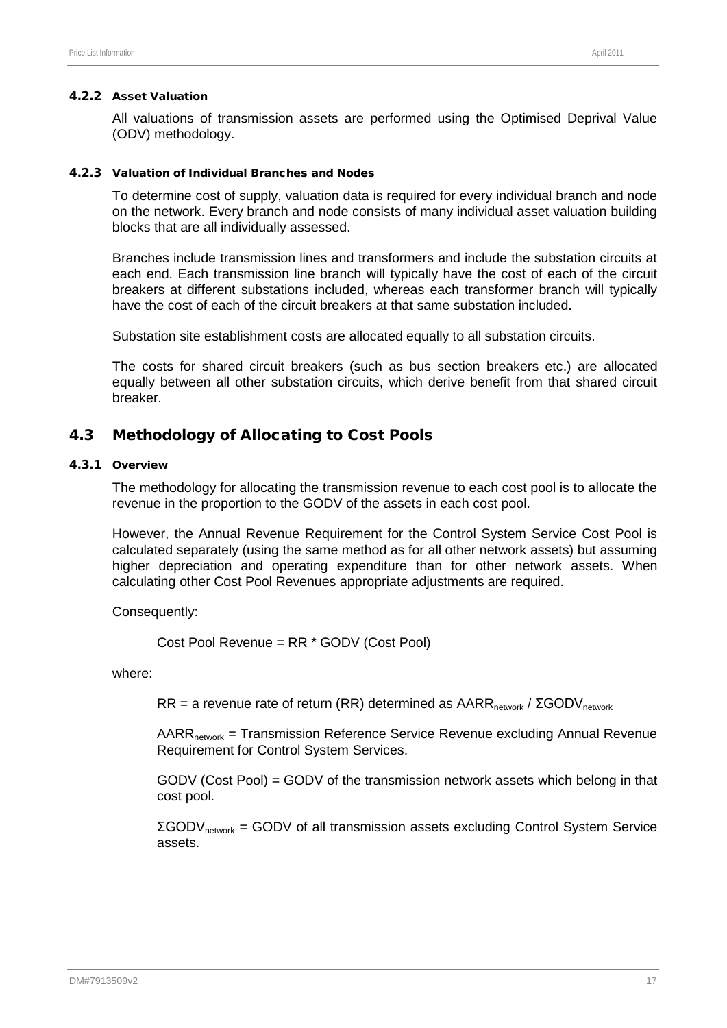#### 4.2.2 Asset Valuation

All valuations of transmission assets are performed using the Optimised Deprival Value (ODV) methodology.

#### 4.2.3 Valuation of Individual Branches and Nodes

To determine cost of supply, valuation data is required for every individual branch and node on the network. Every branch and node consists of many individual asset valuation building blocks that are all individually assessed.

Branches include transmission lines and transformers and include the substation circuits at each end. Each transmission line branch will typically have the cost of each of the circuit breakers at different substations included, whereas each transformer branch will typically have the cost of each of the circuit breakers at that same substation included.

Substation site establishment costs are allocated equally to all substation circuits.

The costs for shared circuit breakers (such as bus section breakers etc.) are allocated equally between all other substation circuits, which derive benefit from that shared circuit breaker.

## 4.3 Methodology of Allocating to Cost Pools

#### 4.3.1 Overview

The methodology for allocating the transmission revenue to each cost pool is to allocate the revenue in the proportion to the GODV of the assets in each cost pool.

However, the Annual Revenue Requirement for the Control System Service Cost Pool is calculated separately (using the same method as for all other network assets) but assuming higher depreciation and operating expenditure than for other network assets. When calculating other Cost Pool Revenues appropriate adjustments are required.

Consequently:

Cost Pool Revenue = RR * GODV (Cost Pool)

where:

RR = a revenue rate of return (RR) determined as $AARR_{network}$ / $\Sigma GODV_{network}$

$AARR_{network}$ = Transmission Reference Service Revenue excluding Annual Revenue Requirement for Control System Services.

GODV (Cost Pool) = GODV of the transmission network assets which belong in that cost pool.

$\Sigma GODV_{network}$ = GODV of all transmission assets excluding Control System Service assets.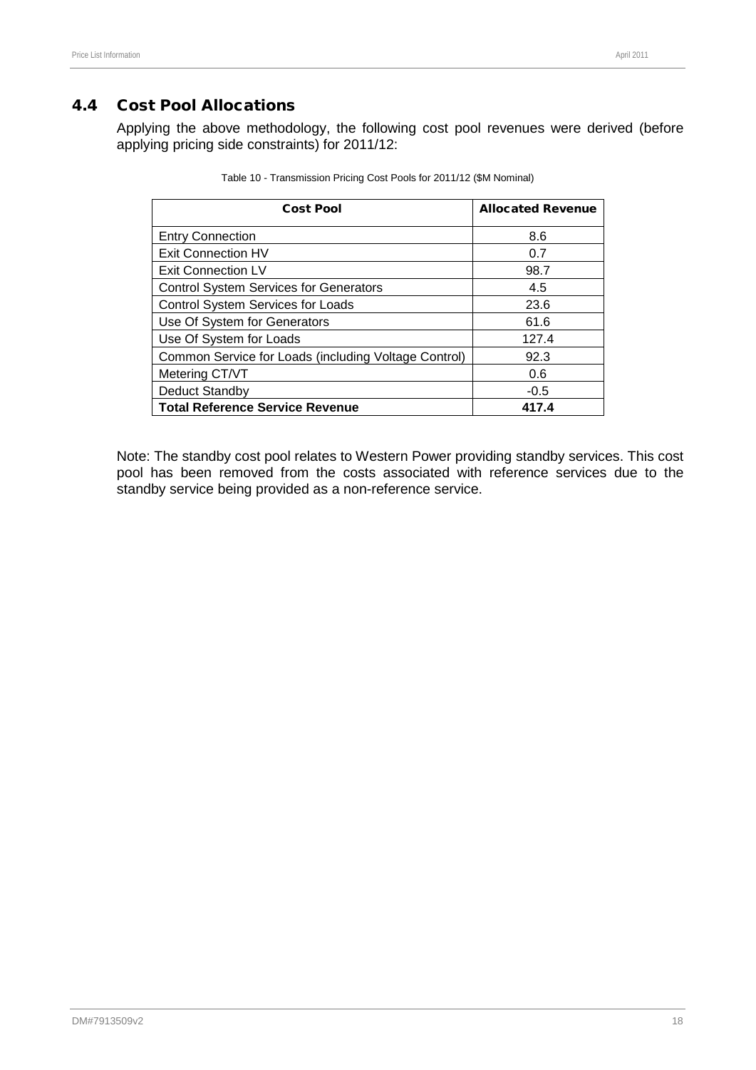## 4.4 Cost Pool Allocations

Applying the above methodology, the following cost pool revenues were derived (before applying pricing side constraints) for 2011/12:

Table 10 - Transmission Pricing Cost Pools for 2011/12 ($M Nominal)

| Cost Pool | Allocated Revenue |
|---|---|
| Entry Connection | 8.6 |
| Exit Connection HV | 0.7 |
| Exit Connection LV | 98.7 |
| Control System Services for Generators | 4.5 |
| Control System Services for Loads | 23.6 |
| Use Of System for Generators | 61.6 |
| Use Of System for Loads | 127.4 |
| Common Service for Loads (including Voltage Control) | 92.3 |
| Metering CT/VT | 0.6 |
| Deduct Standby | -0.5 |
| **Total Reference Service Revenue** | **417.4** |

Note: The standby cost pool relates to Western Power providing standby services. This cost pool has been removed from the costs associated with reference services due to the standby service being provided as a non-reference service.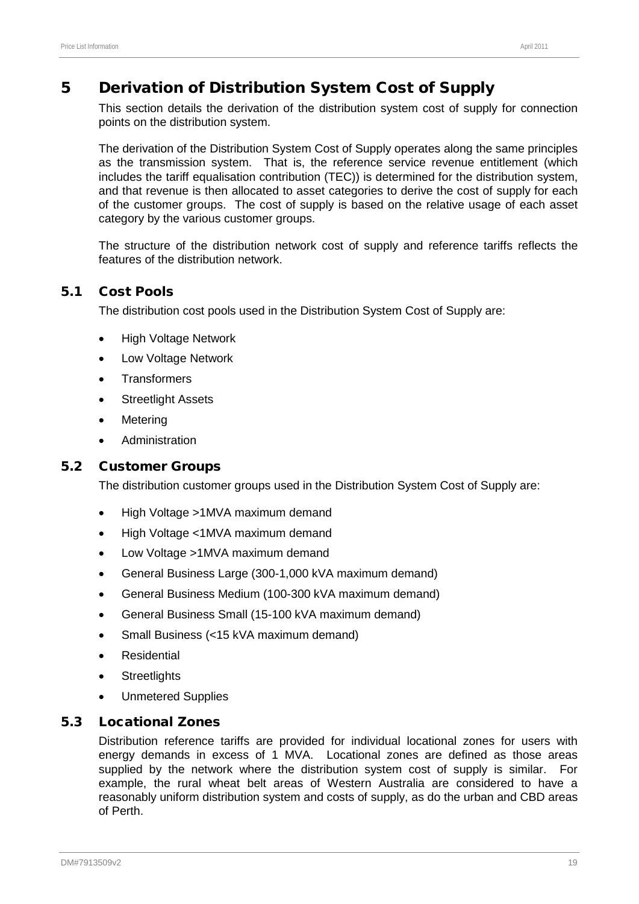# 5 Derivation of Distribution System Cost of Supply

This section details the derivation of the distribution system cost of supply for connection points on the distribution system.

The derivation of the Distribution System Cost of Supply operates along the same principles as the transmission system. That is, the reference service revenue entitlement (which includes the tariff equalisation contribution (TEC)) is determined for the distribution system, and that revenue is then allocated to asset categories to derive the cost of supply for each of the customer groups. The cost of supply is based on the relative usage of each asset category by the various customer groups.

The structure of the distribution network cost of supply and reference tariffs reflects the features of the distribution network.

## 5.1 Cost Pools

The distribution cost pools used in the Distribution System Cost of Supply are:

- High Voltage Network
- Low Voltage Network
- Transformers
- Streetlight Assets
- Metering
- Administration

## 5.2 Customer Groups

The distribution customer groups used in the Distribution System Cost of Supply are:

- High Voltage >1MVA maximum demand
- High Voltage <1MVA maximum demand
- Low Voltage >1MVA maximum demand
- General Business Large (300-1,000 kVA maximum demand)
- General Business Medium (100-300 kVA maximum demand)
- General Business Small (15-100 kVA maximum demand)
- Small Business (<15 kVA maximum demand)
- Residential
- Streetlights
- Unmetered Supplies

## 5.3 Locational Zones

Distribution reference tariffs are provided for individual locational zones for users with energy demands in excess of 1 MVA. Locational zones are defined as those areas supplied by the network where the distribution system cost of supply is similar. For example, the rural wheat belt areas of Western Australia are considered to have a reasonably uniform distribution system and costs of supply, as do the urban and CBD areas of Perth.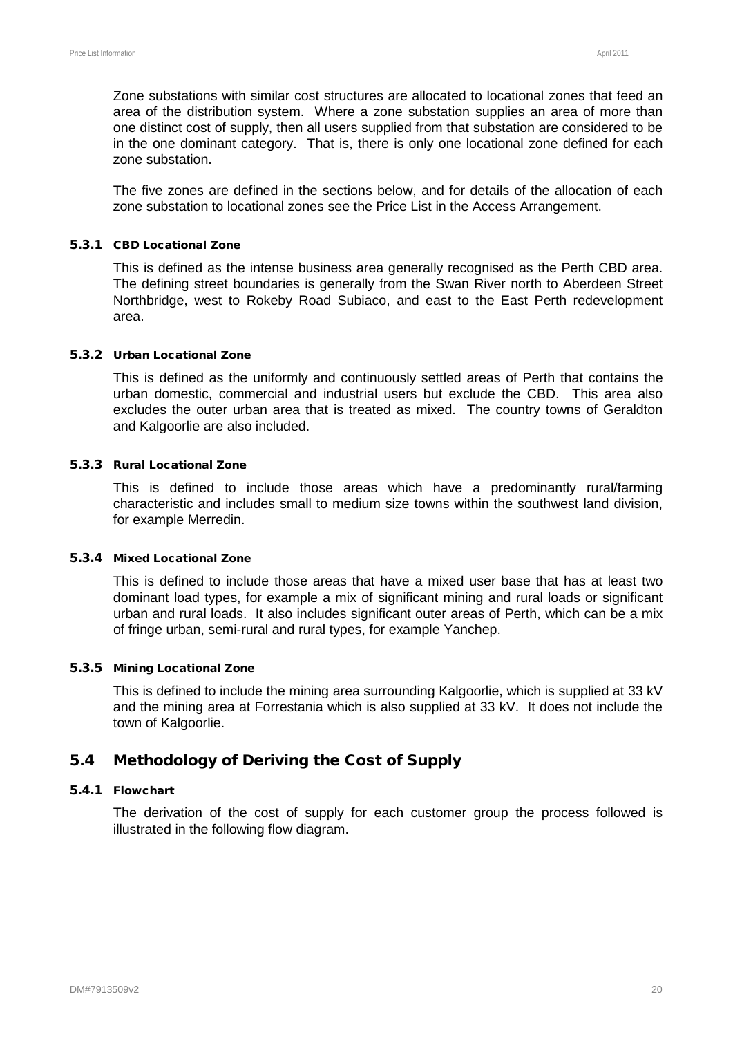Zone substations with similar cost structures are allocated to locational zones that feed an area of the distribution system. Where a zone substation supplies an area of more than one distinct cost of supply, then all users supplied from that substation are considered to be in the one dominant category. That is, there is only one locational zone defined for each zone substation.

The five zones are defined in the sections below, and for details of the allocation of each zone substation to locational zones see the Price List in the Access Arrangement.

#### 5.3.1 CBD Locational Zone

This is defined as the intense business area generally recognised as the Perth CBD area. The defining street boundaries is generally from the Swan River north to Aberdeen Street Northbridge, west to Rokeby Road Subiaco, and east to the East Perth redevelopment area.

#### 5.3.2 Urban Locational Zone

This is defined as the uniformly and continuously settled areas of Perth that contains the urban domestic, commercial and industrial users but exclude the CBD. This area also excludes the outer urban area that is treated as mixed. The country towns of Geraldton and Kalgoorlie are also included.

#### 5.3.3 Rural Locational Zone

This is defined to include those areas which have a predominantly rural/farming characteristic and includes small to medium size towns within the southwest land division, for example Merredin.

#### 5.3.4 Mixed Locational Zone

This is defined to include those areas that have a mixed user base that has at least two dominant load types, for example a mix of significant mining and rural loads or significant urban and rural loads. It also includes significant outer areas of Perth, which can be a mix of fringe urban, semi-rural and rural types, for example Yanchep.

#### 5.3.5 Mining Locational Zone

This is defined to include the mining area surrounding Kalgoorlie, which is supplied at 33 kV and the mining area at Forrestania which is also supplied at 33 kV. It does not include the town of Kalgoorlie.

### 5.4 Methodology of Deriving the Cost of Supply

#### 5.4.1 Flowchart

The derivation of the cost of supply for each customer group the process followed is illustrated in the following flow diagram.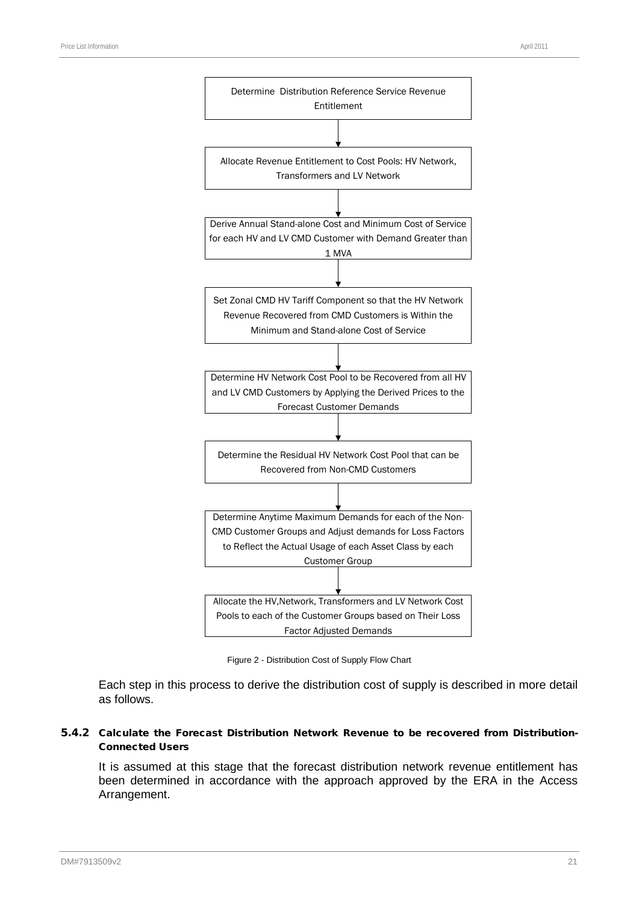Determine Distribution Reference Service Revenue Entitlement

↓

Allocate Revenue Entitlement to Cost Pools: HV Network, Transformers and LV Network

↓

Derive Annual Stand-alone Cost and Minimum Cost of Service for each HV and LV CMD Customer with Demand Greater than 1 MVA

↓

Set Zonal CMD HV Tariff Component so that the HV Network Revenue Recovered from CMD Customers is Within the Minimum and Stand-alone Cost of Service

↓

Determine HV Network Cost Pool to be Recovered from all HV and LV CMD Customers by Applying the Derived Prices to the Forecast Customer Demands

↓

Determine the Residual HV Network Cost Pool that can be Recovered from Non-CMD Customers

↓

Determine Anytime Maximum Demands for each of the Non-CMD Customer Groups and Adjust demands for Loss Factors to Reflect the Actual Usage of each Asset Class by each Customer Group

↓

Allocate the HV,Network, Transformers and LV Network Cost Pools to each of the Customer Groups based on Their Loss Factor Adjusted Demands

Figure 2 - Distribution Cost of Supply Flow Chart

Each step in this process to derive the distribution cost of supply is described in more detail as follows.

### 5.4.2 Calculate the Forecast Distribution Network Revenue to be recovered from Distribution-Connected Users

It is assumed at this stage that the forecast distribution network revenue entitlement has been determined in accordance with the approach approved by the ERA in the Access Arrangement.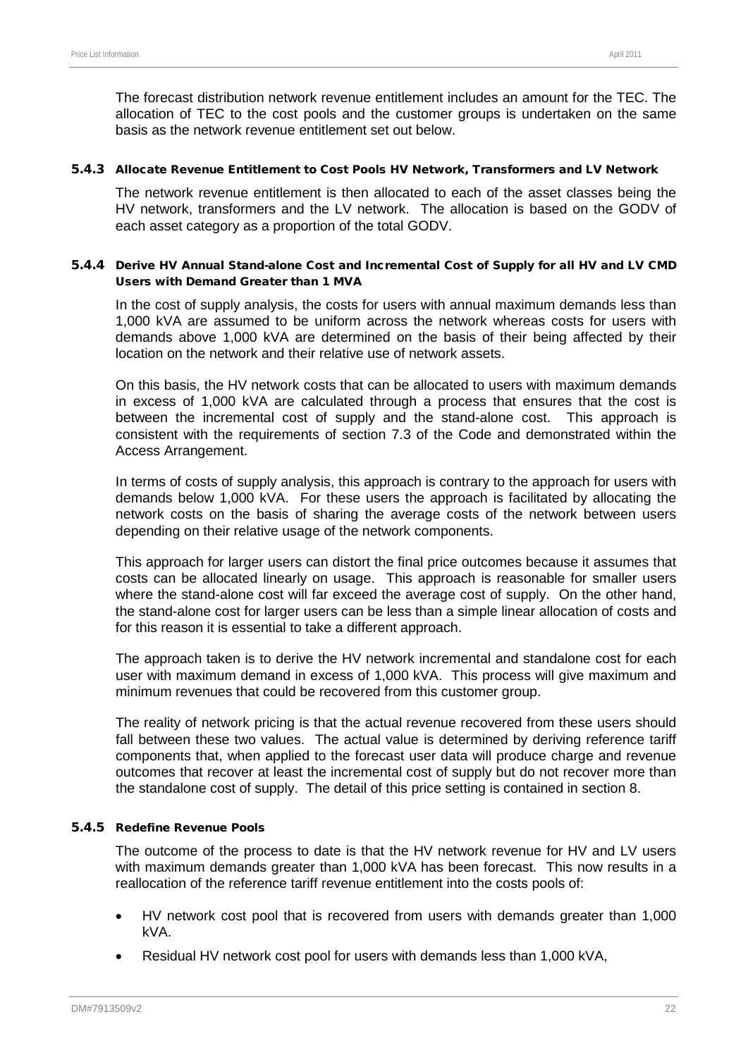The forecast distribution network revenue entitlement includes an amount for the TEC. The allocation of TEC to the cost pools and the customer groups is undertaken on the same basis as the network revenue entitlement set out below.

#### 5.4.3 Allocate Revenue Entitlement to Cost Pools HV Network, Transformers and LV Network

The network revenue entitlement is then allocated to each of the asset classes being the HV network, transformers and the LV network. The allocation is based on the GODV of each asset category as a proportion of the total GODV.

#### 5.4.4 Derive HV Annual Stand-alone Cost and Incremental Cost of Supply for all HV and LV CMD Users with Demand Greater than 1 MVA

In the cost of supply analysis, the costs for users with annual maximum demands less than 1,000 kVA are assumed to be uniform across the network whereas costs for users with demands above 1,000 kVA are determined on the basis of their being affected by their location on the network and their relative use of network assets.

On this basis, the HV network costs that can be allocated to users with maximum demands in excess of 1,000 kVA are calculated through a process that ensures that the cost is between the incremental cost of supply and the stand-alone cost. This approach is consistent with the requirements of section 7.3 of the Code and demonstrated within the Access Arrangement.

In terms of costs of supply analysis, this approach is contrary to the approach for users with demands below 1,000 kVA. For these users the approach is facilitated by allocating the network costs on the basis of sharing the average costs of the network between users depending on their relative usage of the network components.

This approach for larger users can distort the final price outcomes because it assumes that costs can be allocated linearly on usage. This approach is reasonable for smaller users where the stand-alone cost will far exceed the average cost of supply. On the other hand, the stand-alone cost for larger users can be less than a simple linear allocation of costs and for this reason it is essential to take a different approach.

The approach taken is to derive the HV network incremental and standalone cost for each user with maximum demand in excess of 1,000 kVA. This process will give maximum and minimum revenues that could be recovered from this customer group.

The reality of network pricing is that the actual revenue recovered from these users should fall between these two values. The actual value is determined by deriving reference tariff components that, when applied to the forecast user data will produce charge and revenue outcomes that recover at least the incremental cost of supply but do not recover more than the standalone cost of supply. The detail of this price setting is contained in section 8.

#### 5.4.5 Redefine Revenue Pools

The outcome of the process to date is that the HV network revenue for HV and LV users with maximum demands greater than 1,000 kVA has been forecast. This now results in a reallocation of the reference tariff revenue entitlement into the costs pools of:

- HV network cost pool that is recovered from users with demands greater than 1,000 kVA.
- Residual HV network cost pool for users with demands less than 1,000 kVA,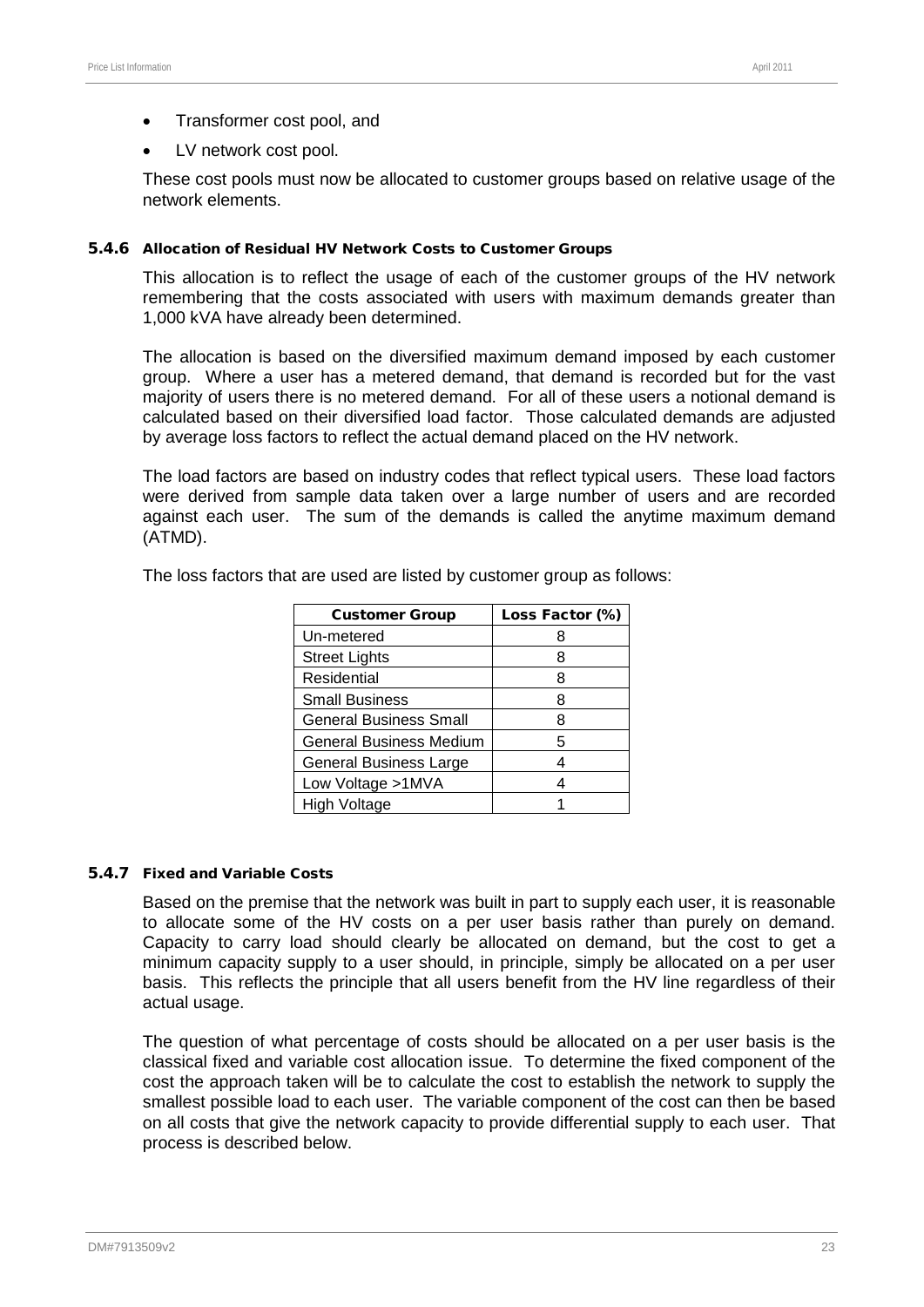- Transformer cost pool, and
- LV network cost pool.

These cost pools must now be allocated to customer groups based on relative usage of the network elements.

#### 5.4.6 Allocation of Residual HV Network Costs to Customer Groups

This allocation is to reflect the usage of each of the customer groups of the HV network remembering that the costs associated with users with maximum demands greater than 1,000 kVA have already been determined.

The allocation is based on the diversified maximum demand imposed by each customer group. Where a user has a metered demand, that demand is recorded but for the vast majority of users there is no metered demand. For all of these users a notional demand is calculated based on their diversified load factor. Those calculated demands are adjusted by average loss factors to reflect the actual demand placed on the HV network.

The load factors are based on industry codes that reflect typical users. These load factors were derived from sample data taken over a large number of users and are recorded against each user. The sum of the demands is called the anytime maximum demand (ATMD).

The loss factors that are used are listed by customer group as follows:

| Customer Group | Loss Factor (%) |
|---|---|
| Un-metered | 8 |
| Street Lights | 8 |
| Residential | 8 |
| Small Business | 8 |
| General Business Small | 8 |
| General Business Medium | 5 |
| General Business Large | 4 |
| Low Voltage >1MVA | 4 |
| High Voltage | 1 |

#### 5.4.7 Fixed and Variable Costs

Based on the premise that the network was built in part to supply each user, it is reasonable to allocate some of the HV costs on a per user basis rather than purely on demand. Capacity to carry load should clearly be allocated on demand, but the cost to get a minimum capacity supply to a user should, in principle, simply be allocated on a per user basis. This reflects the principle that all users benefit from the HV line regardless of their actual usage.

The question of what percentage of costs should be allocated on a per user basis is the classical fixed and variable cost allocation issue. To determine the fixed component of the cost the approach taken will be to calculate the cost to establish the network to supply the smallest possible load to each user. The variable component of the cost can then be based on all costs that give the network capacity to provide differential supply to each user. That process is described below.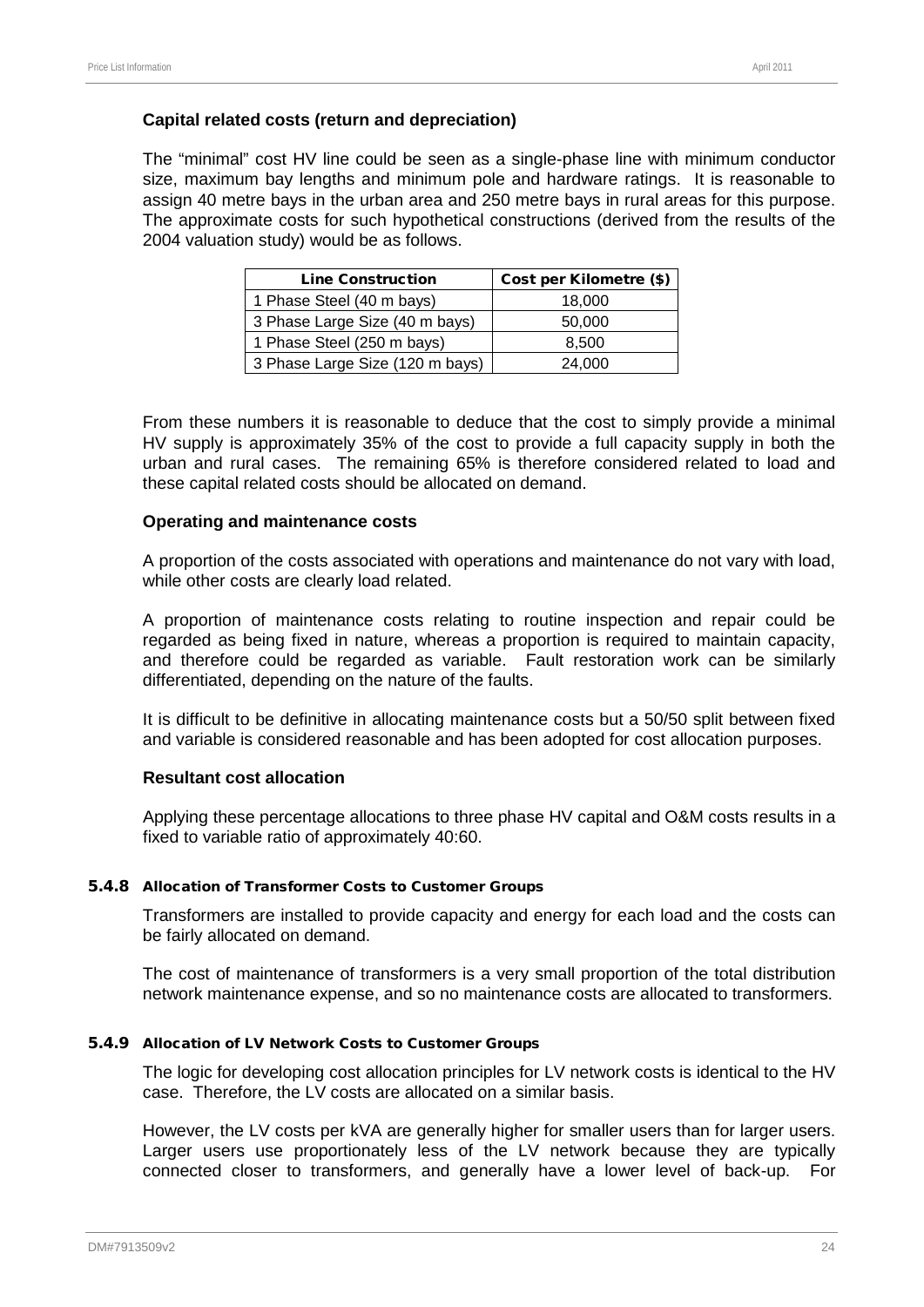**Capital related costs (return and depreciation)**

The "minimal" cost HV line could be seen as a single-phase line with minimum conductor size, maximum bay lengths and minimum pole and hardware ratings. It is reasonable to assign 40 metre bays in the urban area and 250 metre bays in rural areas for this purpose. The approximate costs for such hypothetical constructions (derived from the results of the 2004 valuation study) would be as follows.

| Line Construction | Cost per Kilometre ($) |
| --- | --- |
| 1 Phase Steel (40 m bays) | 18,000 |
| 3 Phase Large Size (40 m bays) | 50,000 |
| 1 Phase Steel (250 m bays) | 8,500 |
| 3 Phase Large Size (120 m bays) | 24,000 |

From these numbers it is reasonable to deduce that the cost to simply provide a minimal HV supply is approximately 35% of the cost to provide a full capacity supply in both the urban and rural cases. The remaining 65% is therefore considered related to load and these capital related costs should be allocated on demand.

**Operating and maintenance costs**

A proportion of the costs associated with operations and maintenance do not vary with load, while other costs are clearly load related.

A proportion of maintenance costs relating to routine inspection and repair could be regarded as being fixed in nature, whereas a proportion is required to maintain capacity, and therefore could be regarded as variable. Fault restoration work can be similarly differentiated, depending on the nature of the faults.

It is difficult to be definitive in allocating maintenance costs but a 50/50 split between fixed and variable is considered reasonable and has been adopted for cost allocation purposes.

**Resultant cost allocation**

Applying these percentage allocations to three phase HV capital and O&M costs results in a fixed to variable ratio of approximately 40:60.

#### 5.4.8 Allocation of Transformer Costs to Customer Groups

Transformers are installed to provide capacity and energy for each load and the costs can be fairly allocated on demand.

The cost of maintenance of transformers is a very small proportion of the total distribution network maintenance expense, and so no maintenance costs are allocated to transformers.

#### 5.4.9 Allocation of LV Network Costs to Customer Groups

The logic for developing cost allocation principles for LV network costs is identical to the HV case. Therefore, the LV costs are allocated on a similar basis.

However, the LV costs per kVA are generally higher for smaller users than for larger users. Larger users use proportionately less of the LV network because they are typically connected closer to transformers, and generally have a lower level of back-up. For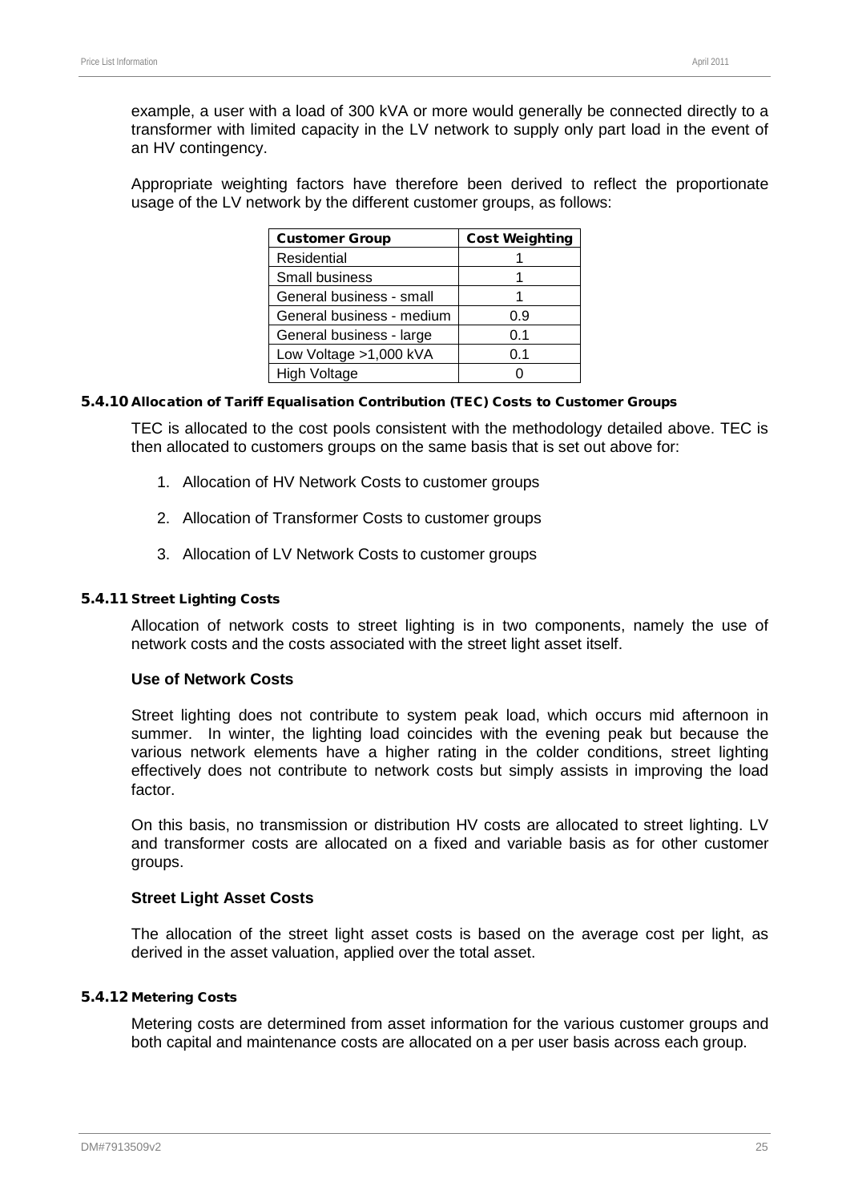example, a user with a load of 300 kVA or more would generally be connected directly to a transformer with limited capacity in the LV network to supply only part load in the event of an HV contingency.

Appropriate weighting factors have therefore been derived to reflect the proportionate usage of the LV network by the different customer groups, as follows:

| Customer Group | Cost Weighting |
|---|---|
| Residential | 1 |
| Small business | 1 |
| General business - small | 1 |
| General business - medium | 0.9 |
| General business - large | 0.1 |
| Low Voltage >1,000 kVA | 0.1 |
| High Voltage | 0 |

### 5.4.10 Allocation of Tariff Equalisation Contribution (TEC) Costs to Customer Groups

TEC is allocated to the cost pools consistent with the methodology detailed above. TEC is then allocated to customers groups on the same basis that is set out above for:

1. Allocation of HV Network Costs to customer groups
2. Allocation of Transformer Costs to customer groups
3. Allocation of LV Network Costs to customer groups

### 5.4.11 Street Lighting Costs

Allocation of network costs to street lighting is in two components, namely the use of network costs and the costs associated with the street light asset itself.

**Use of Network Costs**

Street lighting does not contribute to system peak load, which occurs mid afternoon in summer. In winter, the lighting load coincides with the evening peak but because the various network elements have a higher rating in the colder conditions, street lighting effectively does not contribute to network costs but simply assists in improving the load factor.

On this basis, no transmission or distribution HV costs are allocated to street lighting. LV and transformer costs are allocated on a fixed and variable basis as for other customer groups.

**Street Light Asset Costs**

The allocation of the street light asset costs is based on the average cost per light, as derived in the asset valuation, applied over the total asset.

### 5.4.12 Metering Costs

Metering costs are determined from asset information for the various customer groups and both capital and maintenance costs are allocated on a per user basis across each group.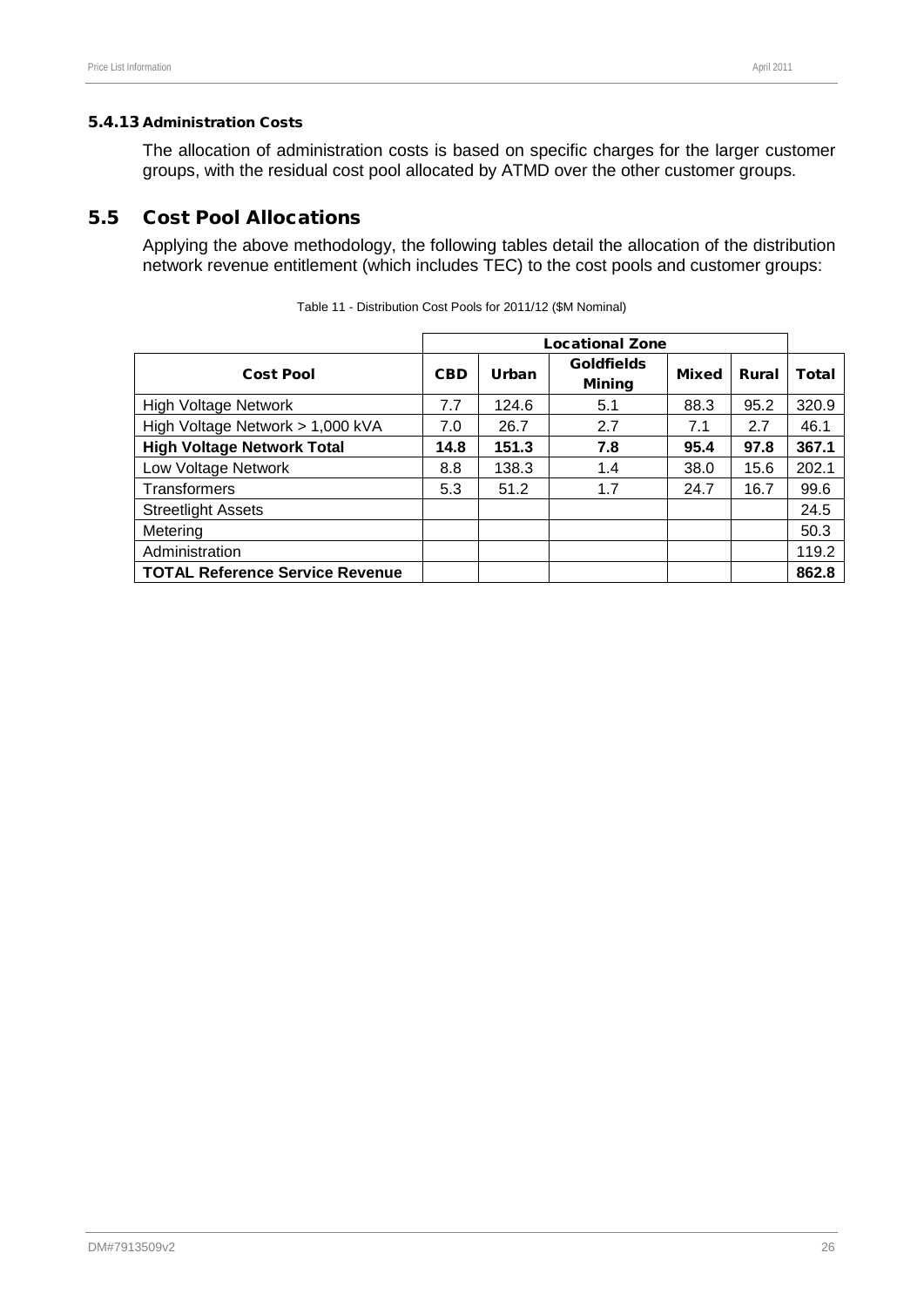#### 5.4.13 Administration Costs

The allocation of administration costs is based on specific charges for the larger customer groups, with the residual cost pool allocated by ATMD over the other customer groups.

## 5.5 Cost Pool Allocations

Applying the above methodology, the following tables detail the allocation of the distribution network revenue entitlement (which includes TEC) to the cost pools and customer groups:

Table 11 - Distribution Cost Pools for 2011/12 ($M Nominal)

| | Locational Zone | | | | | |
|---|---|---|---|---|---|---|
| **Cost Pool** | **CBD** | **Urban** | **Goldfields Mining** | **Mixed** | **Rural** | **Total** |
| High Voltage Network | 7.7 | 124.6 | 5.1 | 88.3 | 95.2 | 320.9 |
| High Voltage Network > 1,000 kVA | 7.0 | 26.7 | 2.7 | 7.1 | 2.7 | 46.1 |
| **High Voltage Network Total** | **14.8** | **151.3** | **7.8** | **95.4** | **97.8** | **367.1** |
| Low Voltage Network | 8.8 | 138.3 | 1.4 | 38.0 | 15.6 | 202.1 |
| Transformers | 5.3 | 51.2 | 1.7 | 24.7 | 16.7 | 99.6 |
| Streetlight Assets | | | | | | 24.5 |
| Metering | | | | | | 50.3 |
| Administration | | | | | | 119.2 |
| **TOTAL Reference Service Revenue** | | | | | | **862.8** |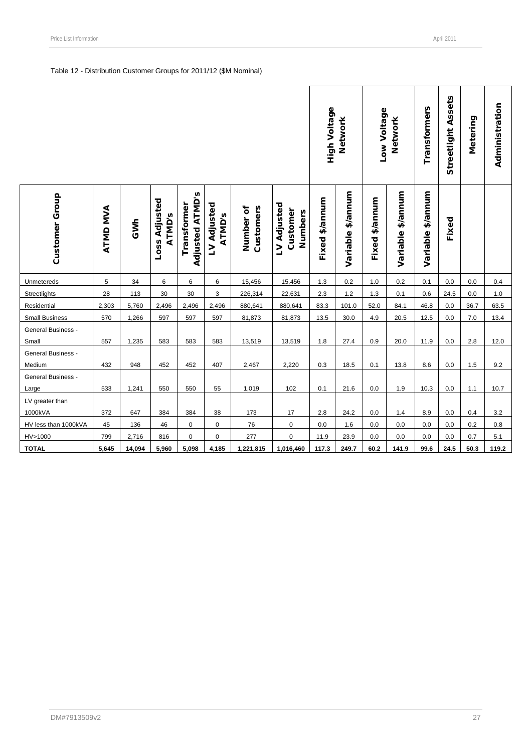Table 12 - Distribution Customer Groups for 2011/12 ($M Nominal)

| | | | | | | | | High Voltage Network | | Low Voltage Network | | Transformers | Streetlight Assets | Metering | Administration |
|---|---|---|---|---|---|---|---|---|---|---|---|---|---|---|---|
| Customer Group | ATMD MVA | GWh | Loss Adjusted ATMD's | Transformer Adjusted ATMD's | LV Adjusted ATMD's | Number of Customers | LV Adjusted Customer Numbers | Fixed $/annum | Variable $/annum | Fixed $/annum | Variable $/annum | Variable $/annum | Fixed | | |
| Unmetereds | 5 | 34 | 6 | 6 | 6 | 15,456 | 15,456 | 1.3 | 0.2 | 1.0 | 0.2 | 0.1 | 0.0 | 0.0 | 0.4 |
| Streetlights | 28 | 113 | 30 | 30 | 3 | 226,314 | 22,631 | 2.3 | 1.2 | 1.3 | 0.1 | 0.6 | 24.5 | 0.0 | 1.0 |
| Residential | 2,303 | 5,760 | 2,496 | 2,496 | 2,496 | 880,641 | 880,641 | 83.3 | 101.0 | 52.0 | 84.1 | 46.8 | 0.0 | 36.7 | 63.5 |
| Small Business | 570 | 1,266 | 597 | 597 | 597 | 81,873 | 81,873 | 13.5 | 30.0 | 4.9 | 20.5 | 12.5 | 0.0 | 7.0 | 13.4 |
| General Business - Small | 557 | 1,235 | 583 | 583 | 583 | 13,519 | 13,519 | 1.8 | 27.4 | 0.9 | 20.0 | 11.9 | 0.0 | 2.8 | 12.0 |
| General Business - Medium | 432 | 948 | 452 | 452 | 407 | 2,467 | 2,220 | 0.3 | 18.5 | 0.1 | 13.8 | 8.6 | 0.0 | 1.5 | 9.2 |
| General Business - Large | 533 | 1,241 | 550 | 550 | 55 | 1,019 | 102 | 0.1 | 21.6 | 0.0 | 1.9 | 10.3 | 0.0 | 1.1 | 10.7 |
| LV greater than 1000kVA | 372 | 647 | 384 | 384 | 38 | 173 | 17 | 2.8 | 24.2 | 0.0 | 1.4 | 8.9 | 0.0 | 0.4 | 3.2 |
| HV less than 1000kVA | 45 | 136 | 46 | 0 | 0 | 76 | 0 | 0.0 | 1.6 | 0.0 | 0.0 | 0.0 | 0.0 | 0.2 | 0.8 |
| HV>1000 | 799 | 2,716 | 816 | 0 | 0 | 277 | 0 | 11.9 | 23.9 | 0.0 | 0.0 | 0.0 | 0.0 | 0.7 | 5.1 |
| **TOTAL** | **5,645** | **14,094** | **5,960** | **5,098** | **4,185** | **1,221,815** | **1,016,460** | **117.3** | **249.7** | **60.2** | **141.9** | **99.6** | **24.5** | **50.3** | **119.2** |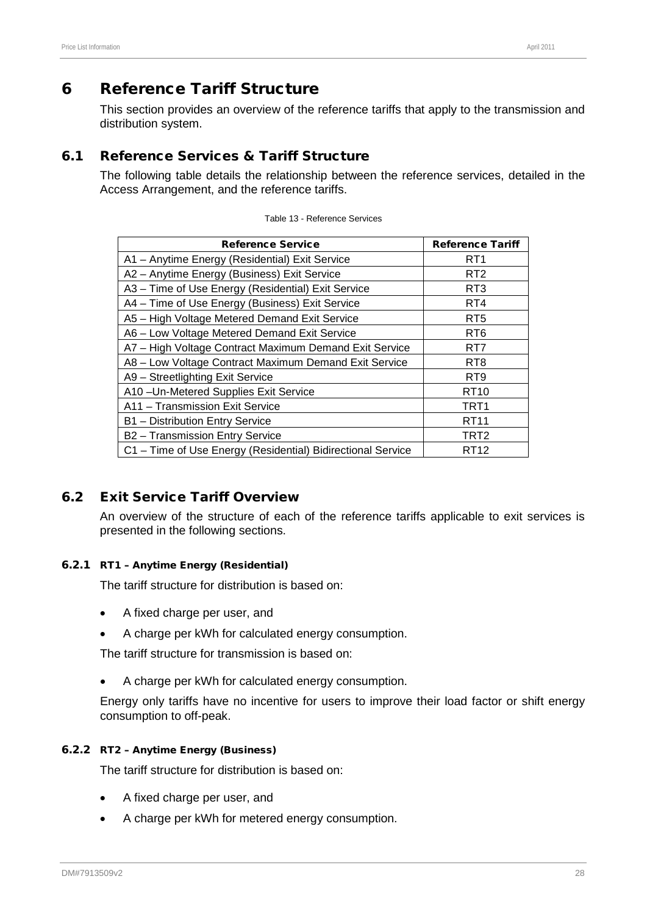# 6 Reference Tariff Structure

This section provides an overview of the reference tariffs that apply to the transmission and distribution system.

## 6.1 Reference Services & Tariff Structure

The following table details the relationship between the reference services, detailed in the Access Arrangement, and the reference tariffs.

Table 13 - Reference Services

| Reference Service | Reference Tariff |
|---|---|
| A1 – Anytime Energy (Residential) Exit Service | RT1 |
| A2 – Anytime Energy (Business) Exit Service | RT2 |
| A3 – Time of Use Energy (Residential) Exit Service | RT3 |
| A4 – Time of Use Energy (Business) Exit Service | RT4 |
| A5 – High Voltage Metered Demand Exit Service | RT5 |
| A6 – Low Voltage Metered Demand Exit Service | RT6 |
| A7 – High Voltage Contract Maximum Demand Exit Service | RT7 |
| A8 – Low Voltage Contract Maximum Demand Exit Service | RT8 |
| A9 – Streetlighting Exit Service | RT9 |
| A10 –Un-Metered Supplies Exit Service | RT10 |
| A11 – Transmission Exit Service | TRT1 |
| B1 – Distribution Entry Service | RT11 |
| B2 – Transmission Entry Service | TRT2 |
| C1 – Time of Use Energy (Residential) Bidirectional Service | RT12 |

## 6.2 Exit Service Tariff Overview

An overview of the structure of each of the reference tariffs applicable to exit services is presented in the following sections.

### 6.2.1 RT1 – Anytime Energy (Residential)

The tariff structure for distribution is based on:

- A fixed charge per user, and
- A charge per kWh for calculated energy consumption.

The tariff structure for transmission is based on:

- A charge per kWh for calculated energy consumption.

Energy only tariffs have no incentive for users to improve their load factor or shift energy consumption to off-peak.

### 6.2.2 RT2 – Anytime Energy (Business)

The tariff structure for distribution is based on:

- A fixed charge per user, and
- A charge per kWh for metered energy consumption.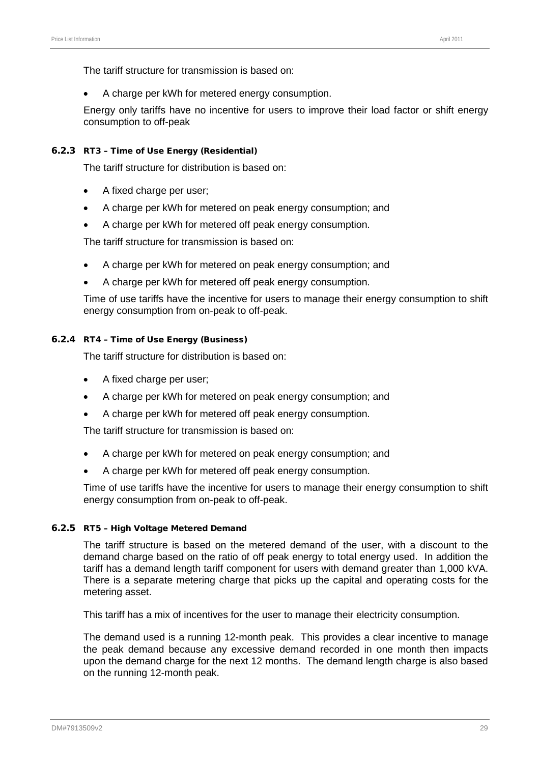The tariff structure for transmission is based on:

- A charge per kWh for metered energy consumption.

Energy only tariffs have no incentive for users to improve their load factor or shift energy consumption to off-peak

### 6.2.3 RT3 – Time of Use Energy (Residential)

The tariff structure for distribution is based on:

- A fixed charge per user;
- A charge per kWh for metered on peak energy consumption; and
- A charge per kWh for metered off peak energy consumption.

The tariff structure for transmission is based on:

- A charge per kWh for metered on peak energy consumption; and
- A charge per kWh for metered off peak energy consumption.

Time of use tariffs have the incentive for users to manage their energy consumption to shift energy consumption from on-peak to off-peak.

### 6.2.4 RT4 – Time of Use Energy (Business)

The tariff structure for distribution is based on:

- A fixed charge per user;
- A charge per kWh for metered on peak energy consumption; and
- A charge per kWh for metered off peak energy consumption.

The tariff structure for transmission is based on:

- A charge per kWh for metered on peak energy consumption; and
- A charge per kWh for metered off peak energy consumption.

Time of use tariffs have the incentive for users to manage their energy consumption to shift energy consumption from on-peak to off-peak.

### 6.2.5 RT5 – High Voltage Metered Demand

The tariff structure is based on the metered demand of the user, with a discount to the demand charge based on the ratio of off peak energy to total energy used. In addition the tariff has a demand length tariff component for users with demand greater than 1,000 kVA. There is a separate metering charge that picks up the capital and operating costs for the metering asset.

This tariff has a mix of incentives for the user to manage their electricity consumption.

The demand used is a running 12-month peak. This provides a clear incentive to manage the peak demand because any excessive demand recorded in one month then impacts upon the demand charge for the next 12 months. The demand length charge is also based on the running 12-month peak.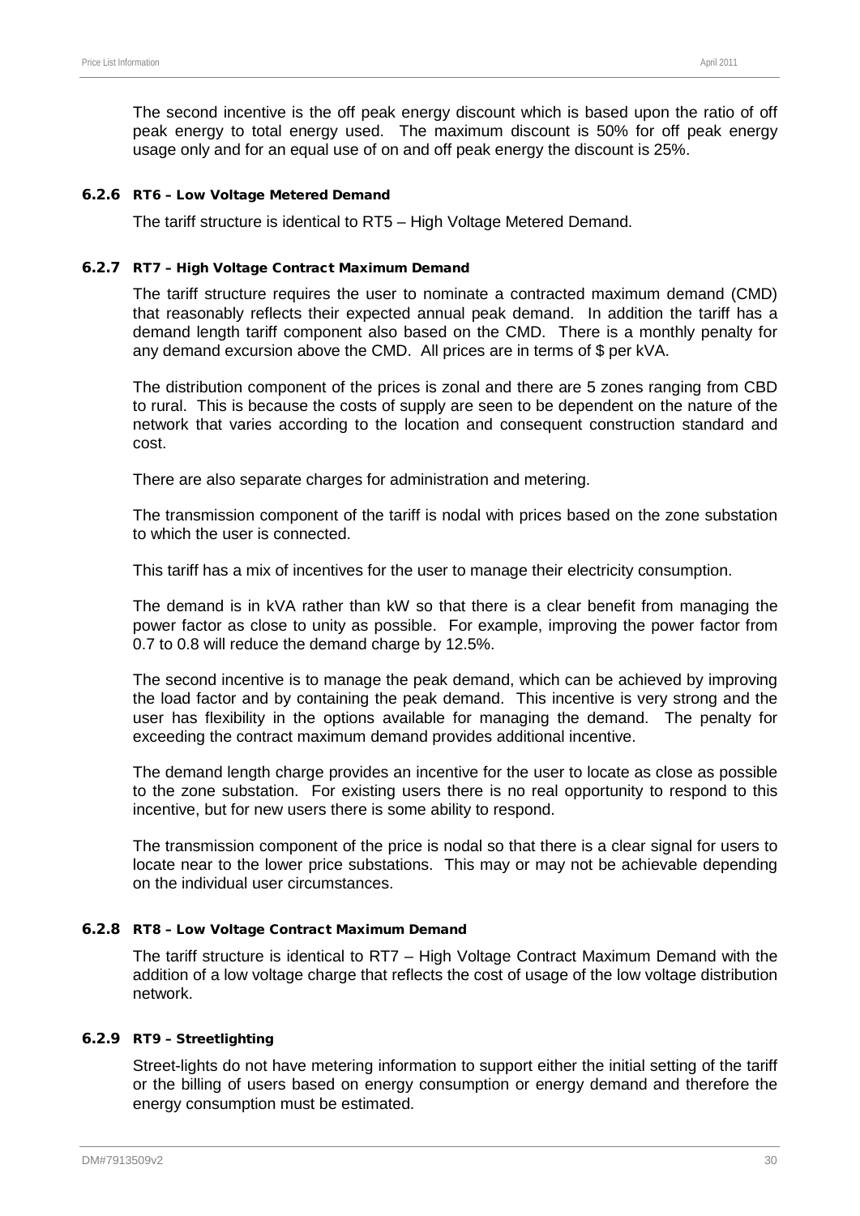The second incentive is the off peak energy discount which is based upon the ratio of off peak energy to total energy used. The maximum discount is 50% for off peak energy usage only and for an equal use of on and off peak energy the discount is 25%.

### 6.2.6 RT6 – Low Voltage Metered Demand

The tariff structure is identical to RT5 – High Voltage Metered Demand.

### 6.2.7 RT7 – High Voltage Contract Maximum Demand

The tariff structure requires the user to nominate a contracted maximum demand (CMD) that reasonably reflects their expected annual peak demand. In addition the tariff has a demand length tariff component also based on the CMD. There is a monthly penalty for any demand excursion above the CMD. All prices are in terms of $ per kVA.

The distribution component of the prices is zonal and there are 5 zones ranging from CBD to rural. This is because the costs of supply are seen to be dependent on the nature of the network that varies according to the location and consequent construction standard and cost.

There are also separate charges for administration and metering.

The transmission component of the tariff is nodal with prices based on the zone substation to which the user is connected.

This tariff has a mix of incentives for the user to manage their electricity consumption.

The demand is in kVA rather than kW so that there is a clear benefit from managing the power factor as close to unity as possible. For example, improving the power factor from 0.7 to 0.8 will reduce the demand charge by 12.5%.

The second incentive is to manage the peak demand, which can be achieved by improving the load factor and by containing the peak demand. This incentive is very strong and the user has flexibility in the options available for managing the demand. The penalty for exceeding the contract maximum demand provides additional incentive.

The demand length charge provides an incentive for the user to locate as close as possible to the zone substation. For existing users there is no real opportunity to respond to this incentive, but for new users there is some ability to respond.

The transmission component of the price is nodal so that there is a clear signal for users to locate near to the lower price substations. This may or may not be achievable depending on the individual user circumstances.

### 6.2.8 RT8 – Low Voltage Contract Maximum Demand

The tariff structure is identical to RT7 – High Voltage Contract Maximum Demand with the addition of a low voltage charge that reflects the cost of usage of the low voltage distribution network.

### 6.2.9 RT9 – Streetlighting

Street-lights do not have metering information to support either the initial setting of the tariff or the billing of users based on energy consumption or energy demand and therefore the energy consumption must be estimated.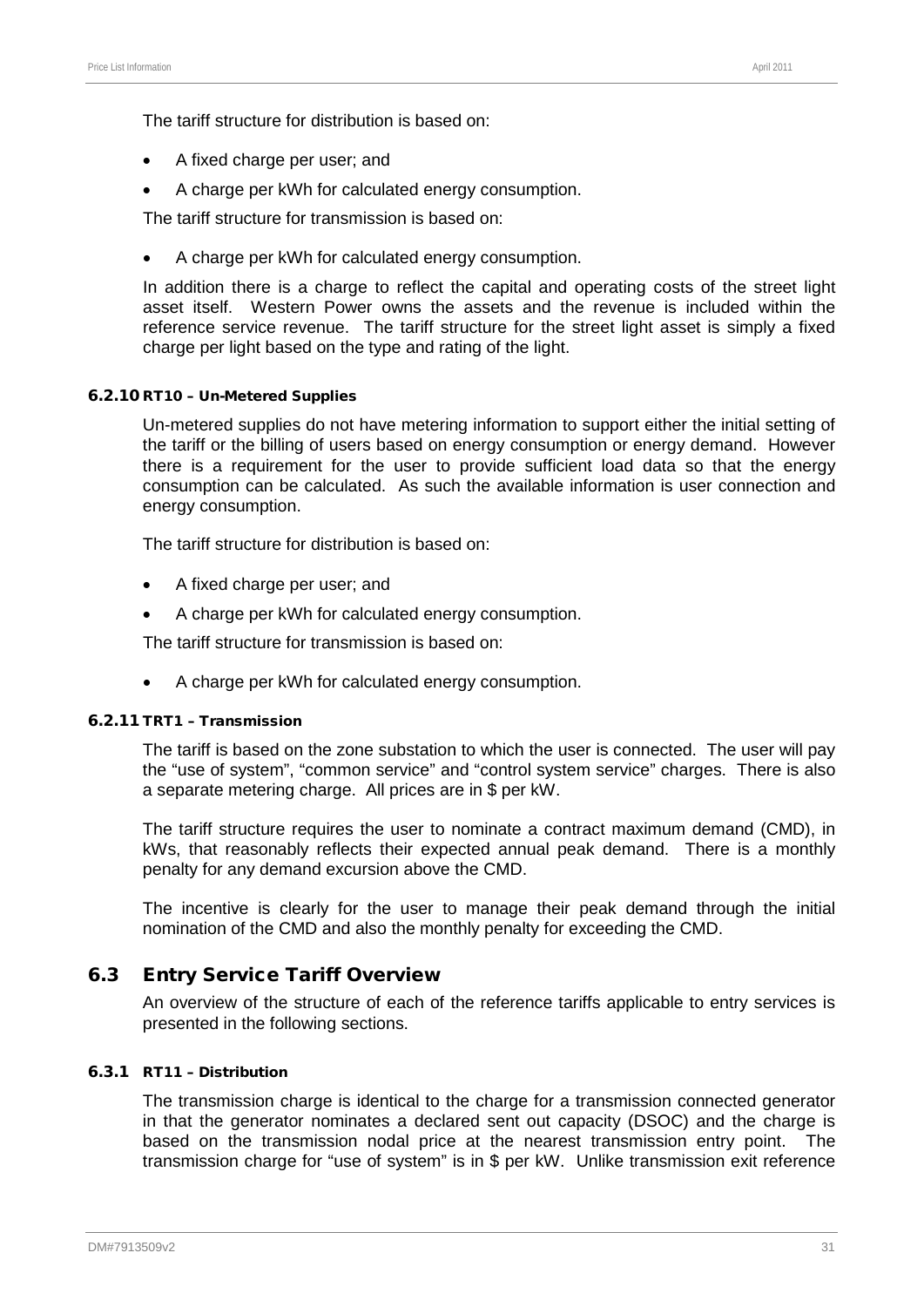The tariff structure for distribution is based on:

- A fixed charge per user; and
- A charge per kWh for calculated energy consumption.

The tariff structure for transmission is based on:

- A charge per kWh for calculated energy consumption.

In addition there is a charge to reflect the capital and operating costs of the street light asset itself. Western Power owns the assets and the revenue is included within the reference service revenue. The tariff structure for the street light asset is simply a fixed charge per light based on the type and rating of the light.

#### 6.2.10 RT10 – Un-Metered Supplies

Un-metered supplies do not have metering information to support either the initial setting of the tariff or the billing of users based on energy consumption or energy demand. However there is a requirement for the user to provide sufficient load data so that the energy consumption can be calculated. As such the available information is user connection and energy consumption.

The tariff structure for distribution is based on:

- A fixed charge per user; and
- A charge per kWh for calculated energy consumption.

The tariff structure for transmission is based on:

- A charge per kWh for calculated energy consumption.

#### 6.2.11 TRT1 – Transmission

The tariff is based on the zone substation to which the user is connected. The user will pay the "use of system", "common service" and "control system service" charges. There is also a separate metering charge. All prices are in $ per kW.

The tariff structure requires the user to nominate a contract maximum demand (CMD), in kWs, that reasonably reflects their expected annual peak demand. There is a monthly penalty for any demand excursion above the CMD.

The incentive is clearly for the user to manage their peak demand through the initial nomination of the CMD and also the monthly penalty for exceeding the CMD.

## 6.3 Entry Service Tariff Overview

An overview of the structure of each of the reference tariffs applicable to entry services is presented in the following sections.

#### 6.3.1 RT11 – Distribution

The transmission charge is identical to the charge for a transmission connected generator in that the generator nominates a declared sent out capacity (DSOC) and the charge is based on the transmission nodal price at the nearest transmission entry point. The transmission charge for "use of system" is in $ per kW. Unlike transmission exit reference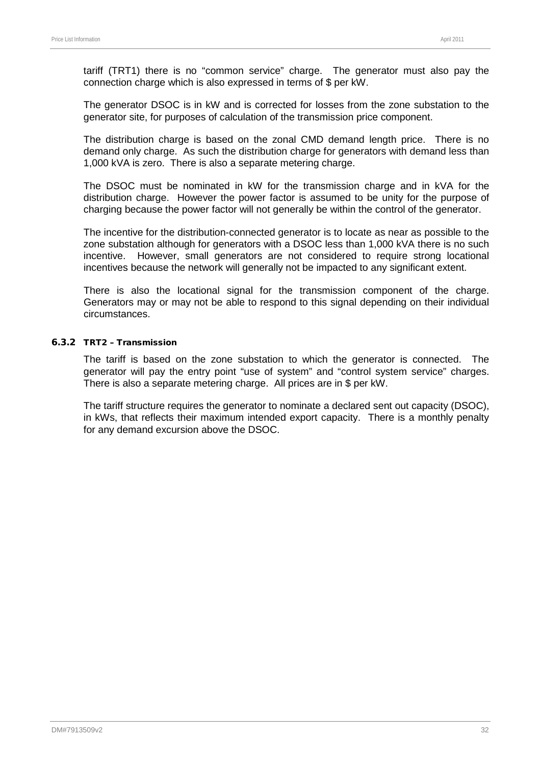tariff (TRT1) there is no "common service" charge. The generator must also pay the connection charge which is also expressed in terms of $ per kW.

The generator DSOC is in kW and is corrected for losses from the zone substation to the generator site, for purposes of calculation of the transmission price component.

The distribution charge is based on the zonal CMD demand length price. There is no demand only charge. As such the distribution charge for generators with demand less than 1,000 kVA is zero. There is also a separate metering charge.

The DSOC must be nominated in kW for the transmission charge and in kVA for the distribution charge. However the power factor is assumed to be unity for the purpose of charging because the power factor will not generally be within the control of the generator.

The incentive for the distribution-connected generator is to locate as near as possible to the zone substation although for generators with a DSOC less than 1,000 kVA there is no such incentive. However, small generators are not considered to require strong locational incentives because the network will generally not be impacted to any significant extent.

There is also the locational signal for the transmission component of the charge. Generators may or may not be able to respond to this signal depending on their individual circumstances.

### 6.3.2 TRT2 – Transmission

The tariff is based on the zone substation to which the generator is connected. The generator will pay the entry point "use of system" and "control system service" charges. There is also a separate metering charge. All prices are in $ per kW.

The tariff structure requires the generator to nominate a declared sent out capacity (DSOC), in kWs, that reflects their maximum intended export capacity. There is a monthly penalty for any demand excursion above the DSOC.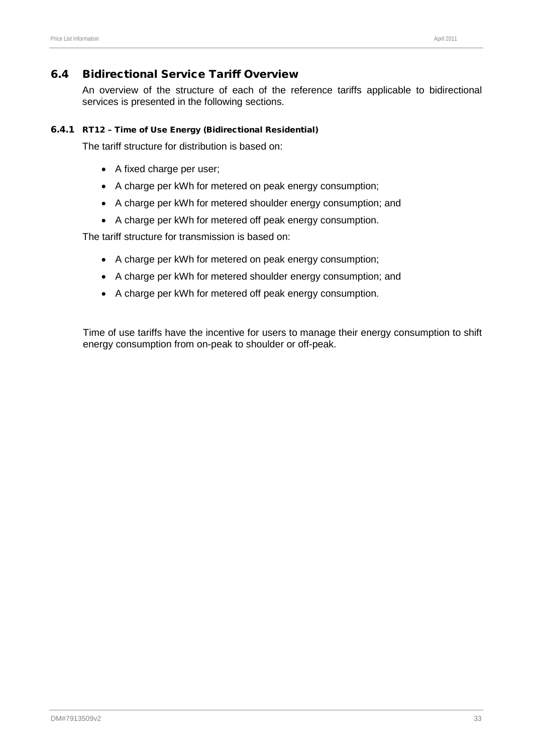## 6.4 Bidirectional Service Tariff Overview

An overview of the structure of each of the reference tariffs applicable to bidirectional services is presented in the following sections.

### 6.4.1 RT12 – Time of Use Energy (Bidirectional Residential)

The tariff structure for distribution is based on:

- A fixed charge per user;
- A charge per kWh for metered on peak energy consumption;
- A charge per kWh for metered shoulder energy consumption; and
- A charge per kWh for metered off peak energy consumption.

The tariff structure for transmission is based on:

- A charge per kWh for metered on peak energy consumption;
- A charge per kWh for metered shoulder energy consumption; and
- A charge per kWh for metered off peak energy consumption.

Time of use tariffs have the incentive for users to manage their energy consumption to shift energy consumption from on-peak to shoulder or off-peak.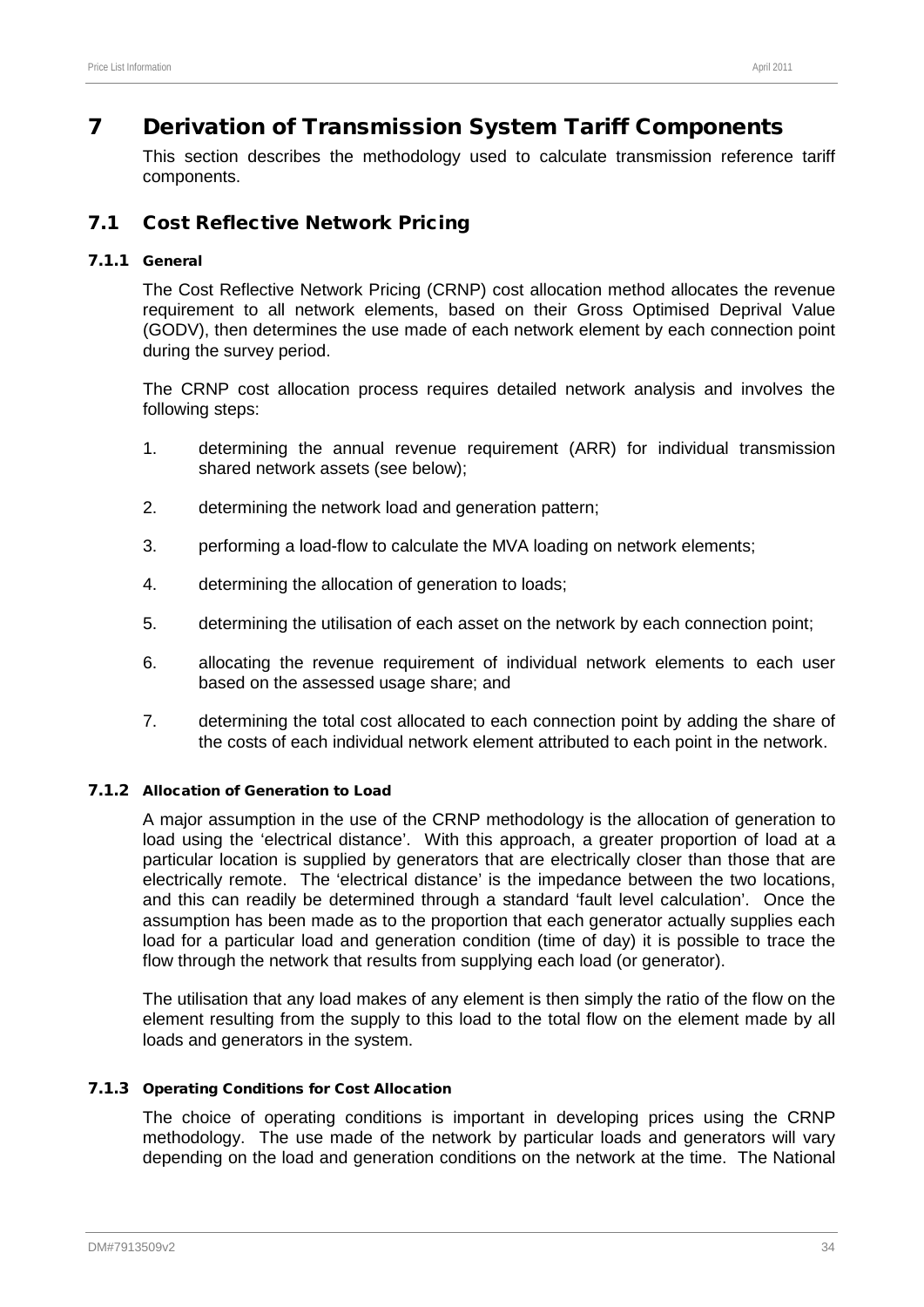# 7 Derivation of Transmission System Tariff Components

This section describes the methodology used to calculate transmission reference tariff components.

## 7.1 Cost Reflective Network Pricing

### 7.1.1 General

The Cost Reflective Network Pricing (CRNP) cost allocation method allocates the revenue requirement to all network elements, based on their Gross Optimised Deprival Value (GODV), then determines the use made of each network element by each connection point during the survey period.

The CRNP cost allocation process requires detailed network analysis and involves the following steps:

1. determining the annual revenue requirement (ARR) for individual transmission shared network assets (see below);
2. determining the network load and generation pattern;
3. performing a load-flow to calculate the MVA loading on network elements;
4. determining the allocation of generation to loads;
5. determining the utilisation of each asset on the network by each connection point;
6. allocating the revenue requirement of individual network elements to each user based on the assessed usage share; and
7. determining the total cost allocated to each connection point by adding the share of the costs of each individual network element attributed to each point in the network.

### 7.1.2 Allocation of Generation to Load

A major assumption in the use of the CRNP methodology is the allocation of generation to load using the 'electrical distance'. With this approach, a greater proportion of load at a particular location is supplied by generators that are electrically closer than those that are electrically remote. The 'electrical distance' is the impedance between the two locations, and this can readily be determined through a standard 'fault level calculation'. Once the assumption has been made as to the proportion that each generator actually supplies each load for a particular load and generation condition (time of day) it is possible to trace the flow through the network that results from supplying each load (or generator).

The utilisation that any load makes of any element is then simply the ratio of the flow on the element resulting from the supply to this load to the total flow on the element made by all loads and generators in the system.

### 7.1.3 Operating Conditions for Cost Allocation

The choice of operating conditions is important in developing prices using the CRNP methodology. The use made of the network by particular loads and generators will vary depending on the load and generation conditions on the network at the time. The National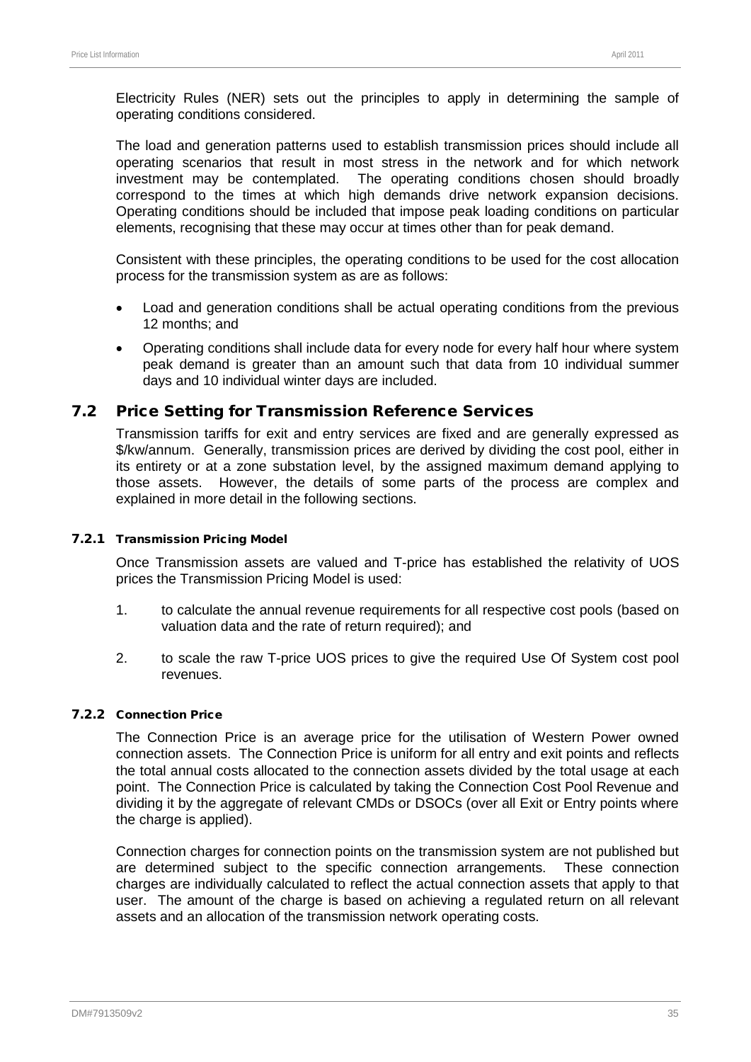Electricity Rules (NER) sets out the principles to apply in determining the sample of operating conditions considered.

The load and generation patterns used to establish transmission prices should include all operating scenarios that result in most stress in the network and for which network investment may be contemplated. The operating conditions chosen should broadly correspond to the times at which high demands drive network expansion decisions. Operating conditions should be included that impose peak loading conditions on particular elements, recognising that these may occur at times other than for peak demand.

Consistent with these principles, the operating conditions to be used for the cost allocation process for the transmission system as are as follows:

- Load and generation conditions shall be actual operating conditions from the previous 12 months; and
- Operating conditions shall include data for every node for every half hour where system peak demand is greater than an amount such that data from 10 individual summer days and 10 individual winter days are included.

## 7.2 Price Setting for Transmission Reference Services

Transmission tariffs for exit and entry services are fixed and are generally expressed as $/kw/annum. Generally, transmission prices are derived by dividing the cost pool, either in its entirety or at a zone substation level, by the assigned maximum demand applying to those assets. However, the details of some parts of the process are complex and explained in more detail in the following sections.

### 7.2.1 Transmission Pricing Model

Once Transmission assets are valued and T-price has established the relativity of UOS prices the Transmission Pricing Model is used:

1. to calculate the annual revenue requirements for all respective cost pools (based on valuation data and the rate of return required); and
2. to scale the raw T-price UOS prices to give the required Use Of System cost pool revenues.

### 7.2.2 Connection Price

The Connection Price is an average price for the utilisation of Western Power owned connection assets. The Connection Price is uniform for all entry and exit points and reflects the total annual costs allocated to the connection assets divided by the total usage at each point. The Connection Price is calculated by taking the Connection Cost Pool Revenue and dividing it by the aggregate of relevant CMDs or DSOCs (over all Exit or Entry points where the charge is applied).

Connection charges for connection points on the transmission system are not published but are determined subject to the specific connection arrangements. These connection charges are individually calculated to reflect the actual connection assets that apply to that user. The amount of the charge is based on achieving a regulated return on all relevant assets and an allocation of the transmission network operating costs.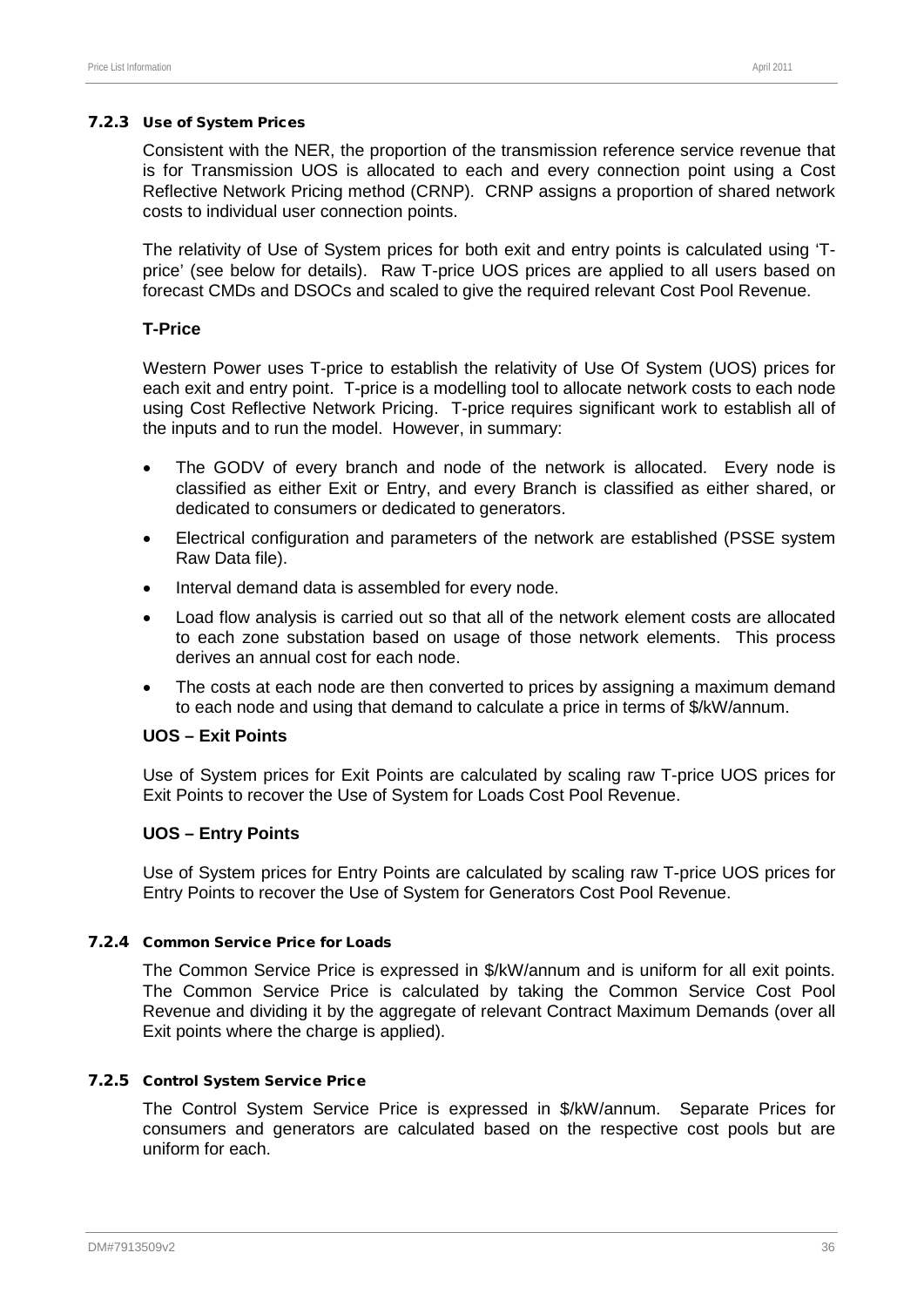### 7.2.3 Use of System Prices

Consistent with the NER, the proportion of the transmission reference service revenue that is for Transmission UOS is allocated to each and every connection point using a Cost Reflective Network Pricing method (CRNP). CRNP assigns a proportion of shared network costs to individual user connection points.

The relativity of Use of System prices for both exit and entry points is calculated using 'T-price' (see below for details). Raw T-price UOS prices are applied to all users based on forecast CMDs and DSOCs and scaled to give the required relevant Cost Pool Revenue.

#### T-Price

Western Power uses T-price to establish the relativity of Use Of System (UOS) prices for each exit and entry point. T-price is a modelling tool to allocate network costs to each node using Cost Reflective Network Pricing. T-price requires significant work to establish all of the inputs and to run the model. However, in summary:

- The GODV of every branch and node of the network is allocated. Every node is classified as either Exit or Entry, and every Branch is classified as either shared, or dedicated to consumers or dedicated to generators.
- Electrical configuration and parameters of the network are established (PSSE system Raw Data file).
- Interval demand data is assembled for every node.
- Load flow analysis is carried out so that all of the network element costs are allocated to each zone substation based on usage of those network elements. This process derives an annual cost for each node.
- The costs at each node are then converted to prices by assigning a maximum demand to each node and using that demand to calculate a price in terms of $/kW/annum.

#### UOS – Exit Points

Use of System prices for Exit Points are calculated by scaling raw T-price UOS prices for Exit Points to recover the Use of System for Loads Cost Pool Revenue.

#### UOS – Entry Points

Use of System prices for Entry Points are calculated by scaling raw T-price UOS prices for Entry Points to recover the Use of System for Generators Cost Pool Revenue.

### 7.2.4 Common Service Price for Loads

The Common Service Price is expressed in $/kW/annum and is uniform for all exit points. The Common Service Price is calculated by taking the Common Service Cost Pool Revenue and dividing it by the aggregate of relevant Contract Maximum Demands (over all Exit points where the charge is applied).

### 7.2.5 Control System Service Price

The Control System Service Price is expressed in $/kW/annum. Separate Prices for consumers and generators are calculated based on the respective cost pools but are uniform for each.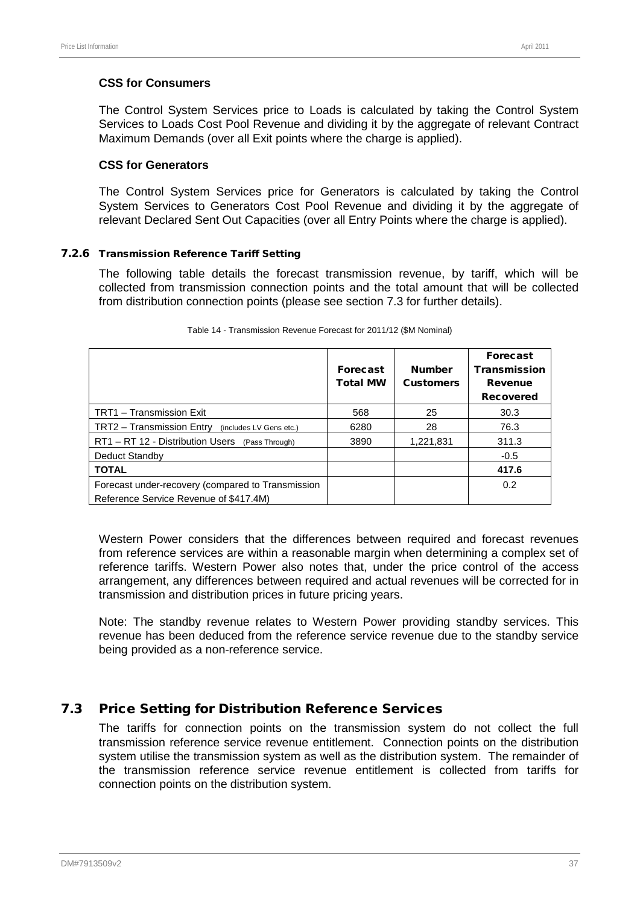**CSS for Consumers**

The Control System Services price to Loads is calculated by taking the Control System Services to Loads Cost Pool Revenue and dividing it by the aggregate of relevant Contract Maximum Demands (over all Exit points where the charge is applied).

**CSS for Generators**

The Control System Services price for Generators is calculated by taking the Control System Services to Generators Cost Pool Revenue and dividing it by the aggregate of relevant Declared Sent Out Capacities (over all Entry Points where the charge is applied).

### 7.2.6 Transmission Reference Tariff Setting

The following table details the forecast transmission revenue, by tariff, which will be collected from transmission connection points and the total amount that will be collected from distribution connection points (please see section 7.3 for further details).

Table 14 - Transmission Revenue Forecast for 2011/12 ($M Nominal)

| | Forecast Total MW | Number Customers | Forecast Transmission Revenue Recovered |
|---|---|---|---|
| TRT1 – Transmission Exit | 568 | 25 | 30.3 |
| TRT2 – Transmission Entry (includes LV Gens etc.) | 6280 | 28 | 76.3 |
| RT1 – RT 12 - Distribution Users (Pass Through) | 3890 | 1,221,831 | 311.3 |
| Deduct Standby | | | -0.5 |
| **TOTAL** | | | **417.6** |
| Forecast under-recovery (compared to Transmission Reference Service Revenue of $417.4M) | | | 0.2 |

Western Power considers that the differences between required and forecast revenues from reference services are within a reasonable margin when determining a complex set of reference tariffs. Western Power also notes that, under the price control of the access arrangement, any differences between required and actual revenues will be corrected for in transmission and distribution prices in future pricing years.

Note: The standby revenue relates to Western Power providing standby services. This revenue has been deduced from the reference service revenue due to the standby service being provided as a non-reference service.

## 7.3 Price Setting for Distribution Reference Services

The tariffs for connection points on the transmission system do not collect the full transmission reference service revenue entitlement. Connection points on the distribution system utilise the transmission system as well as the distribution system. The remainder of the transmission reference service revenue entitlement is collected from tariffs for connection points on the distribution system.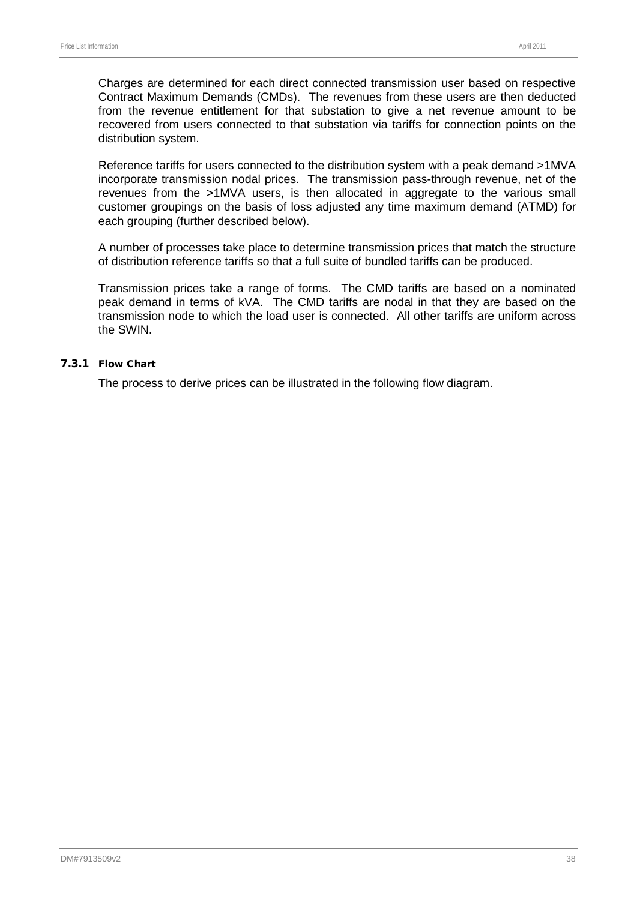Charges are determined for each direct connected transmission user based on respective Contract Maximum Demands (CMDs). The revenues from these users are then deducted from the revenue entitlement for that substation to give a net revenue amount to be recovered from users connected to that substation via tariffs for connection points on the distribution system.

Reference tariffs for users connected to the distribution system with a peak demand >1MVA incorporate transmission nodal prices. The transmission pass-through revenue, net of the revenues from the >1MVA users, is then allocated in aggregate to the various small customer groupings on the basis of loss adjusted any time maximum demand (ATMD) for each grouping (further described below).

A number of processes take place to determine transmission prices that match the structure of distribution reference tariffs so that a full suite of bundled tariffs can be produced.

Transmission prices take a range of forms. The CMD tariffs are based on a nominated peak demand in terms of kVA. The CMD tariffs are nodal in that they are based on the transmission node to which the load user is connected. All other tariffs are uniform across the SWIN.

### 7.3.1 Flow Chart

The process to derive prices can be illustrated in the following flow diagram.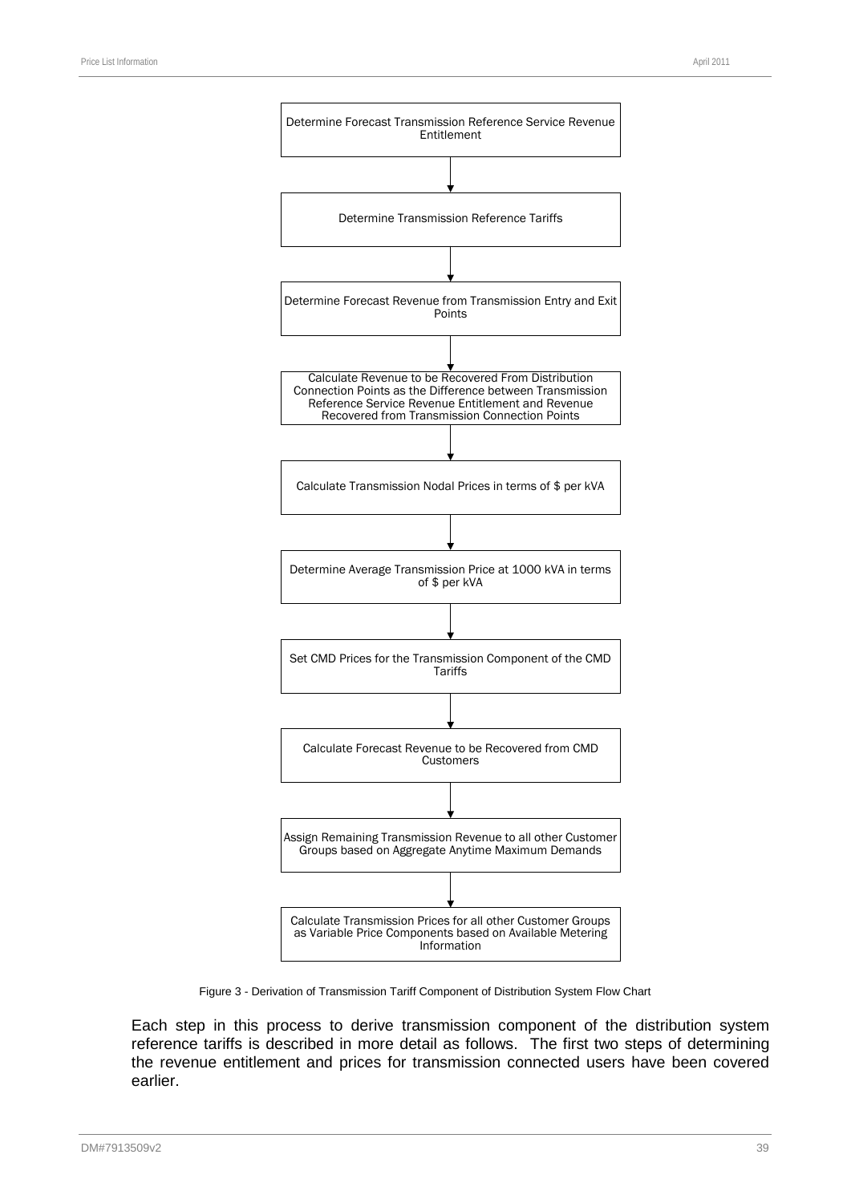Determine Forecast Transmission Reference Service Revenue Entitlement

↓

Determine Transmission Reference Tariffs

↓

Determine Forecast Revenue from Transmission Entry and Exit Points

↓

Calculate Revenue to be Recovered From Distribution Connection Points as the Difference between Transmission Reference Service Revenue Entitlement and Revenue Recovered from Transmission Connection Points

↓

Calculate Transmission Nodal Prices in terms of $ per kVA

↓

Determine Average Transmission Price at 1000 kVA in terms of $ per kVA

↓

Set CMD Prices for the Transmission Component of the CMD Tariffs

↓

Calculate Forecast Revenue to be Recovered from CMD Customers

↓

Assign Remaining Transmission Revenue to all other Customer Groups based on Aggregate Anytime Maximum Demands

↓

Calculate Transmission Prices for all other Customer Groups as Variable Price Components based on Available Metering Information

Figure 3 - Derivation of Transmission Tariff Component of Distribution System Flow Chart

Each step in this process to derive transmission component of the distribution system reference tariffs is described in more detail as follows. The first two steps of determining the revenue entitlement and prices for transmission connected users have been covered earlier.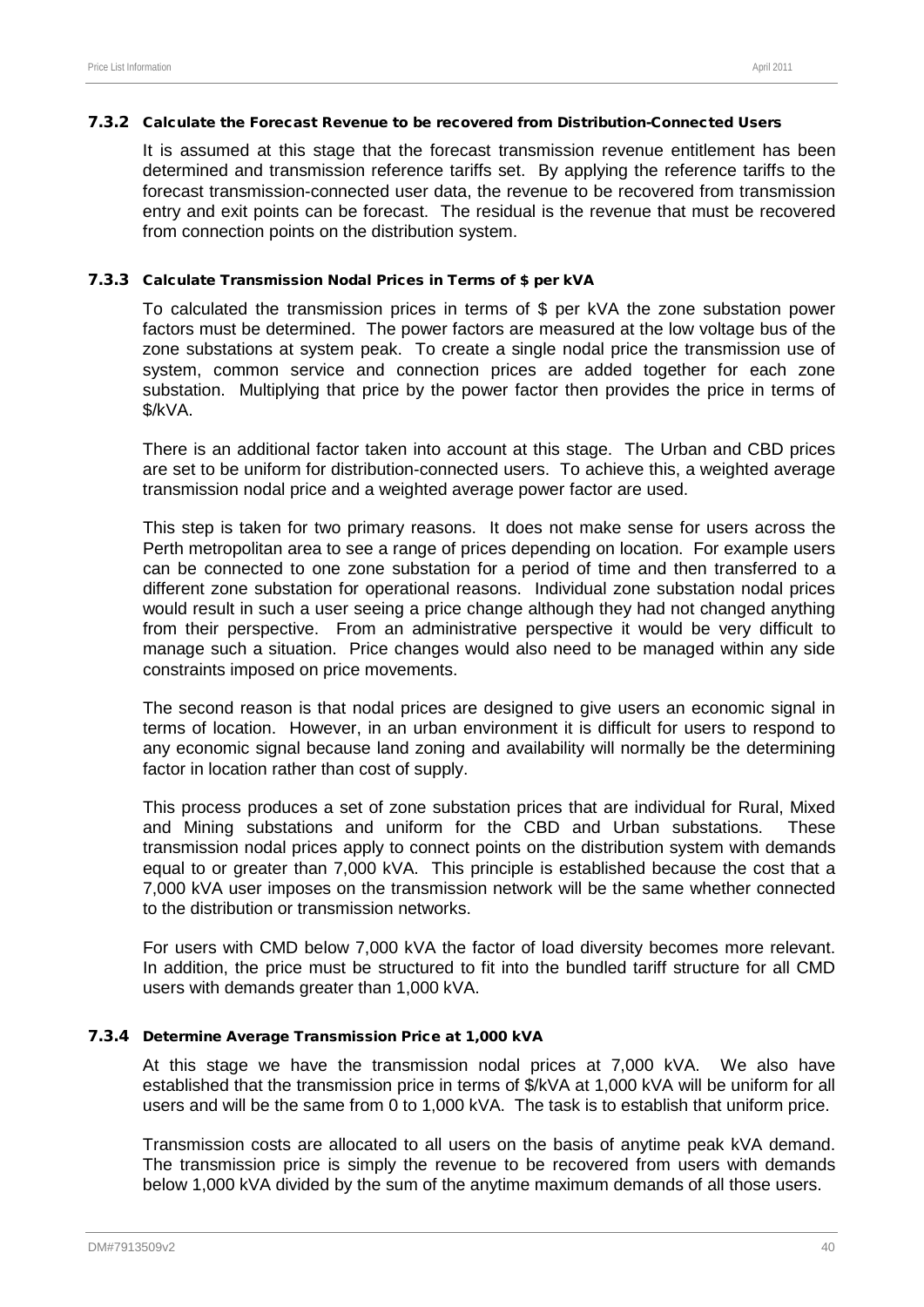### 7.3.2 Calculate the Forecast Revenue to be recovered from Distribution-Connected Users

It is assumed at this stage that the forecast transmission revenue entitlement has been determined and transmission reference tariffs set. By applying the reference tariffs to the forecast transmission-connected user data, the revenue to be recovered from transmission entry and exit points can be forecast. The residual is the revenue that must be recovered from connection points on the distribution system.

### 7.3.3 Calculate Transmission Nodal Prices in Terms of $ per kVA

To calculated the transmission prices in terms of $ per kVA the zone substation power factors must be determined. The power factors are measured at the low voltage bus of the zone substations at system peak. To create a single nodal price the transmission use of system, common service and connection prices are added together for each zone substation. Multiplying that price by the power factor then provides the price in terms of $/kVA.

There is an additional factor taken into account at this stage. The Urban and CBD prices are set to be uniform for distribution-connected users. To achieve this, a weighted average transmission nodal price and a weighted average power factor are used.

This step is taken for two primary reasons. It does not make sense for users across the Perth metropolitan area to see a range of prices depending on location. For example users can be connected to one zone substation for a period of time and then transferred to a different zone substation for operational reasons. Individual zone substation nodal prices would result in such a user seeing a price change although they had not changed anything from their perspective. From an administrative perspective it would be very difficult to manage such a situation. Price changes would also need to be managed within any side constraints imposed on price movements.

The second reason is that nodal prices are designed to give users an economic signal in terms of location. However, in an urban environment it is difficult for users to respond to any economic signal because land zoning and availability will normally be the determining factor in location rather than cost of supply.

This process produces a set of zone substation prices that are individual for Rural, Mixed and Mining substations and uniform for the CBD and Urban substations. These transmission nodal prices apply to connect points on the distribution system with demands equal to or greater than 7,000 kVA. This principle is established because the cost that a 7,000 kVA user imposes on the transmission network will be the same whether connected to the distribution or transmission networks.

For users with CMD below 7,000 kVA the factor of load diversity becomes more relevant. In addition, the price must be structured to fit into the bundled tariff structure for all CMD users with demands greater than 1,000 kVA.

### 7.3.4 Determine Average Transmission Price at 1,000 kVA

At this stage we have the transmission nodal prices at 7,000 kVA. We also have established that the transmission price in terms of $/kVA at 1,000 kVA will be uniform for all users and will be the same from 0 to 1,000 kVA. The task is to establish that uniform price.

Transmission costs are allocated to all users on the basis of anytime peak kVA demand. The transmission price is simply the revenue to be recovered from users with demands below 1,000 kVA divided by the sum of the anytime maximum demands of all those users.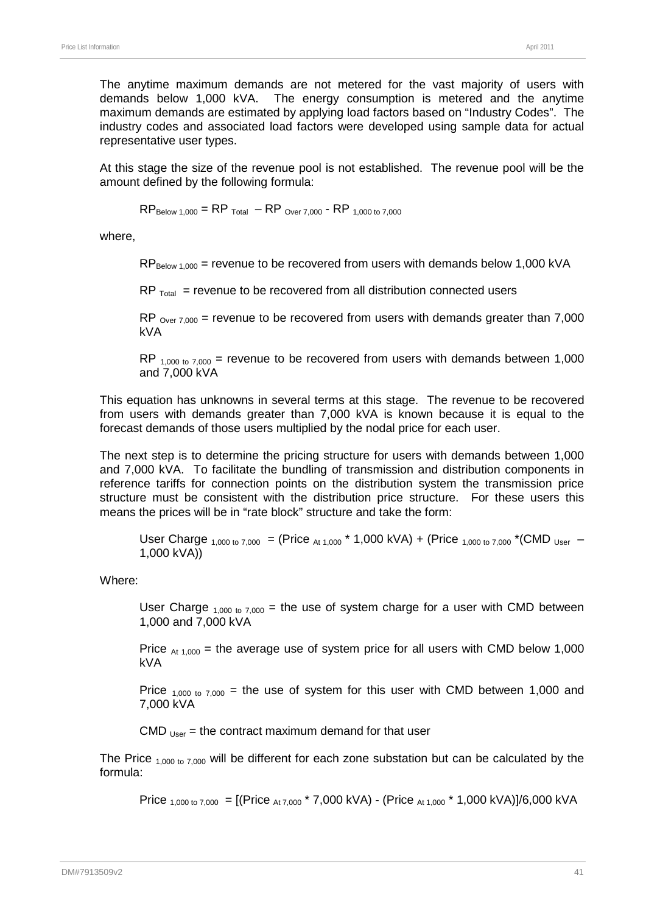The anytime maximum demands are not metered for the vast majority of users with demands below 1,000 kVA. The energy consumption is metered and the anytime maximum demands are estimated by applying load factors based on "Industry Codes". The industry codes and associated load factors were developed using sample data for actual representative user types.

At this stage the size of the revenue pool is not established. The revenue pool will be the amount defined by the following formula:

$$RP_{Below\ 1,000} = RP_{Total} - RP_{Over\ 7,000} - RP_{1,000\ to\ 7,000}$$

where,

> $RP_{Below\ 1,000}$ = revenue to be recovered from users with demands below 1,000 kVA
>
> $RP_{Total}$ = revenue to be recovered from all distribution connected users
>
> $RP_{Over\ 7,000}$ = revenue to be recovered from users with demands greater than 7,000 kVA
>
> $RP_{1,000\ to\ 7,000}$ = revenue to be recovered from users with demands between 1,000 and 7,000 kVA

This equation has unknowns in several terms at this stage. The revenue to be recovered from users with demands greater than 7,000 kVA is known because it is equal to the forecast demands of those users multiplied by the nodal price for each user.

The next step is to determine the pricing structure for users with demands between 1,000 and 7,000 kVA. To facilitate the bundling of transmission and distribution components in reference tariffs for connection points on the distribution system the transmission price structure must be consistent with the distribution price structure. For these users this means the prices will be in "rate block" structure and take the form:

$$\text{User Charge}_{1,000\ to\ 7,000} = (\text{Price}_{At\ 1,000} * 1,000\ \text{kVA}) + (\text{Price}_{1,000\ to\ 7,000} * (\text{CMD}_{User} - 1,000\ \text{kVA}))$$

Where:

> $\text{User Charge}_{1,000\ to\ 7,000}$ = the use of system charge for a user with CMD between 1,000 and 7,000 kVA
>
> $\text{Price}_{At\ 1,000}$ = the average use of system price for all users with CMD below 1,000 kVA
>
> $\text{Price}_{1,000\ to\ 7,000}$ = the use of system for this user with CMD between 1,000 and 7,000 kVA
>
> $\text{CMD}_{User}$ = the contract maximum demand for that user

The $\text{Price}_{1,000\ to\ 7,000}$ will be different for each zone substation but can be calculated by the formula:

$$\text{Price}_{1,000\ to\ 7,000} = [(\text{Price}_{At\ 7,000} * 7,000\ \text{kVA}) - (\text{Price}_{At\ 1,000} * 1,000\ \text{kVA})]/6,000\ \text{kVA}$$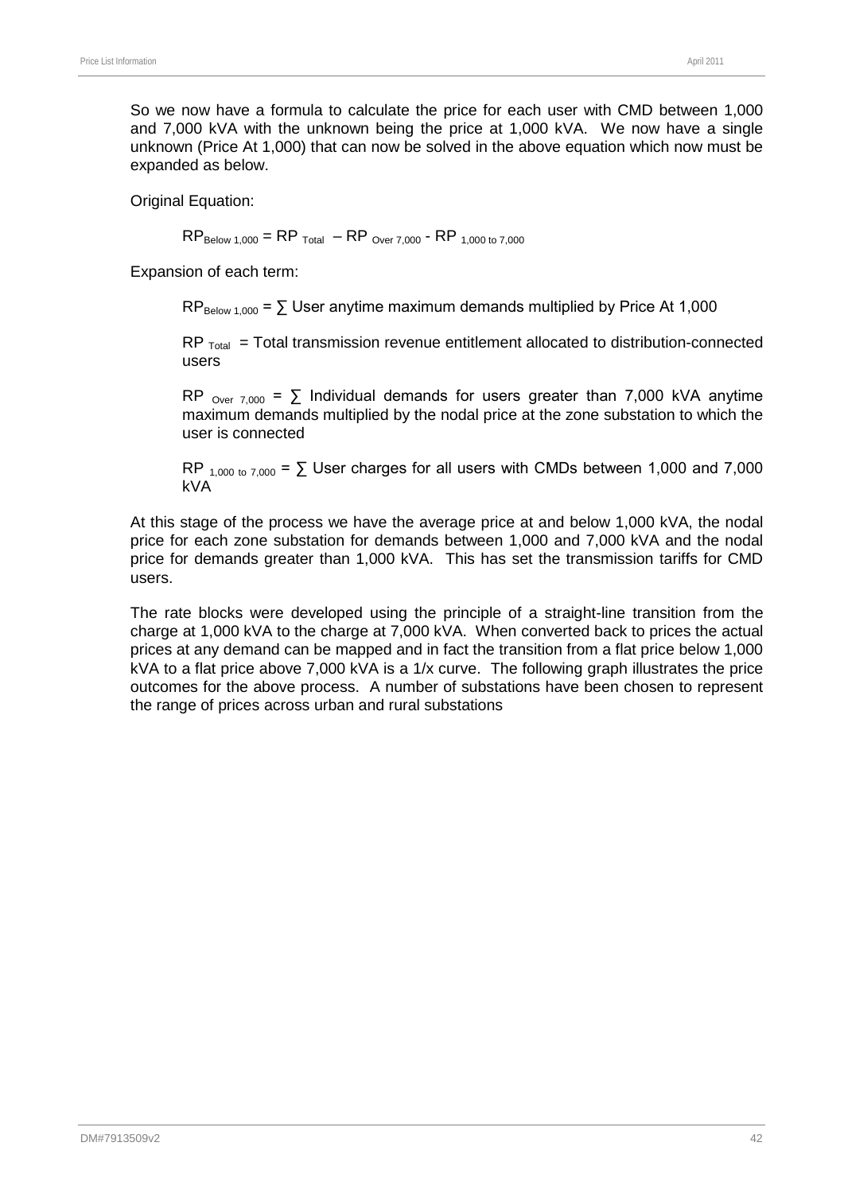So we now have a formula to calculate the price for each user with CMD between 1,000 and 7,000 kVA with the unknown being the price at 1,000 kVA. We now have a single unknown (Price At 1,000) that can now be solved in the above equation which now must be expanded as below.

Original Equation:

$$RP_{Below\ 1,000} = RP_{Total} - RP_{Over\ 7,000} - RP_{1,000\ to\ 7,000}$$

Expansion of each term:

$RP_{Below\ 1,000}$ = ∑ User anytime maximum demands multiplied by Price At 1,000

$RP_{Total}$ = Total transmission revenue entitlement allocated to distribution-connected users

$RP_{Over\ 7,000}$ = ∑ Individual demands for users greater than 7,000 kVA anytime maximum demands multiplied by the nodal price at the zone substation to which the user is connected

$RP_{1,000\ to\ 7,000}$ = ∑ User charges for all users with CMDs between 1,000 and 7,000 kVA

At this stage of the process we have the average price at and below 1,000 kVA, the nodal price for each zone substation for demands between 1,000 and 7,000 kVA and the nodal price for demands greater than 1,000 kVA. This has set the transmission tariffs for CMD users.

The rate blocks were developed using the principle of a straight-line transition from the charge at 1,000 kVA to the charge at 7,000 kVA. When converted back to prices the actual prices at any demand can be mapped and in fact the transition from a flat price below 1,000 kVA to a flat price above 7,000 kVA is a 1/x curve. The following graph illustrates the price outcomes for the above process. A number of substations have been chosen to represent the range of prices across urban and rural substations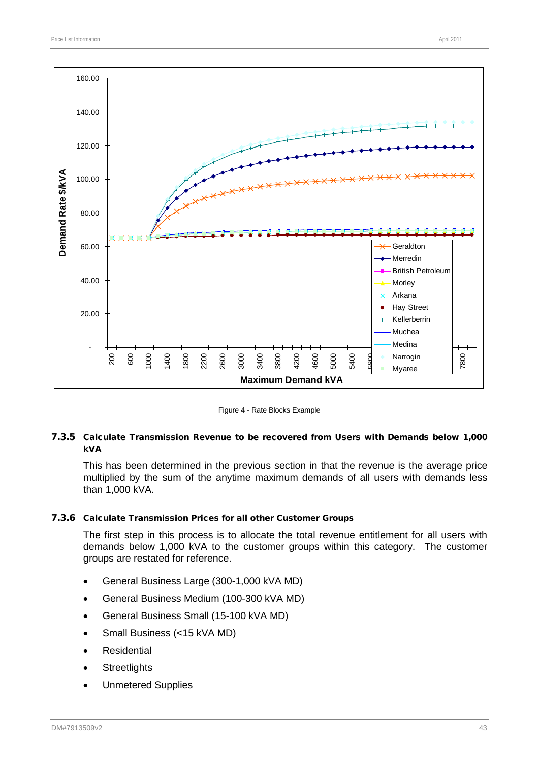Figure 4 - Rate Blocks Example

### 7.3.5 Calculate Transmission Revenue to be recovered from Users with Demands below 1,000 kVA

This has been determined in the previous section in that the revenue is the average price multiplied by the sum of the anytime maximum demands of all users with demands less than 1,000 kVA.

### 7.3.6 Calculate Transmission Prices for all other Customer Groups

The first step in this process is to allocate the total revenue entitlement for all users with demands below 1,000 kVA to the customer groups within this category. The customer groups are restated for reference.

- General Business Large (300-1,000 kVA MD)
- General Business Medium (100-300 kVA MD)
- General Business Small (15-100 kVA MD)
- Small Business (<15 kVA MD)
- Residential
- Streetlights
- Unmetered Supplies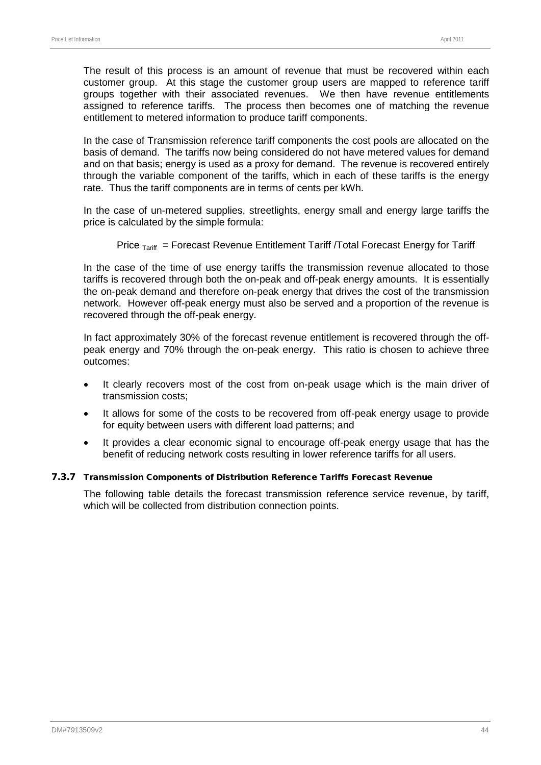The result of this process is an amount of revenue that must be recovered within each customer group. At this stage the customer group users are mapped to reference tariff groups together with their associated revenues. We then have revenue entitlements assigned to reference tariffs. The process then becomes one of matching the revenue entitlement to metered information to produce tariff components.

In the case of Transmission reference tariff components the cost pools are allocated on the basis of demand. The tariffs now being considered do not have metered values for demand and on that basis; energy is used as a proxy for demand. The revenue is recovered entirely through the variable component of the tariffs, which in each of these tariffs is the energy rate. Thus the tariff components are in terms of cents per kWh.

In the case of un-metered supplies, streetlights, energy small and energy large tariffs the price is calculated by the simple formula:

$$\text{Price}_{\text{Tariff}} = \text{Forecast Revenue Entitlement Tariff / Total Forecast Energy for Tariff}$$

In the case of the time of use energy tariffs the transmission revenue allocated to those tariffs is recovered through both the on-peak and off-peak energy amounts. It is essentially the on-peak demand and therefore on-peak energy that drives the cost of the transmission network. However off-peak energy must also be served and a proportion of the revenue is recovered through the off-peak energy.

In fact approximately 30% of the forecast revenue entitlement is recovered through the off-peak energy and 70% through the on-peak energy. This ratio is chosen to achieve three outcomes:

- It clearly recovers most of the cost from on-peak usage which is the main driver of transmission costs;
- It allows for some of the costs to be recovered from off-peak energy usage to provide for equity between users with different load patterns; and
- It provides a clear economic signal to encourage off-peak energy usage that has the benefit of reducing network costs resulting in lower reference tariffs for all users.

### 7.3.7 Transmission Components of Distribution Reference Tariffs Forecast Revenue

The following table details the forecast transmission reference service revenue, by tariff, which will be collected from distribution connection points.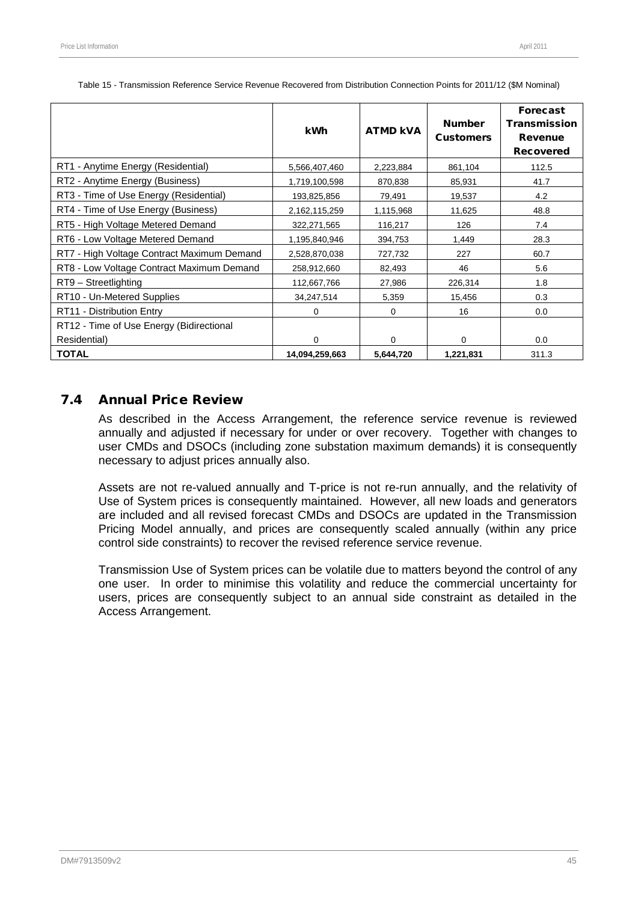Table 15 - Transmission Reference Service Revenue Recovered from Distribution Connection Points for 2011/12 ($M Nominal)

| | kWh | ATMD kVA | Number Customers | Forecast Transmission Revenue Recovered |
|---|---|---|---|---|
| RT1 - Anytime Energy (Residential) | 5,566,407,460 | 2,223,884 | 861,104 | 112.5 |
| RT2 - Anytime Energy (Business) | 1,719,100,598 | 870,838 | 85,931 | 41.7 |
| RT3 - Time of Use Energy (Residential) | 193,825,856 | 79,491 | 19,537 | 4.2 |
| RT4 - Time of Use Energy (Business) | 2,162,115,259 | 1,115,968 | 11,625 | 48.8 |
| RT5 - High Voltage Metered Demand | 322,271,565 | 116,217 | 126 | 7.4 |
| RT6 - Low Voltage Metered Demand | 1,195,840,946 | 394,753 | 1,449 | 28.3 |
| RT7 - High Voltage Contract Maximum Demand | 2,528,870,038 | 727,732 | 227 | 60.7 |
| RT8 - Low Voltage Contract Maximum Demand | 258,912,660 | 82,493 | 46 | 5.6 |
| RT9 – Streetlighting | 112,667,766 | 27,986 | 226,314 | 1.8 |
| RT10 - Un-Metered Supplies | 34,247,514 | 5,359 | 15,456 | 0.3 |
| RT11 - Distribution Entry | 0 | 0 | 16 | 0.0 |
| RT12 - Time of Use Energy (Bidirectional Residential) | 0 | 0 | 0 | 0.0 |
| **TOTAL** | **14,094,259,663** | **5,644,720** | **1,221,831** | 311.3 |

## 7.4 Annual Price Review

As described in the Access Arrangement, the reference service revenue is reviewed annually and adjusted if necessary for under or over recovery. Together with changes to user CMDs and DSOCs (including zone substation maximum demands) it is consequently necessary to adjust prices annually also.

Assets are not re-valued annually and T-price is not re-run annually, and the relativity of Use of System prices is consequently maintained. However, all new loads and generators are included and all revised forecast CMDs and DSOCs are updated in the Transmission Pricing Model annually, and prices are consequently scaled annually (within any price control side constraints) to recover the revised reference service revenue.

Transmission Use of System prices can be volatile due to matters beyond the control of any one user. In order to minimise this volatility and reduce the commercial uncertainty for users, prices are consequently subject to an annual side constraint as detailed in the Access Arrangement.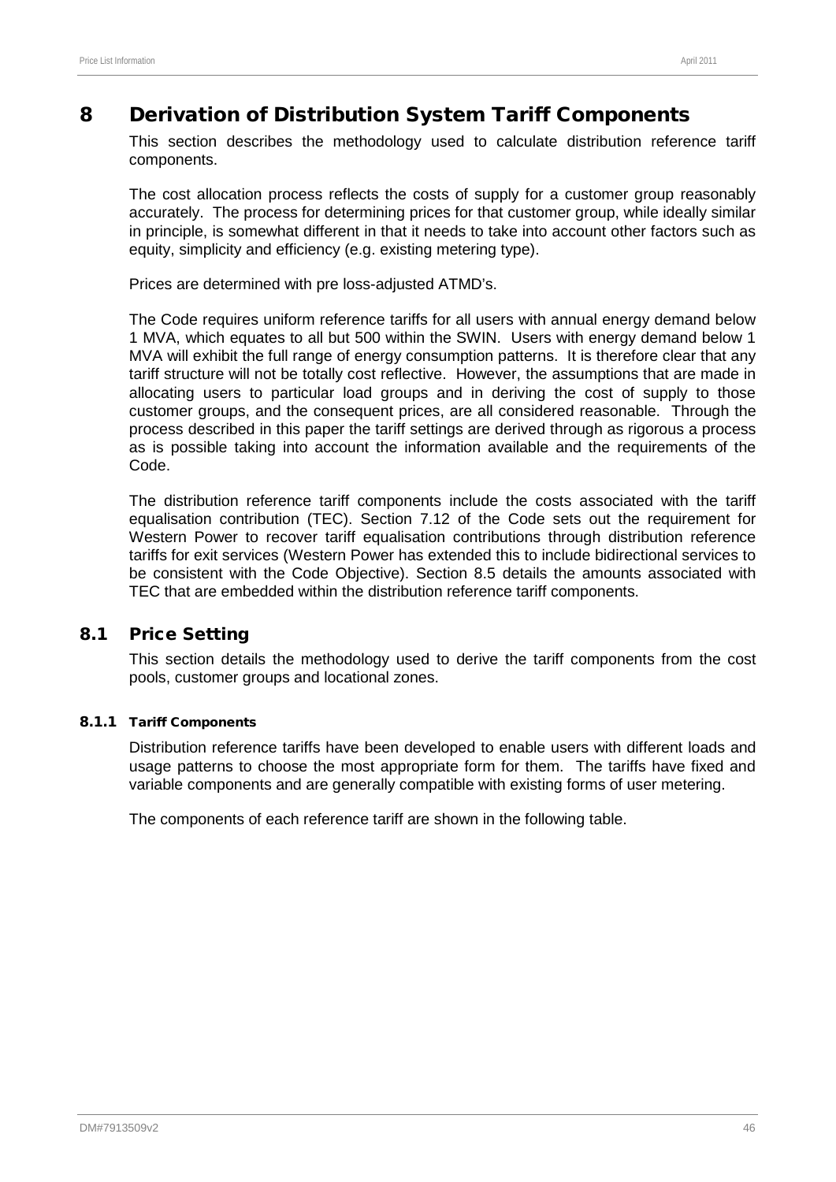# 8 Derivation of Distribution System Tariff Components

This section describes the methodology used to calculate distribution reference tariff components.

The cost allocation process reflects the costs of supply for a customer group reasonably accurately. The process for determining prices for that customer group, while ideally similar in principle, is somewhat different in that it needs to take into account other factors such as equity, simplicity and efficiency (e.g. existing metering type).

Prices are determined with pre loss-adjusted ATMD's.

The Code requires uniform reference tariffs for all users with annual energy demand below 1 MVA, which equates to all but 500 within the SWIN. Users with energy demand below 1 MVA will exhibit the full range of energy consumption patterns. It is therefore clear that any tariff structure will not be totally cost reflective. However, the assumptions that are made in allocating users to particular load groups and in deriving the cost of supply to those customer groups, and the consequent prices, are all considered reasonable. Through the process described in this paper the tariff settings are derived through as rigorous a process as is possible taking into account the information available and the requirements of the Code.

The distribution reference tariff components include the costs associated with the tariff equalisation contribution (TEC). Section 7.12 of the Code sets out the requirement for Western Power to recover tariff equalisation contributions through distribution reference tariffs for exit services (Western Power has extended this to include bidirectional services to be consistent with the Code Objective). Section 8.5 details the amounts associated with TEC that are embedded within the distribution reference tariff components.

## 8.1 Price Setting

This section details the methodology used to derive the tariff components from the cost pools, customer groups and locational zones.

### 8.1.1 Tariff Components

Distribution reference tariffs have been developed to enable users with different loads and usage patterns to choose the most appropriate form for them. The tariffs have fixed and variable components and are generally compatible with existing forms of user metering.

The components of each reference tariff are shown in the following table.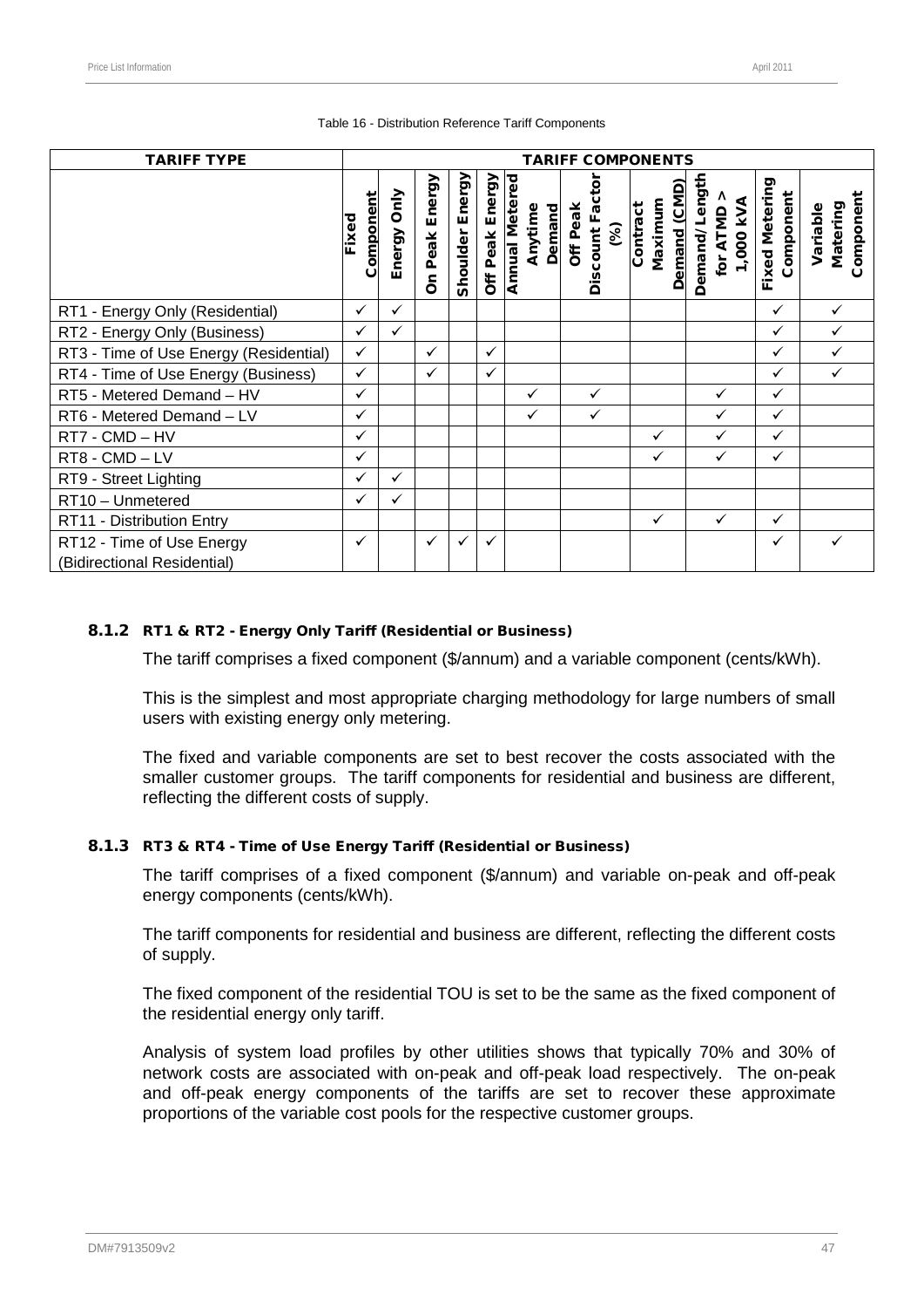Table 16 - Distribution Reference Tariff Components

| TARIFF TYPE | TARIFF COMPONENTS | | | | | | | | | | |
|---|---|---|---|---|---|---|---|---|---|---|---|
| | Fixed Component | Energy Only | On Peak Energy | Shoulder Energy | Off Peak Energy | Annual Metered Anytime Demand | Off Peak Discount Factor (%) | Contract Maximum Demand (CMD) | Demand/Length for ATMD > 1,000 kVA | Fixed Metering Component | Variable Matering Component |
| RT1 - Energy Only (Residential) | ✓ | ✓ | | | | | | | | ✓ | ✓ |
| RT2 - Energy Only (Business) | ✓ | ✓ | | | | | | | | ✓ | ✓ |
| RT3 - Time of Use Energy (Residential) | ✓ | | ✓ | | ✓ | | | | | ✓ | ✓ |
| RT4 - Time of Use Energy (Business) | ✓ | | ✓ | | ✓ | | | | | ✓ | ✓ |
| RT5 - Metered Demand – HV | ✓ | | | | | ✓ | ✓ | | ✓ | ✓ | |
| RT6 - Metered Demand – LV | ✓ | | | | | ✓ | ✓ | | ✓ | ✓ | |
| RT7 - CMD – HV | ✓ | | | | | | | ✓ | ✓ | ✓ | |
| RT8 - CMD – LV | ✓ | | | | | | | ✓ | ✓ | ✓ | |
| RT9 - Street Lighting | ✓ | ✓ | | | | | | | | | |
| RT10 – Unmetered | ✓ | ✓ | | | | | | | | | |
| RT11 - Distribution Entry | | | | | | | | ✓ | ✓ | ✓ | |
| RT12 - Time of Use Energy (Bidirectional Residential) | ✓ | | ✓ | ✓ | ✓ | | | | | ✓ | ✓ |

### 8.1.2 RT1 & RT2 - Energy Only Tariff (Residential or Business)

The tariff comprises a fixed component ($/annum) and a variable component (cents/kWh).

This is the simplest and most appropriate charging methodology for large numbers of small users with existing energy only metering.

The fixed and variable components are set to best recover the costs associated with the smaller customer groups. The tariff components for residential and business are different, reflecting the different costs of supply.

### 8.1.3 RT3 & RT4 - Time of Use Energy Tariff (Residential or Business)

The tariff comprises of a fixed component ($/annum) and variable on-peak and off-peak energy components (cents/kWh).

The tariff components for residential and business are different, reflecting the different costs of supply.

The fixed component of the residential TOU is set to be the same as the fixed component of the residential energy only tariff.

Analysis of system load profiles by other utilities shows that typically 70% and 30% of network costs are associated with on-peak and off-peak load respectively. The on-peak and off-peak energy components of the tariffs are set to recover these approximate proportions of the variable cost pools for the respective customer groups.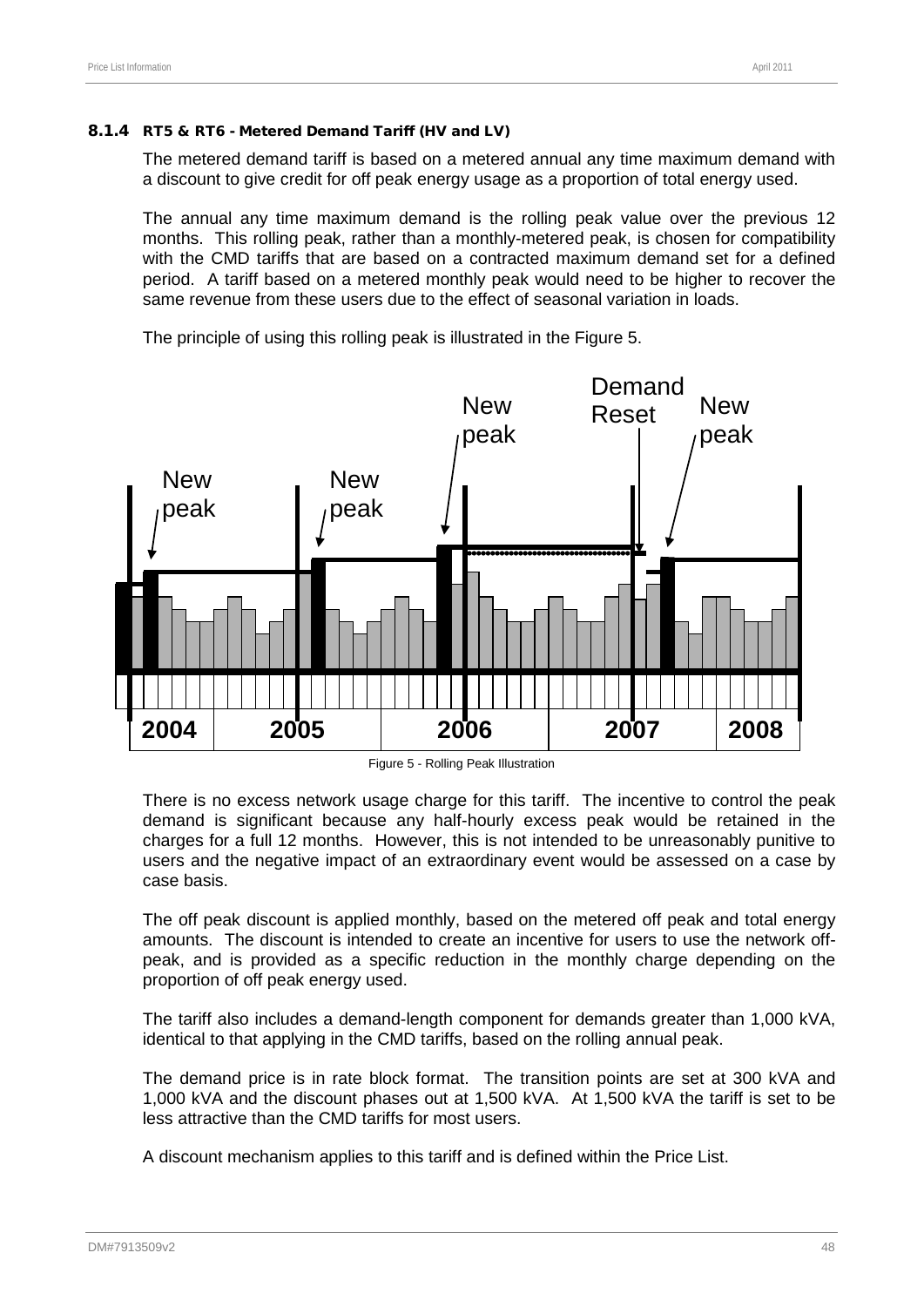### 8.1.4 RT5 & RT6 - Metered Demand Tariff (HV and LV)

The metered demand tariff is based on a metered annual any time maximum demand with a discount to give credit for off peak energy usage as a proportion of total energy used.

The annual any time maximum demand is the rolling peak value over the previous 12 months. This rolling peak, rather than a monthly-metered peak, is chosen for compatibility with the CMD tariffs that are based on a contracted maximum demand set for a defined period. A tariff based on a metered monthly peak would need to be higher to recover the same revenue from these users due to the effect of seasonal variation in loads.

The principle of using this rolling peak is illustrated in the Figure 5.

Figure 5 - Rolling Peak Illustration

There is no excess network usage charge for this tariff. The incentive to control the peak demand is significant because any half-hourly excess peak would be retained in the charges for a full 12 months. However, this is not intended to be unreasonably punitive to users and the negative impact of an extraordinary event would be assessed on a case by case basis.

The off peak discount is applied monthly, based on the metered off peak and total energy amounts. The discount is intended to create an incentive for users to use the network off-peak, and is provided as a specific reduction in the monthly charge depending on the proportion of off peak energy used.

The tariff also includes a demand-length component for demands greater than 1,000 kVA, identical to that applying in the CMD tariffs, based on the rolling annual peak.

The demand price is in rate block format. The transition points are set at 300 kVA and 1,000 kVA and the discount phases out at 1,500 kVA. At 1,500 kVA the tariff is set to be less attractive than the CMD tariffs for most users.

A discount mechanism applies to this tariff and is defined within the Price List.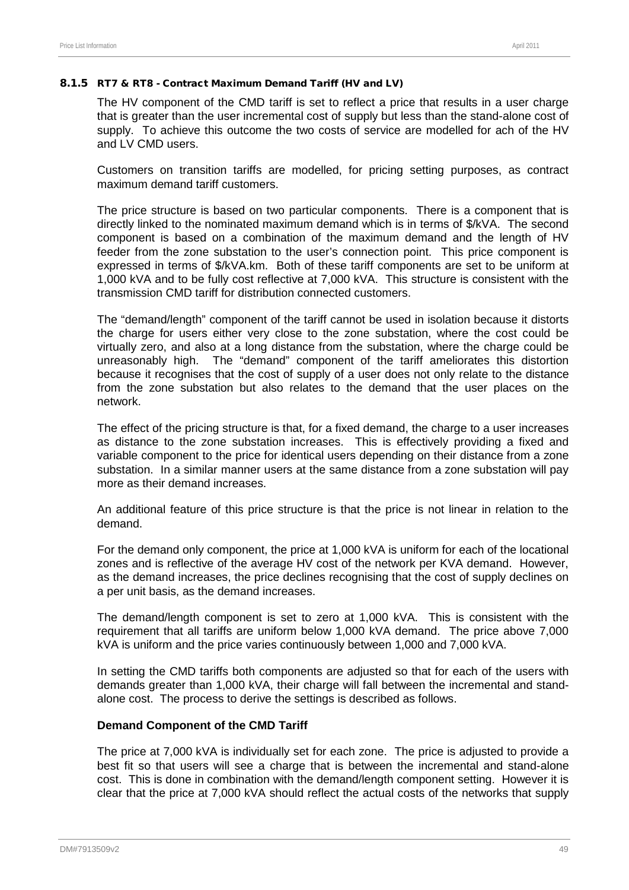#### 8.1.5 RT7 & RT8 - Contract Maximum Demand Tariff (HV and LV)

The HV component of the CMD tariff is set to reflect a price that results in a user charge that is greater than the user incremental cost of supply but less than the stand-alone cost of supply. To achieve this outcome the two costs of service are modelled for ach of the HV and LV CMD users.

Customers on transition tariffs are modelled, for pricing setting purposes, as contract maximum demand tariff customers.

The price structure is based on two particular components. There is a component that is directly linked to the nominated maximum demand which is in terms of $/kVA. The second component is based on a combination of the maximum demand and the length of HV feeder from the zone substation to the user's connection point. This price component is expressed in terms of $/kVA.km. Both of these tariff components are set to be uniform at 1,000 kVA and to be fully cost reflective at 7,000 kVA. This structure is consistent with the transmission CMD tariff for distribution connected customers.

The "demand/length" component of the tariff cannot be used in isolation because it distorts the charge for users either very close to the zone substation, where the cost could be virtually zero, and also at a long distance from the substation, where the charge could be unreasonably high. The "demand" component of the tariff ameliorates this distortion because it recognises that the cost of supply of a user does not only relate to the distance from the zone substation but also relates to the demand that the user places on the network.

The effect of the pricing structure is that, for a fixed demand, the charge to a user increases as distance to the zone substation increases. This is effectively providing a fixed and variable component to the price for identical users depending on their distance from a zone substation. In a similar manner users at the same distance from a zone substation will pay more as their demand increases.

An additional feature of this price structure is that the price is not linear in relation to the demand.

For the demand only component, the price at 1,000 kVA is uniform for each of the locational zones and is reflective of the average HV cost of the network per KVA demand. However, as the demand increases, the price declines recognising that the cost of supply declines on a per unit basis, as the demand increases.

The demand/length component is set to zero at 1,000 kVA. This is consistent with the requirement that all tariffs are uniform below 1,000 kVA demand. The price above 7,000 kVA is uniform and the price varies continuously between 1,000 and 7,000 kVA.

In setting the CMD tariffs both components are adjusted so that for each of the users with demands greater than 1,000 kVA, their charge will fall between the incremental and stand-alone cost. The process to derive the settings is described as follows.

**Demand Component of the CMD Tariff**

The price at 7,000 kVA is individually set for each zone. The price is adjusted to provide a best fit so that users will see a charge that is between the incremental and stand-alone cost. This is done in combination with the demand/length component setting. However it is clear that the price at 7,000 kVA should reflect the actual costs of the networks that supply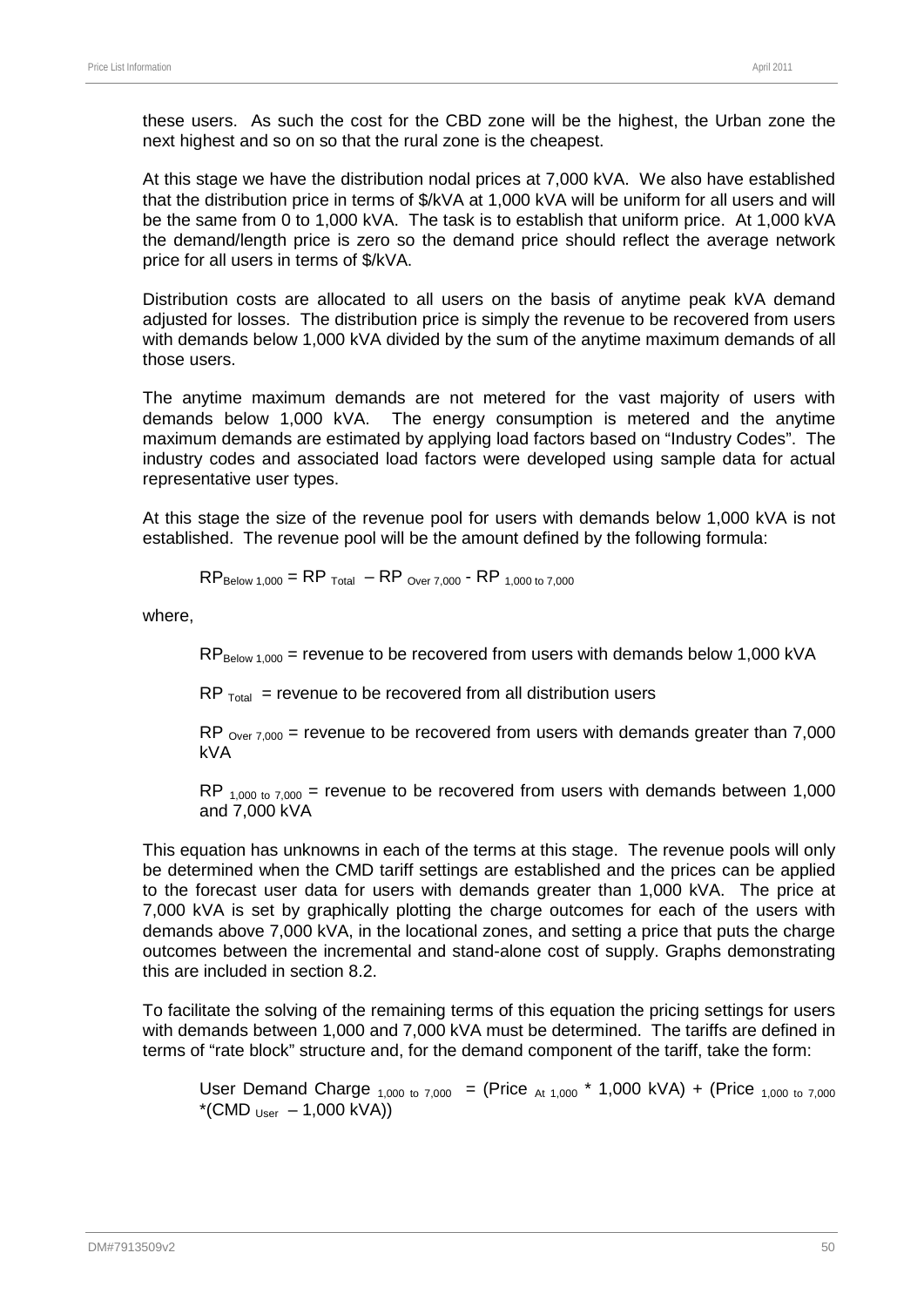these users. As such the cost for the CBD zone will be the highest, the Urban zone the next highest and so on so that the rural zone is the cheapest.

At this stage we have the distribution nodal prices at 7,000 kVA. We also have established that the distribution price in terms of \$/kVA at 1,000 kVA will be uniform for all users and will be the same from 0 to 1,000 kVA. The task is to establish that uniform price. At 1,000 kVA the demand/length price is zero so the demand price should reflect the average network price for all users in terms of \$/kVA.

Distribution costs are allocated to all users on the basis of anytime peak kVA demand adjusted for losses. The distribution price is simply the revenue to be recovered from users with demands below 1,000 kVA divided by the sum of the anytime maximum demands of all those users.

The anytime maximum demands are not metered for the vast majority of users with demands below 1,000 kVA. The energy consumption is metered and the anytime maximum demands are estimated by applying load factors based on "Industry Codes". The industry codes and associated load factors were developed using sample data for actual representative user types.

At this stage the size of the revenue pool for users with demands below 1,000 kVA is not established. The revenue pool will be the amount defined by the following formula:

$$RP_{Below\ 1,000} = RP_{Total} - RP_{Over\ 7,000} - RP_{1,000\ to\ 7,000}$$

where,

$RP_{Below\ 1,000}$ = revenue to be recovered from users with demands below 1,000 kVA

$RP_{Total}$ = revenue to be recovered from all distribution users

$RP_{Over\ 7,000}$ = revenue to be recovered from users with demands greater than 7,000 kVA

$RP_{1,000\ to\ 7,000}$ = revenue to be recovered from users with demands between 1,000 and 7,000 kVA

This equation has unknowns in each of the terms at this stage. The revenue pools will only be determined when the CMD tariff settings are established and the prices can be applied to the forecast user data for users with demands greater than 1,000 kVA. The price at 7,000 kVA is set by graphically plotting the charge outcomes for each of the users with demands above 7,000 kVA, in the locational zones, and setting a price that puts the charge outcomes between the incremental and stand-alone cost of supply. Graphs demonstrating this are included in section 8.2.

To facilitate the solving of the remaining terms of this equation the pricing settings for users with demands between 1,000 and 7,000 kVA must be determined. The tariffs are defined in terms of "rate block" structure and, for the demand component of the tariff, take the form:

$$\text{User Demand Charge}_{1,000\ to\ 7,000} = (\text{Price}_{At\ 1,000} * 1,000\ \text{kVA}) + (\text{Price}_{1,000\ to\ 7,000} * (\text{CMD}_{User} - 1,000\ \text{kVA}))$$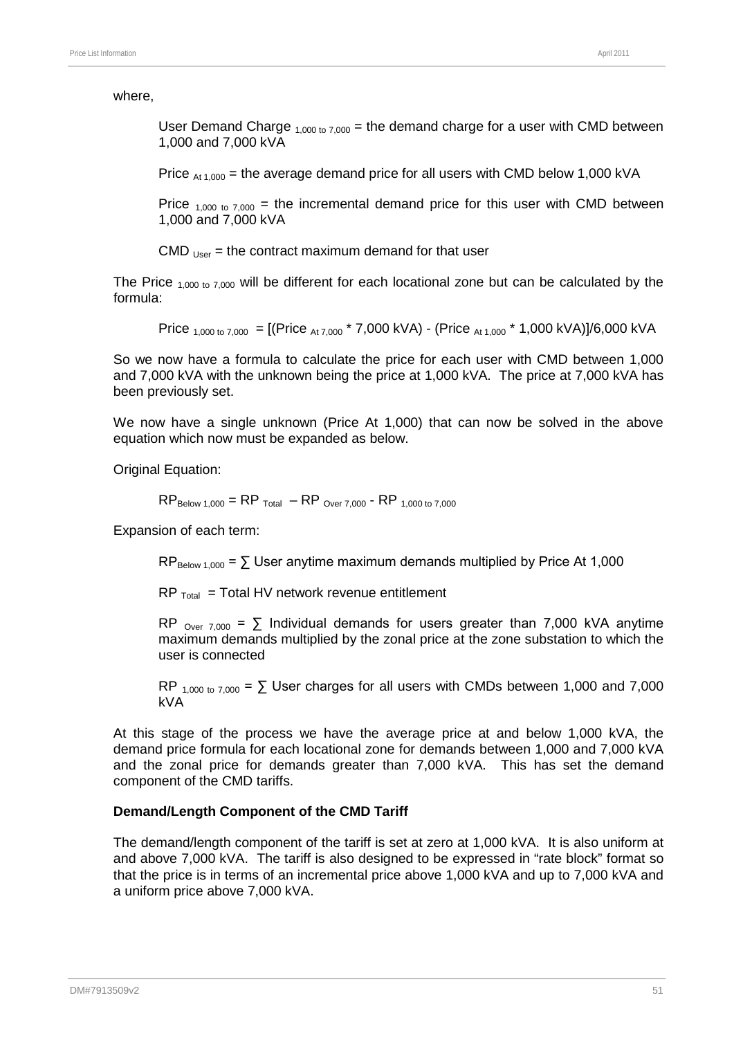where,

> User Demand Charge $_{1,000 \text{ to } 7,000}$ = the demand charge for a user with CMD between 1,000 and 7,000 kVA
>
> Price $_{\text{At } 1,000}$ = the average demand price for all users with CMD below 1,000 kVA
>
> Price $_{1,000 \text{ to } 7,000}$ = the incremental demand price for this user with CMD between 1,000 and 7,000 kVA
>
> CMD $_{\text{User}}$ = the contract maximum demand for that user

The Price $_{1,000 \text{ to } 7,000}$ will be different for each locational zone but can be calculated by the formula:

$$\text{Price}_{1,000 \text{ to } 7,000} = [(\text{Price}_{\text{At } 7,000} * 7,000 \text{ kVA}) - (\text{Price}_{\text{At } 1,000} * 1,000 \text{ kVA})]/6,000 \text{ kVA}$$

So we now have a formula to calculate the price for each user with CMD between 1,000 and 7,000 kVA with the unknown being the price at 1,000 kVA. The price at 7,000 kVA has been previously set.

We now have a single unknown (Price At 1,000) that can now be solved in the above equation which now must be expanded as below.

Original Equation:

$$RP_{\text{Below } 1,000} = RP_{\text{Total}} - RP_{\text{Over } 7,000} - RP_{1,000 \text{ to } 7,000}$$

Expansion of each term:

> $RP_{\text{Below } 1,000}$ = ∑ User anytime maximum demands multiplied by Price At 1,000
>
> $RP_{\text{Total}}$ = Total HV network revenue entitlement
>
> $RP_{\text{Over } 7,000}$ = ∑ Individual demands for users greater than 7,000 kVA anytime maximum demands multiplied by the zonal price at the zone substation to which the user is connected
>
> $RP_{1,000 \text{ to } 7,000}$ = ∑ User charges for all users with CMDs between 1,000 and 7,000 kVA

At this stage of the process we have the average price at and below 1,000 kVA, the demand price formula for each locational zone for demands between 1,000 and 7,000 kVA and the zonal price for demands greater than 7,000 kVA. This has set the demand component of the CMD tariffs.

**Demand/Length Component of the CMD Tariff**

The demand/length component of the tariff is set at zero at 1,000 kVA. It is also uniform at and above 7,000 kVA. The tariff is also designed to be expressed in "rate block" format so that the price is in terms of an incremental price above 1,000 kVA and up to 7,000 kVA and a uniform price above 7,000 kVA.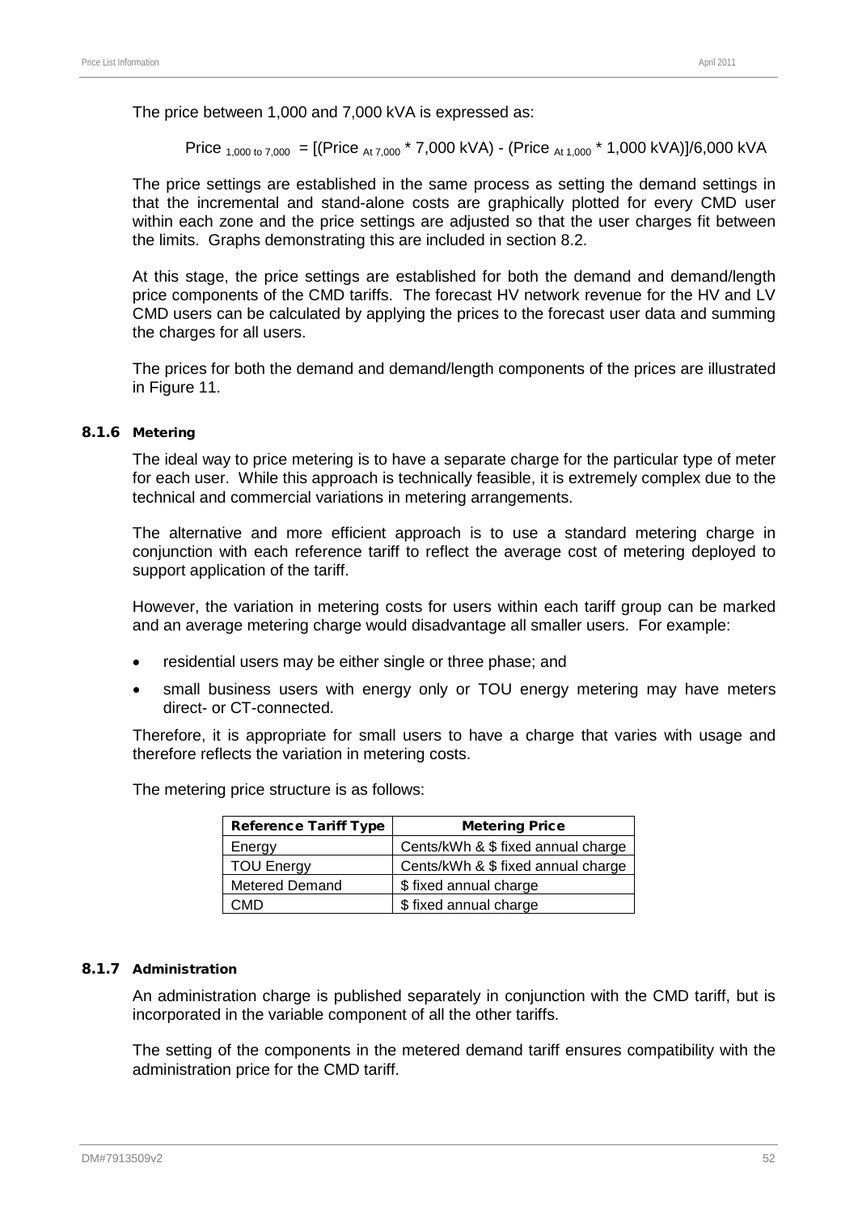The price between 1,000 and 7,000 kVA is expressed as:

$$\text{Price}_{1,000 \text{ to } 7,000} = [(\text{Price}_{\text{At } 7,000} * 7,000 \text{ kVA}) - (\text{Price}_{\text{At } 1,000} * 1,000 \text{ kVA})]/6,000 \text{ kVA}$$

The price settings are established in the same process as setting the demand settings in that the incremental and stand-alone costs are graphically plotted for every CMD user within each zone and the price settings are adjusted so that the user charges fit between the limits. Graphs demonstrating this are included in section 8.2.

At this stage, the price settings are established for both the demand and demand/length price components of the CMD tariffs. The forecast HV network revenue for the HV and LV CMD users can be calculated by applying the prices to the forecast user data and summing the charges for all users.

The prices for both the demand and demand/length components of the prices are illustrated in Figure 11.

### 8.1.6 Metering

The ideal way to price metering is to have a separate charge for the particular type of meter for each user. While this approach is technically feasible, it is extremely complex due to the technical and commercial variations in metering arrangements.

The alternative and more efficient approach is to use a standard metering charge in conjunction with each reference tariff to reflect the average cost of metering deployed to support application of the tariff.

However, the variation in metering costs for users within each tariff group can be marked and an average metering charge would disadvantage all smaller users. For example:

- residential users may be either single or three phase; and
- small business users with energy only or TOU energy metering may have meters direct- or CT-connected.

Therefore, it is appropriate for small users to have a charge that varies with usage and therefore reflects the variation in metering costs.

The metering price structure is as follows:

| Reference Tariff Type | Metering Price |
|---|---|
| Energy | Cents/kWh & $ fixed annual charge |
| TOU Energy | Cents/kWh & $ fixed annual charge |
| Metered Demand | $ fixed annual charge |
| CMD | $ fixed annual charge |

### 8.1.7 Administration

An administration charge is published separately in conjunction with the CMD tariff, but is incorporated in the variable component of all the other tariffs.

The setting of the components in the metered demand tariff ensures compatibility with the administration price for the CMD tariff.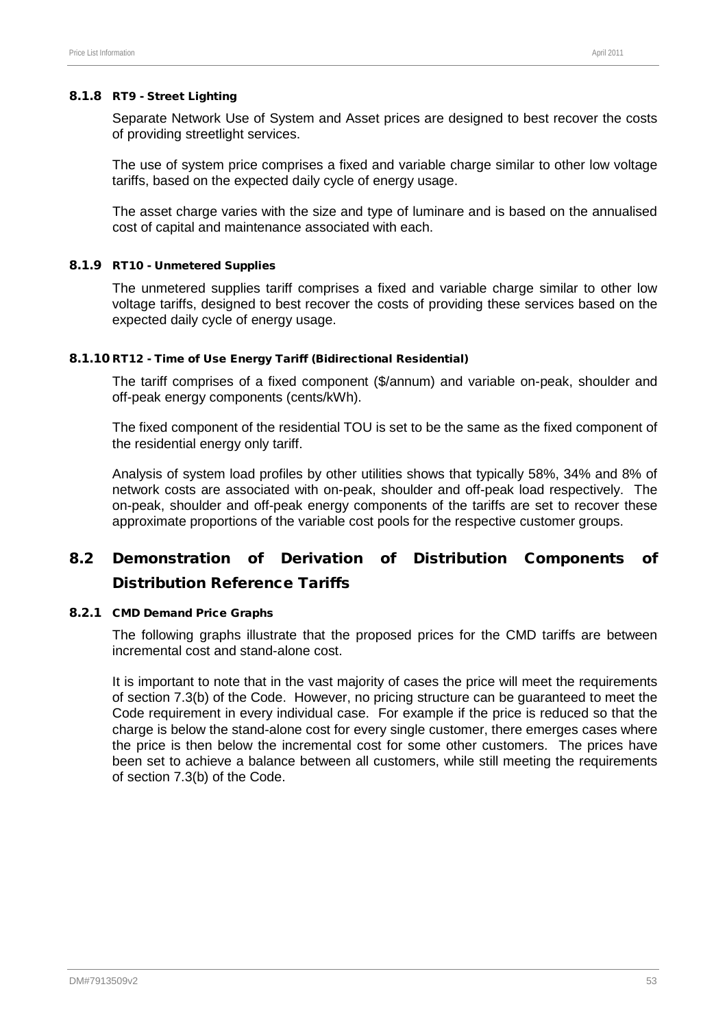#### 8.1.8 RT9 - Street Lighting

Separate Network Use of System and Asset prices are designed to best recover the costs of providing streetlight services.

The use of system price comprises a fixed and variable charge similar to other low voltage tariffs, based on the expected daily cycle of energy usage.

The asset charge varies with the size and type of luminare and is based on the annualised cost of capital and maintenance associated with each.

#### 8.1.9 RT10 - Unmetered Supplies

The unmetered supplies tariff comprises a fixed and variable charge similar to other low voltage tariffs, designed to best recover the costs of providing these services based on the expected daily cycle of energy usage.

#### 8.1.10 RT12 - Time of Use Energy Tariff (Bidirectional Residential)

The tariff comprises of a fixed component ($/annum) and variable on-peak, shoulder and off-peak energy components (cents/kWh).

The fixed component of the residential TOU is set to be the same as the fixed component of the residential energy only tariff.

Analysis of system load profiles by other utilities shows that typically 58%, 34% and 8% of network costs are associated with on-peak, shoulder and off-peak load respectively. The on-peak, shoulder and off-peak energy components of the tariffs are set to recover these approximate proportions of the variable cost pools for the respective customer groups.

## 8.2 Demonstration of Derivation of Distribution Components of Distribution Reference Tariffs

#### 8.2.1 CMD Demand Price Graphs

The following graphs illustrate that the proposed prices for the CMD tariffs are between incremental cost and stand-alone cost.

It is important to note that in the vast majority of cases the price will meet the requirements of section 7.3(b) of the Code. However, no pricing structure can be guaranteed to meet the Code requirement in every individual case. For example if the price is reduced so that the charge is below the stand-alone cost for every single customer, there emerges cases where the price is then below the incremental cost for some other customers. The prices have been set to achieve a balance between all customers, while still meeting the requirements of section 7.3(b) of the Code.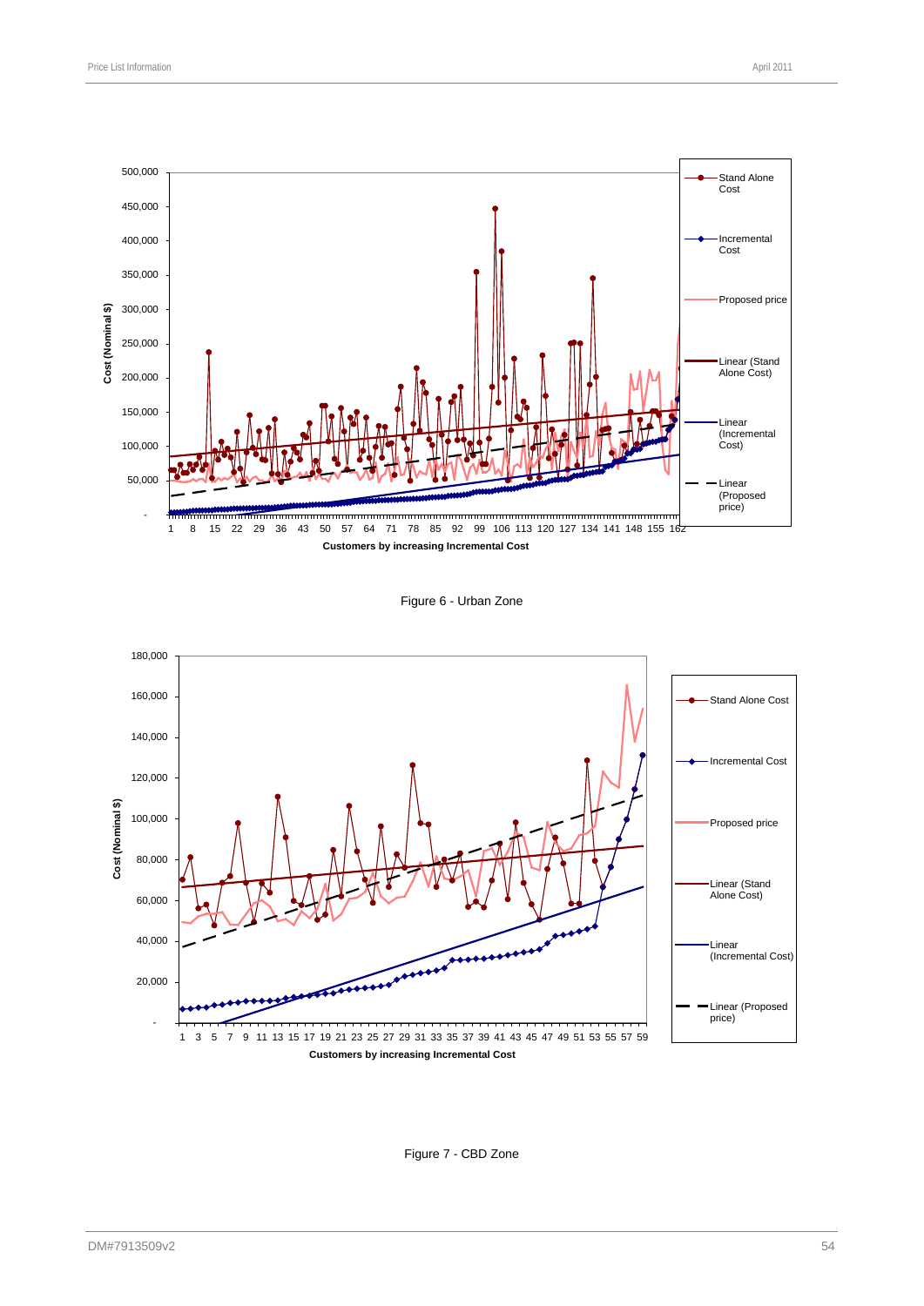Figure 6 - Urban Zone

Figure 7 - CBD Zone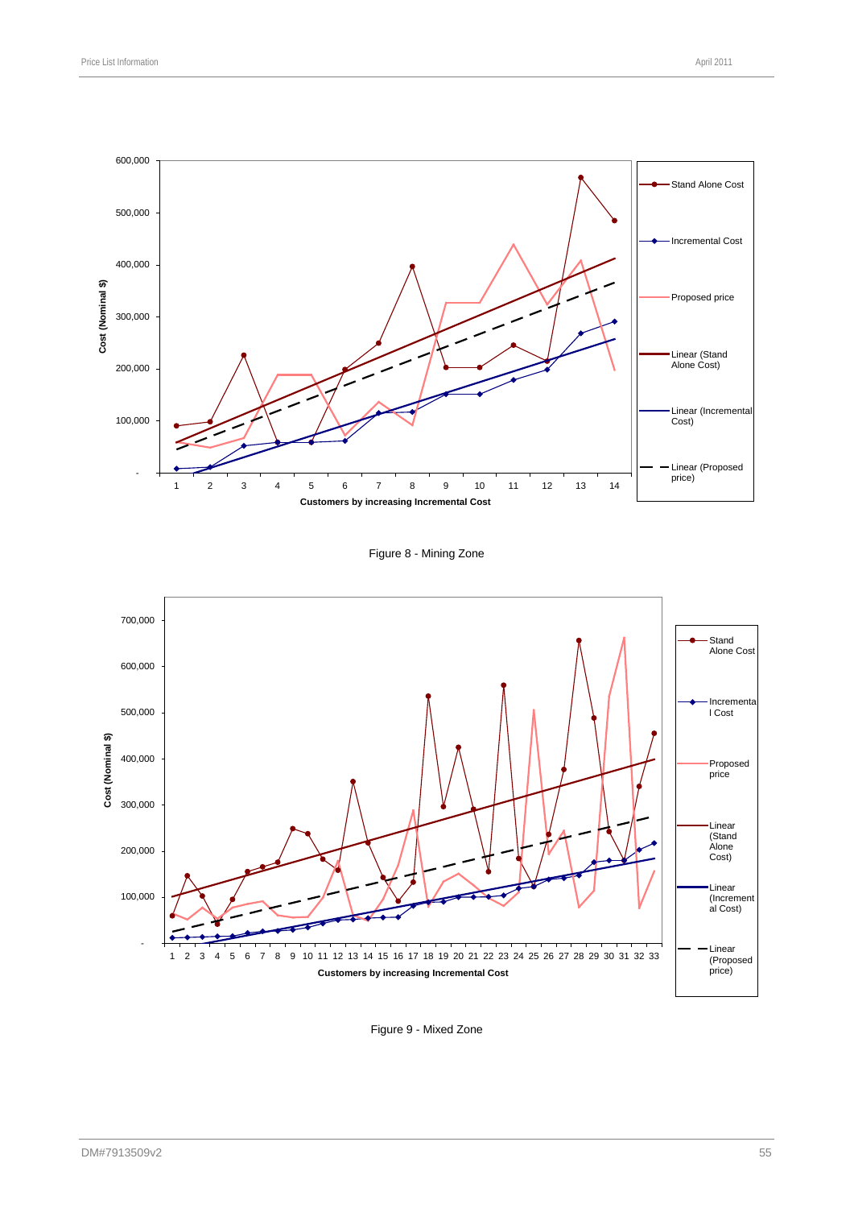Figure 8 - Mining Zone

Figure 9 - Mixed Zone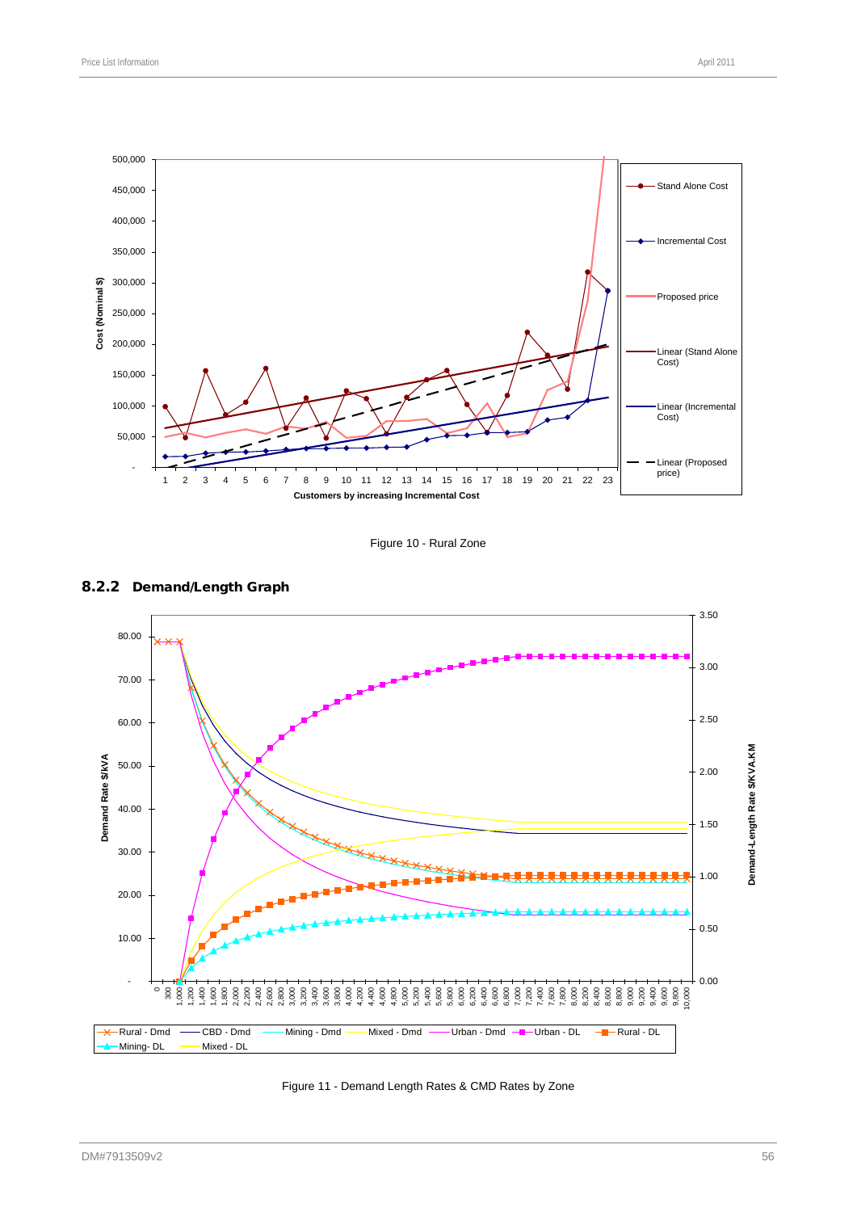Figure 10 - Rural Zone

### 8.2.2 Demand/Length Graph

Figure 11 - Demand Length Rates & CMD Rates by Zone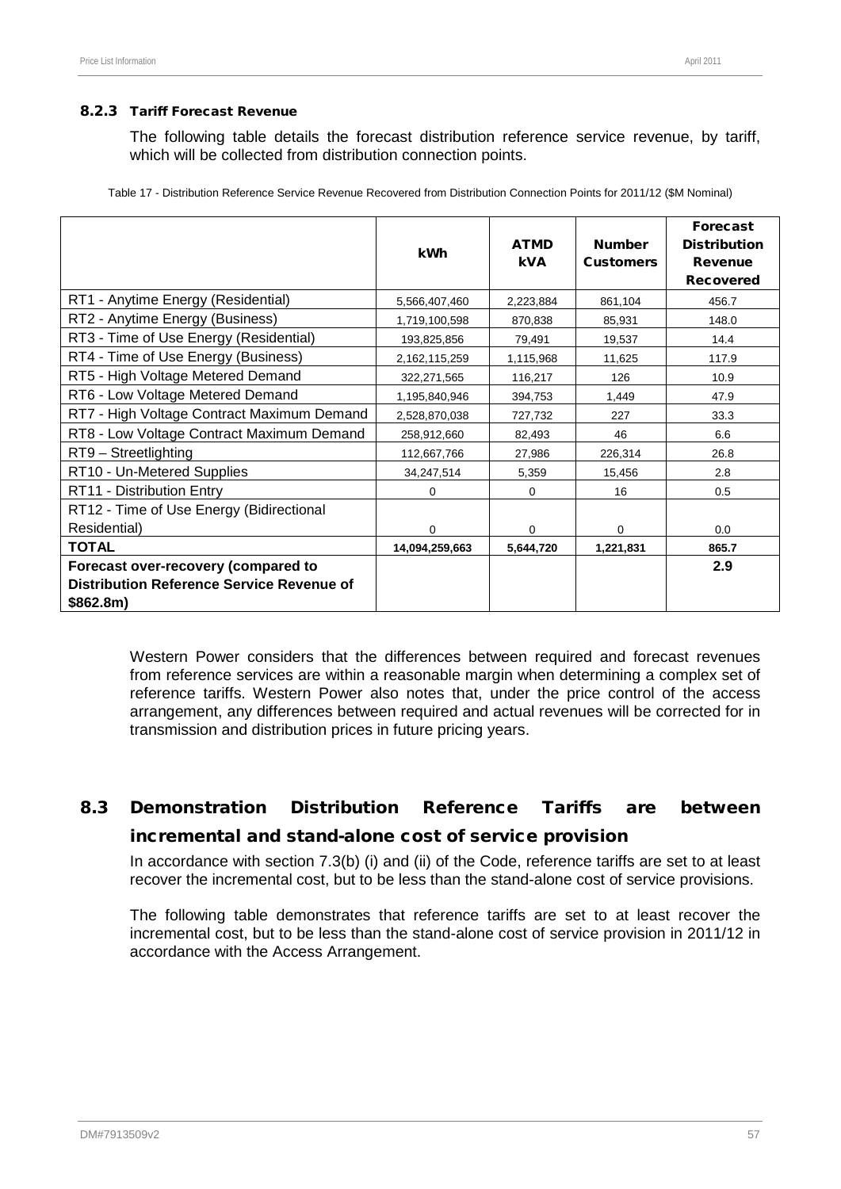### 8.2.3 Tariff Forecast Revenue

The following table details the forecast distribution reference service revenue, by tariff, which will be collected from distribution connection points.

Table 17 - Distribution Reference Service Revenue Recovered from Distribution Connection Points for 2011/12 ($M Nominal)

| | kWh | ATMD kVA | Number Customers | Forecast Distribution Revenue Recovered |
|---|---|---|---|---|
| RT1 - Anytime Energy (Residential) | 5,566,407,460 | 2,223,884 | 861,104 | 456.7 |
| RT2 - Anytime Energy (Business) | 1,719,100,598 | 870,838 | 85,931 | 148.0 |
| RT3 - Time of Use Energy (Residential) | 193,825,856 | 79,491 | 19,537 | 14.4 |
| RT4 - Time of Use Energy (Business) | 2,162,115,259 | 1,115,968 | 11,625 | 117.9 |
| RT5 - High Voltage Metered Demand | 322,271,565 | 116,217 | 126 | 10.9 |
| RT6 - Low Voltage Metered Demand | 1,195,840,946 | 394,753 | 1,449 | 47.9 |
| RT7 - High Voltage Contract Maximum Demand | 2,528,870,038 | 727,732 | 227 | 33.3 |
| RT8 - Low Voltage Contract Maximum Demand | 258,912,660 | 82,493 | 46 | 6.6 |
| RT9 – Streetlighting | 112,667,766 | 27,986 | 226,314 | 26.8 |
| RT10 - Un-Metered Supplies | 34,247,514 | 5,359 | 15,456 | 2.8 |
| RT11 - Distribution Entry | 0 | 0 | 16 | 0.5 |
| RT12 - Time of Use Energy (Bidirectional Residential) | 0 | 0 | 0 | 0.0 |
| **TOTAL** | **14,094,259,663** | **5,644,720** | **1,221,831** | **865.7** |
| **Forecast over-recovery (compared to Distribution Reference Service Revenue of $862.8m)** | | | | **2.9** |

Western Power considers that the differences between required and forecast revenues from reference services are within a reasonable margin when determining a complex set of reference tariffs. Western Power also notes that, under the price control of the access arrangement, any differences between required and actual revenues will be corrected for in transmission and distribution prices in future pricing years.

## 8.3 Demonstration Distribution Reference Tariffs are between incremental and stand-alone cost of service provision

In accordance with section 7.3(b) (i) and (ii) of the Code, reference tariffs are set to at least recover the incremental cost, but to be less than the stand-alone cost of service provisions.

The following table demonstrates that reference tariffs are set to at least recover the incremental cost, but to be less than the stand-alone cost of service provision in 2011/12 in accordance with the Access Arrangement.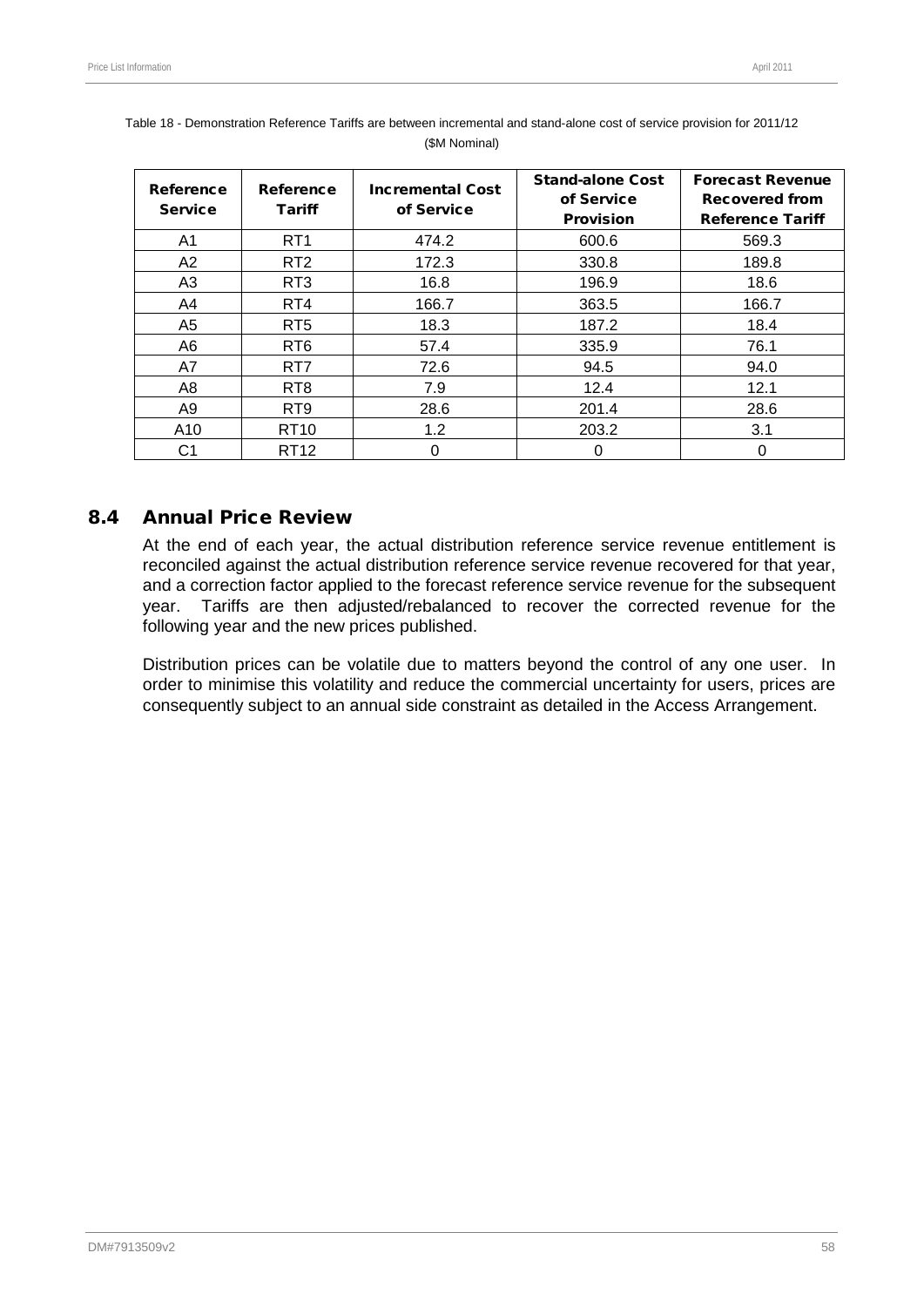Table 18 - Demonstration Reference Tariffs are between incremental and stand-alone cost of service provision for 2011/12

($M Nominal)

| Reference Service | Reference Tariff | Incremental Cost of Service | Stand-alone Cost of Service Provision | Forecast Revenue Recovered from Reference Tariff |
|---|---|---|---|---|
| A1 | RT1 | 474.2 | 600.6 | 569.3 |
| A2 | RT2 | 172.3 | 330.8 | 189.8 |
| A3 | RT3 | 16.8 | 196.9 | 18.6 |
| A4 | RT4 | 166.7 | 363.5 | 166.7 |
| A5 | RT5 | 18.3 | 187.2 | 18.4 |
| A6 | RT6 | 57.4 | 335.9 | 76.1 |
| A7 | RT7 | 72.6 | 94.5 | 94.0 |
| A8 | RT8 | 7.9 | 12.4 | 12.1 |
| A9 | RT9 | 28.6 | 201.4 | 28.6 |
| A10 | RT10 | 1.2 | 203.2 | 3.1 |
| C1 | RT12 | 0 | 0 | 0 |

## 8.4 Annual Price Review

At the end of each year, the actual distribution reference service revenue entitlement is reconciled against the actual distribution reference service revenue recovered for that year, and a correction factor applied to the forecast reference service revenue for the subsequent year. Tariffs are then adjusted/rebalanced to recover the corrected revenue for the following year and the new prices published.

Distribution prices can be volatile due to matters beyond the control of any one user. In order to minimise this volatility and reduce the commercial uncertainty for users, prices are consequently subject to an annual side constraint as detailed in the Access Arrangement.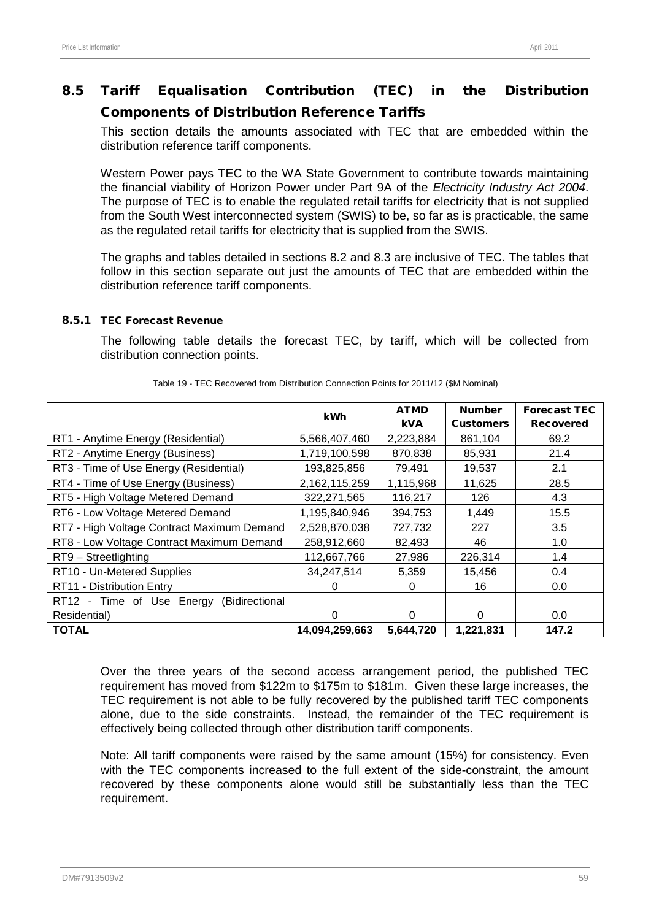## 8.5 Tariff Equalisation Contribution (TEC) in the Distribution Components of Distribution Reference Tariffs

This section details the amounts associated with TEC that are embedded within the distribution reference tariff components.

Western Power pays TEC to the WA State Government to contribute towards maintaining the financial viability of Horizon Power under Part 9A of the *Electricity Industry Act 2004*. The purpose of TEC is to enable the regulated retail tariffs for electricity that is not supplied from the South West interconnected system (SWIS) to be, so far as is practicable, the same as the regulated retail tariffs for electricity that is supplied from the SWIS.

The graphs and tables detailed in sections 8.2 and 8.3 are inclusive of TEC. The tables that follow in this section separate out just the amounts of TEC that are embedded within the distribution reference tariff components.

### 8.5.1 TEC Forecast Revenue

The following table details the forecast TEC, by tariff, which will be collected from distribution connection points.

Table 19 - TEC Recovered from Distribution Connection Points for 2011/12 ($M Nominal)

| | kWh | ATMD kVA | Number Customers | Forecast TEC Recovered |
|---|---|---|---|---|
| RT1 - Anytime Energy (Residential) | 5,566,407,460 | 2,223,884 | 861,104 | 69.2 |
| RT2 - Anytime Energy (Business) | 1,719,100,598 | 870,838 | 85,931 | 21.4 |
| RT3 - Time of Use Energy (Residential) | 193,825,856 | 79,491 | 19,537 | 2.1 |
| RT4 - Time of Use Energy (Business) | 2,162,115,259 | 1,115,968 | 11,625 | 28.5 |
| RT5 - High Voltage Metered Demand | 322,271,565 | 116,217 | 126 | 4.3 |
| RT6 - Low Voltage Metered Demand | 1,195,840,946 | 394,753 | 1,449 | 15.5 |
| RT7 - High Voltage Contract Maximum Demand | 2,528,870,038 | 727,732 | 227 | 3.5 |
| RT8 - Low Voltage Contract Maximum Demand | 258,912,660 | 82,493 | 46 | 1.0 |
| RT9 – Streetlighting | 112,667,766 | 27,986 | 226,314 | 1.4 |
| RT10 - Un-Metered Supplies | 34,247,514 | 5,359 | 15,456 | 0.4 |
| RT11 - Distribution Entry | 0 | 0 | 16 | 0.0 |
| RT12 - Time of Use Energy (Bidirectional Residential) | 0 | 0 | 0 | 0.0 |
| **TOTAL** | **14,094,259,663** | **5,644,720** | **1,221,831** | **147.2** |

Over the three years of the second access arrangement period, the published TEC requirement has moved from $122m to $175m to $181m. Given these large increases, the TEC requirement is not able to be fully recovered by the published tariff TEC components alone, due to the side constraints. Instead, the remainder of the TEC requirement is effectively being collected through other distribution tariff components.

Note: All tariff components were raised by the same amount (15%) for consistency. Even with the TEC components increased to the full extent of the side-constraint, the amount recovered by these components alone would still be substantially less than the TEC requirement.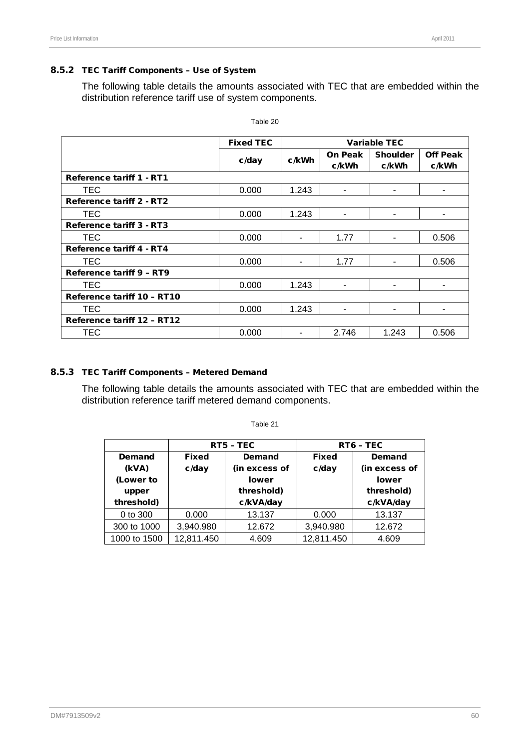### 8.5.2 TEC Tariff Components – Use of System

The following table details the amounts associated with TEC that are embedded within the distribution reference tariff use of system components.

Table 20

| | Fixed TEC | Variable TEC | | | |
|---|---|---|---|---|---|
| | c/day | c/kWh | On Peak c/kWh | Shoulder c/kWh | Off Peak c/kWh |
| **Reference tariff 1 - RT1** | | | | | |
| TEC | 0.000 | 1.243 | - | - | - |
| **Reference tariff 2 - RT2** | | | | | |
| TEC | 0.000 | 1.243 | - | - | - |
| **Reference tariff 3 - RT3** | | | | | |
| TEC | 0.000 | - | 1.77 | - | 0.506 |
| **Reference tariff 4 - RT4** | | | | | |
| TEC | 0.000 | - | 1.77 | - | 0.506 |
| **Reference tariff 9 – RT9** | | | | | |
| TEC | 0.000 | 1.243 | - | - | - |
| **Reference tariff 10 – RT10** | | | | | |
| TEC | 0.000 | 1.243 | - | - | - |
| **Reference tariff 12 – RT12** | | | | | |
| TEC | 0.000 | - | 2.746 | 1.243 | 0.506 |

### 8.5.3 TEC Tariff Components – Metered Demand

The following table details the amounts associated with TEC that are embedded within the distribution reference tariff metered demand components.

Table 21

| | RT5 – TEC | | RT6 – TEC | |
|---|---|---|---|---|
| Demand (kVA) (Lower to upper threshold) | Fixed c/day | Demand (in excess of lower threshold) c/kVA/day | Fixed c/day | Demand (in excess of lower threshold) c/kVA/day |
| 0 to 300 | 0.000 | 13.137 | 0.000 | 13.137 |
| 300 to 1000 | 3,940.980 | 12.672 | 3,940.980 | 12.672 |
| 1000 to 1500 | 12,811.450 | 4.609 | 12,811.450 | 4.609 |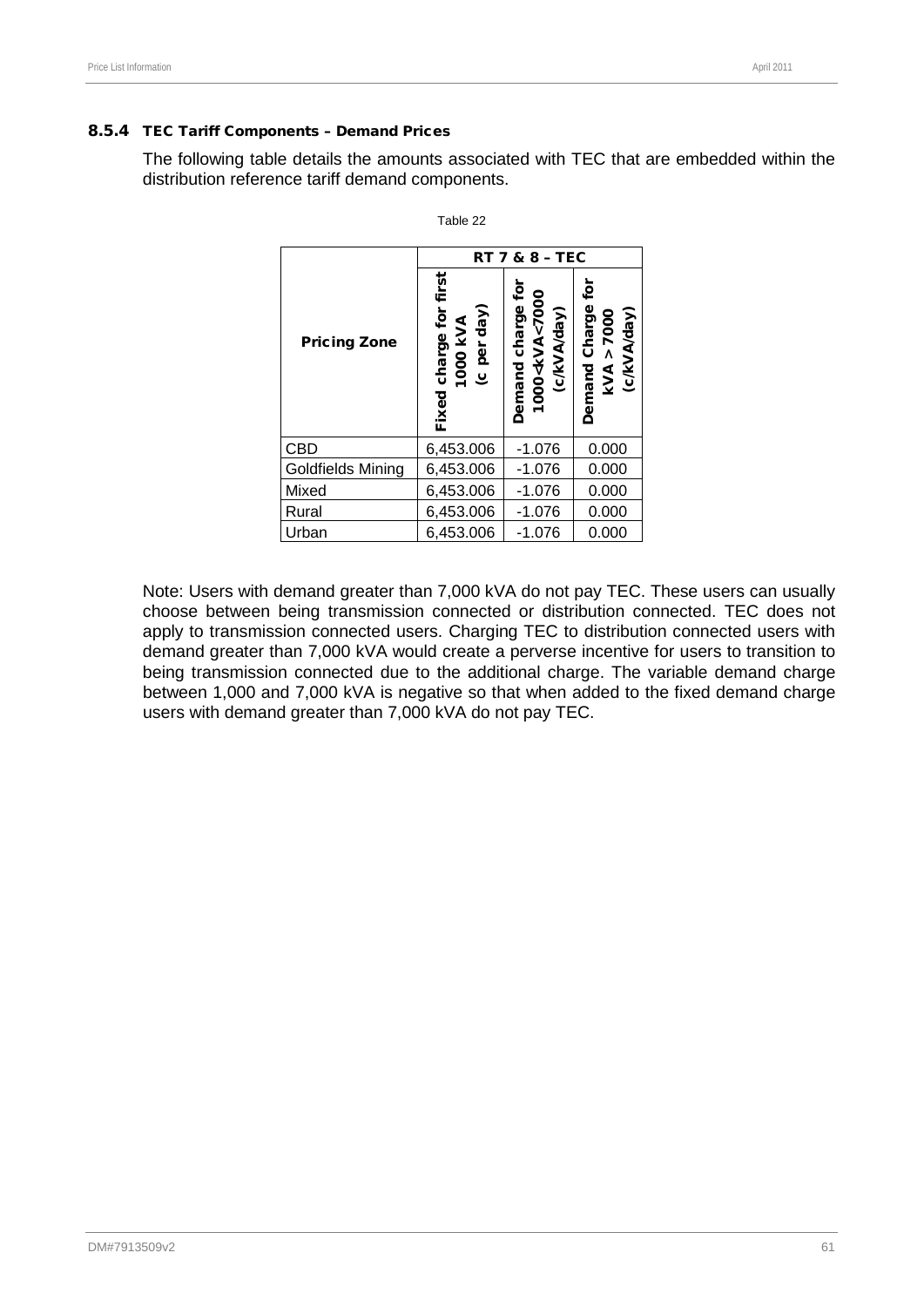### 8.5.4 TEC Tariff Components – Demand Prices

The following table details the amounts associated with TEC that are embedded within the distribution reference tariff demand components.

Table 22

| Pricing Zone | RT 7 & 8 – TEC | | |
|---|---|---|---|
| | Fixed charge for first 1000 kVA (c per day) | Demand charge for 1000<kVA<7000 (c/kVA/day) | Demand Charge for kVA > 7000 (c/kVA/day) |
| CBD | 6,453.006 | -1.076 | 0.000 |
| Goldfields Mining | 6,453.006 | -1.076 | 0.000 |
| Mixed | 6,453.006 | -1.076 | 0.000 |
| Rural | 6,453.006 | -1.076 | 0.000 |
| Urban | 6,453.006 | -1.076 | 0.000 |

Note: Users with demand greater than 7,000 kVA do not pay TEC. These users can usually choose between being transmission connected or distribution connected. TEC does not apply to transmission connected users. Charging TEC to distribution connected users with demand greater than 7,000 kVA would create a perverse incentive for users to transition to being transmission connected due to the additional charge. The variable demand charge between 1,000 and 7,000 kVA is negative so that when added to the fixed demand charge users with demand greater than 7,000 kVA do not pay TEC.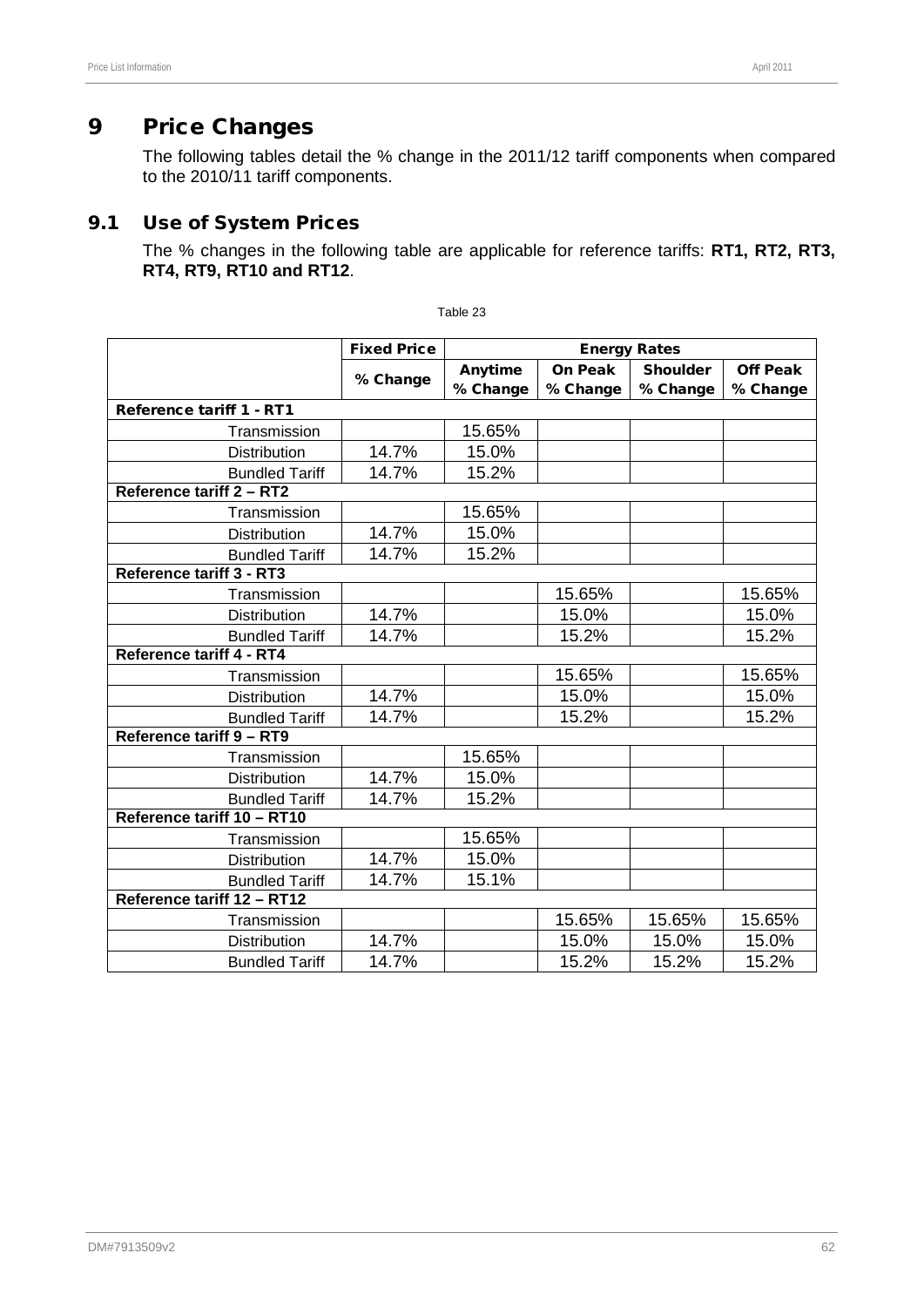# 9 Price Changes

The following tables detail the % change in the 2011/12 tariff components when compared to the 2010/11 tariff components.

## 9.1 Use of System Prices

The % changes in the following table are applicable for reference tariffs: **RT1, RT2, RT3, RT4, RT9, RT10 and RT12**.

Table 23

| | Fixed Price | Energy Rates | | | |
|---|---|---|---|---|---|
| | % Change | Anytime % Change | On Peak % Change | Shoulder % Change | Off Peak % Change |
| **Reference tariff 1 - RT1** | | | | | |
| Transmission | | 15.65% | | | |
| Distribution | 14.7% | 15.0% | | | |
| Bundled Tariff | 14.7% | 15.2% | | | |
| **Reference tariff 2 – RT2** | | | | | |
| Transmission | | 15.65% | | | |
| Distribution | 14.7% | 15.0% | | | |
| Bundled Tariff | 14.7% | 15.2% | | | |
| **Reference tariff 3 - RT3** | | | | | |
| Transmission | | | 15.65% | | 15.65% |
| Distribution | 14.7% | | 15.0% | | 15.0% |
| Bundled Tariff | 14.7% | | 15.2% | | 15.2% |
| **Reference tariff 4 - RT4** | | | | | |
| Transmission | | | 15.65% | | 15.65% |
| Distribution | 14.7% | | 15.0% | | 15.0% |
| Bundled Tariff | 14.7% | | 15.2% | | 15.2% |
| **Reference tariff 9 – RT9** | | | | | |
| Transmission | | 15.65% | | | |
| Distribution | 14.7% | 15.0% | | | |
| Bundled Tariff | 14.7% | 15.2% | | | |
| **Reference tariff 10 – RT10** | | | | | |
| Transmission | | 15.65% | | | |
| Distribution | 14.7% | 15.0% | | | |
| Bundled Tariff | 14.7% | 15.1% | | | |
| **Reference tariff 12 – RT12** | | | | | |
| Transmission | | | 15.65% | 15.65% | 15.65% |
| Distribution | 14.7% | | 15.0% | 15.0% | 15.0% |
| Bundled Tariff | 14.7% | | 15.2% | 15.2% | 15.2% |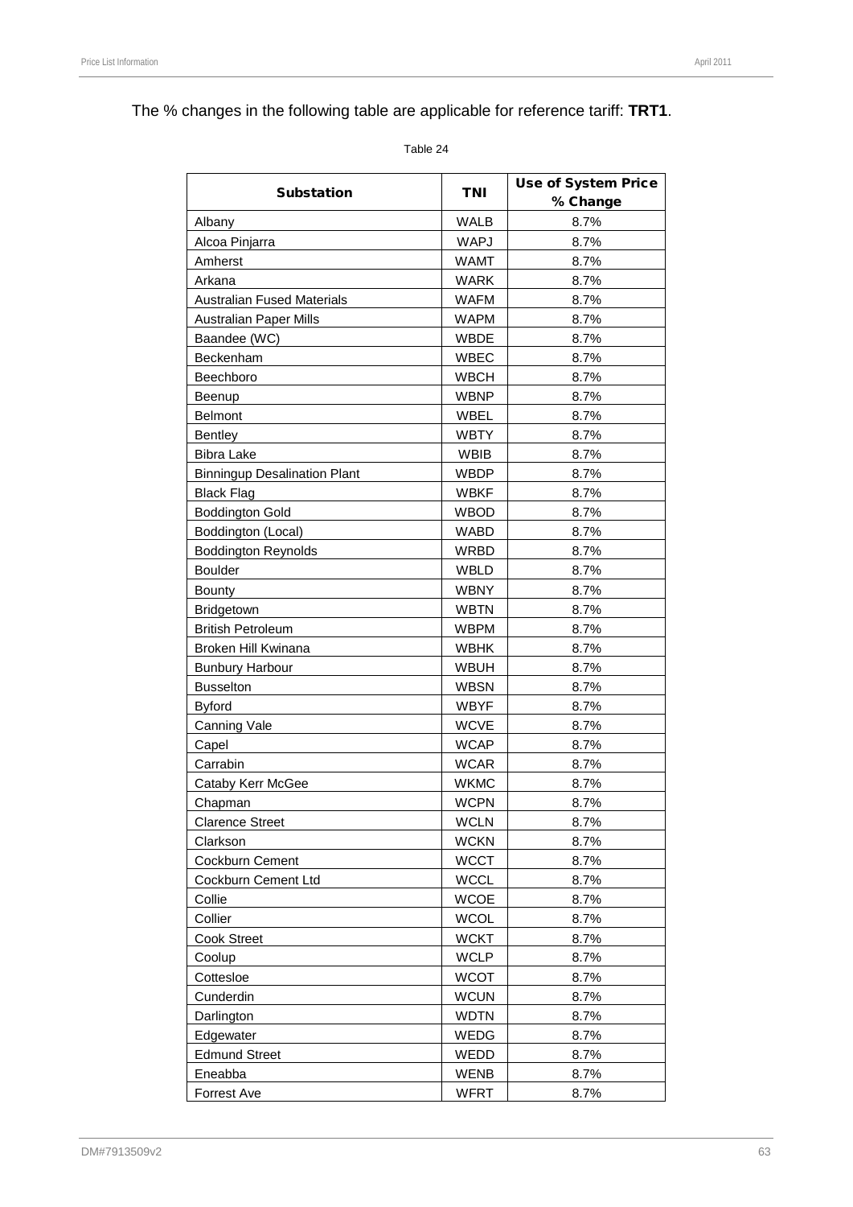The % changes in the following table are applicable for reference tariff: **TRT1**.

Table 24

| Substation | TNI | Use of System Price % Change |
|---|---|---|
| Albany | WALB | 8.7% |
| Alcoa Pinjarra | WAPJ | 8.7% |
| Amherst | WAMT | 8.7% |
| Arkana | WARK | 8.7% |
| Australian Fused Materials | WAFM | 8.7% |
| Australian Paper Mills | WAPM | 8.7% |
| Baandee (WC) | WBDE | 8.7% |
| Beckenham | WBEC | 8.7% |
| Beechboro | WBCH | 8.7% |
| Beenup | WBNP | 8.7% |
| Belmont | WBEL | 8.7% |
| Bentley | WBTY | 8.7% |
| Bibra Lake | WBIB | 8.7% |
| Binningup Desalination Plant | WBDP | 8.7% |
| Black Flag | WBKF | 8.7% |
| Boddington Gold | WBOD | 8.7% |
| Boddington (Local) | WABD | 8.7% |
| Boddington Reynolds | WRBD | 8.7% |
| Boulder | WBLD | 8.7% |
| Bounty | WBNY | 8.7% |
| Bridgetown | WBTN | 8.7% |
| British Petroleum | WBPM | 8.7% |
| Broken Hill Kwinana | WBHK | 8.7% |
| Bunbury Harbour | WBUH | 8.7% |
| Busselton | WBSN | 8.7% |
| Byford | WBYF | 8.7% |
| Canning Vale | WCVE | 8.7% |
| Capel | WCAP | 8.7% |
| Carrabin | WCAR | 8.7% |
| Cataby Kerr McGee | WKMC | 8.7% |
| Chapman | WCPN | 8.7% |
| Clarence Street | WCLN | 8.7% |
| Clarkson | WCKN | 8.7% |
| Cockburn Cement | WCCT | 8.7% |
| Cockburn Cement Ltd | WCCL | 8.7% |
| Collie | WCOE | 8.7% |
| Collier | WCOL | 8.7% |
| Cook Street | WCKT | 8.7% |
| Coolup | WCLP | 8.7% |
| Cottesloe | WCOT | 8.7% |
| Cunderdin | WCUN | 8.7% |
| Darlington | WDTN | 8.7% |
| Edgewater | WEDG | 8.7% |
| Edmund Street | WEDD | 8.7% |
| Eneabba | WENB | 8.7% |
| Forrest Ave | WFRT | 8.7% |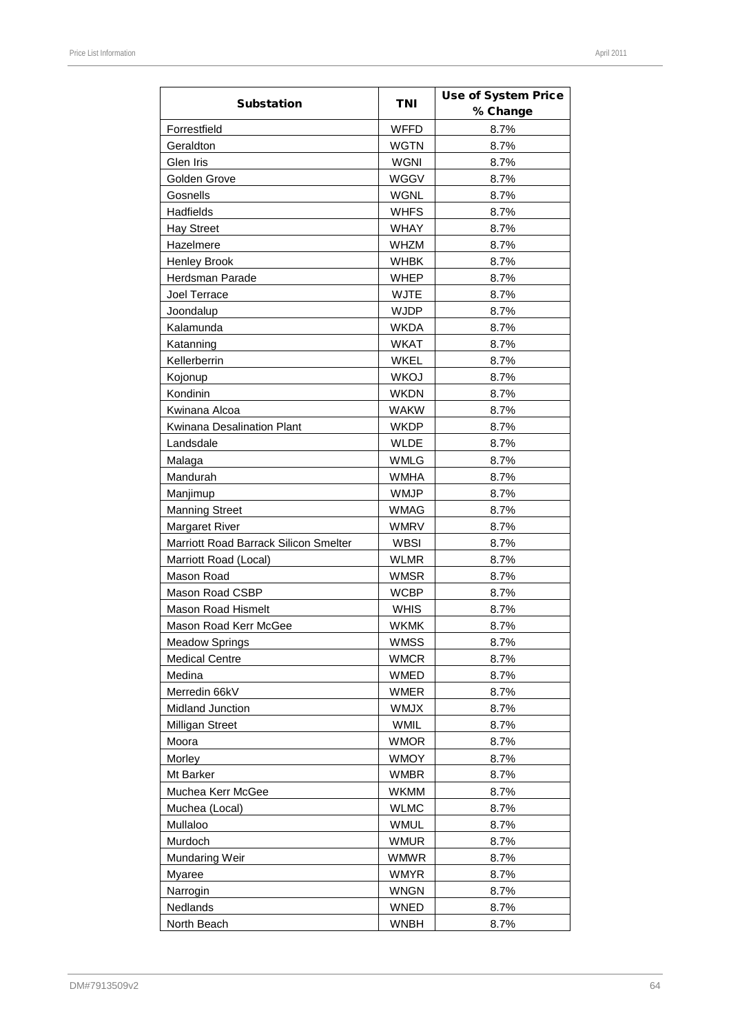| Substation | TNI | Use of System Price % Change |
|---|---|---|
| Forrestfield | WFFD | 8.7% |
| Geraldton | WGTN | 8.7% |
| Glen Iris | WGNI | 8.7% |
| Golden Grove | WGGV | 8.7% |
| Gosnells | WGNL | 8.7% |
| Hadfields | WHFS | 8.7% |
| Hay Street | WHAY | 8.7% |
| Hazelmere | WHZM | 8.7% |
| Henley Brook | WHBK | 8.7% |
| Herdsman Parade | WHEP | 8.7% |
| Joel Terrace | WJTE | 8.7% |
| Joondalup | WJDP | 8.7% |
| Kalamunda | WKDA | 8.7% |
| Katanning | WKAT | 8.7% |
| Kellerberrin | WKEL | 8.7% |
| Kojonup | WKOJ | 8.7% |
| Kondinin | WKDN | 8.7% |
| Kwinana Alcoa | WAKW | 8.7% |
| Kwinana Desalination Plant | WKDP | 8.7% |
| Landsdale | WLDE | 8.7% |
| Malaga | WMLG | 8.7% |
| Mandurah | WMHA | 8.7% |
| Manjimup | WMJP | 8.7% |
| Manning Street | WMAG | 8.7% |
| Margaret River | WMRV | 8.7% |
| Marriott Road Barrack Silicon Smelter | WBSI | 8.7% |
| Marriott Road (Local) | WLMR | 8.7% |
| Mason Road | WMSR | 8.7% |
| Mason Road CSBP | WCBP | 8.7% |
| Mason Road Hismelt | WHIS | 8.7% |
| Mason Road Kerr McGee | WKMK | 8.7% |
| Meadow Springs | WMSS | 8.7% |
| Medical Centre | WMCR | 8.7% |
| Medina | WMED | 8.7% |
| Merredin 66kV | WMER | 8.7% |
| Midland Junction | WMJX | 8.7% |
| Milligan Street | WMIL | 8.7% |
| Moora | WMOR | 8.7% |
| Morley | WMOY | 8.7% |
| Mt Barker | WMBR | 8.7% |
| Muchea Kerr McGee | WKMM | 8.7% |
| Muchea (Local) | WLMC | 8.7% |
| Mullaloo | WMUL | 8.7% |
| Murdoch | WMUR | 8.7% |
| Mundaring Weir | WMWR | 8.7% |
| Myaree | WMYR | 8.7% |
| Narrogin | WNGN | 8.7% |
| Nedlands | WNED | 8.7% |
| North Beach | WNBH | 8.7% |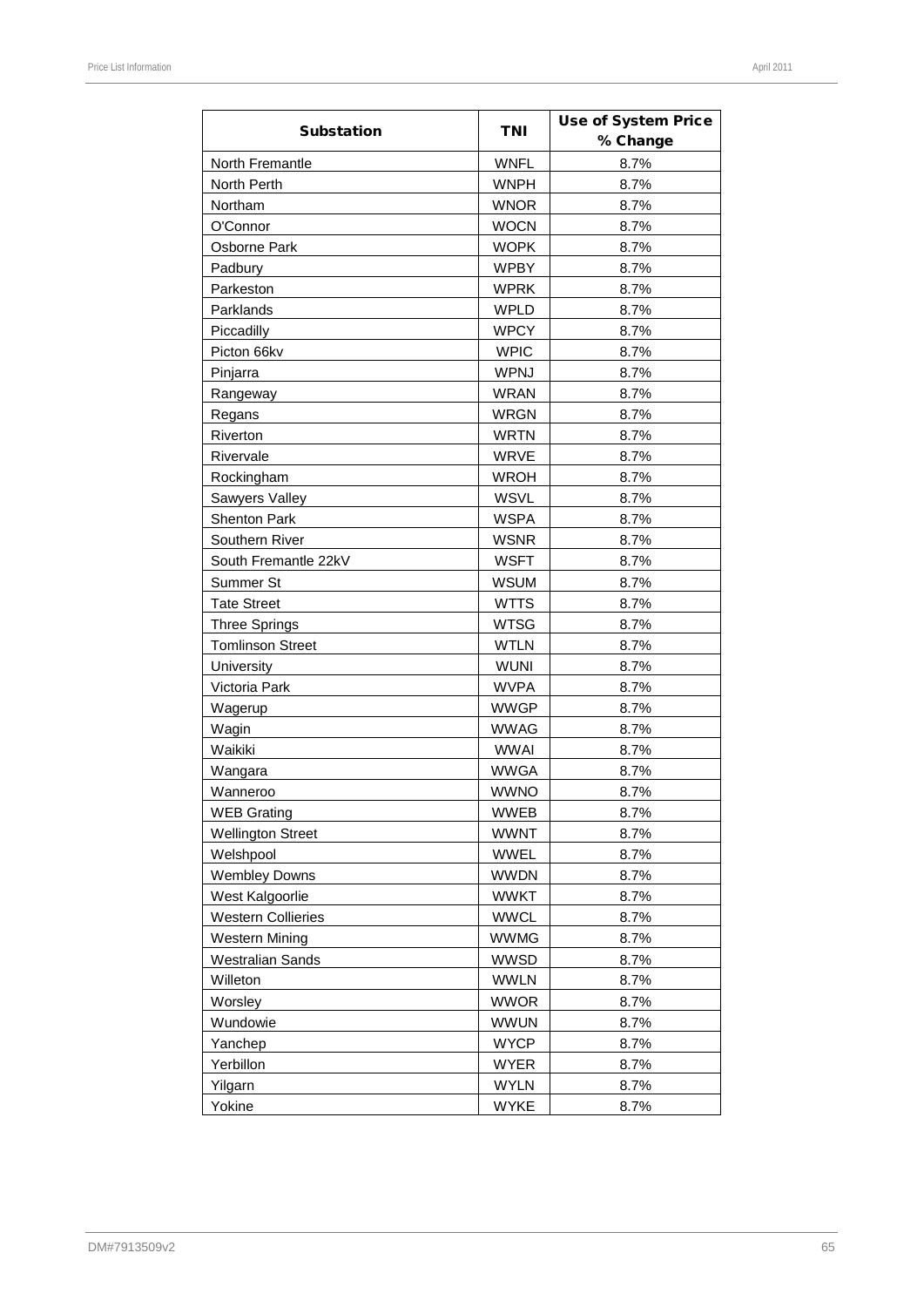| Substation | TNI | Use of System Price % Change |
|---|---|---|
| North Fremantle | WNFL | 8.7% |
| North Perth | WNPH | 8.7% |
| Northam | WNOR | 8.7% |
| O'Connor | WOCN | 8.7% |
| Osborne Park | WOPK | 8.7% |
| Padbury | WPBY | 8.7% |
| Parkeston | WPRK | 8.7% |
| Parklands | WPLD | 8.7% |
| Piccadilly | WPCY | 8.7% |
| Picton 66kv | WPIC | 8.7% |
| Pinjarra | WPNJ | 8.7% |
| Rangeway | WRAN | 8.7% |
| Regans | WRGN | 8.7% |
| Riverton | WRTN | 8.7% |
| Rivervale | WRVE | 8.7% |
| Rockingham | WROH | 8.7% |
| Sawyers Valley | WSVL | 8.7% |
| Shenton Park | WSPA | 8.7% |
| Southern River | WSNR | 8.7% |
| South Fremantle 22kV | WSFT | 8.7% |
| Summer St | WSUM | 8.7% |
| Tate Street | WTTS | 8.7% |
| Three Springs | WTSG | 8.7% |
| Tomlinson Street | WTLN | 8.7% |
| University | WUNI | 8.7% |
| Victoria Park | WVPA | 8.7% |
| Wagerup | WWGP | 8.7% |
| Wagin | WWAG | 8.7% |
| Waikiki | WWAI | 8.7% |
| Wangara | WWGA | 8.7% |
| Wanneroo | WWNO | 8.7% |
| WEB Grating | WWEB | 8.7% |
| Wellington Street | WWNT | 8.7% |
| Welshpool | WWEL | 8.7% |
| Wembley Downs | WWDN | 8.7% |
| West Kalgoorlie | WWKT | 8.7% |
| Western Collieries | WWCL | 8.7% |
| Western Mining | WWMG | 8.7% |
| Westralian Sands | WWSD | 8.7% |
| Willeton | WWLN | 8.7% |
| Worsley | WWOR | 8.7% |
| Wundowie | WWUN | 8.7% |
| Yanchep | WYCP | 8.7% |
| Yerbillon | WYER | 8.7% |
| Yilgarn | WYLN | 8.7% |
| Yokine | WYKE | 8.7% |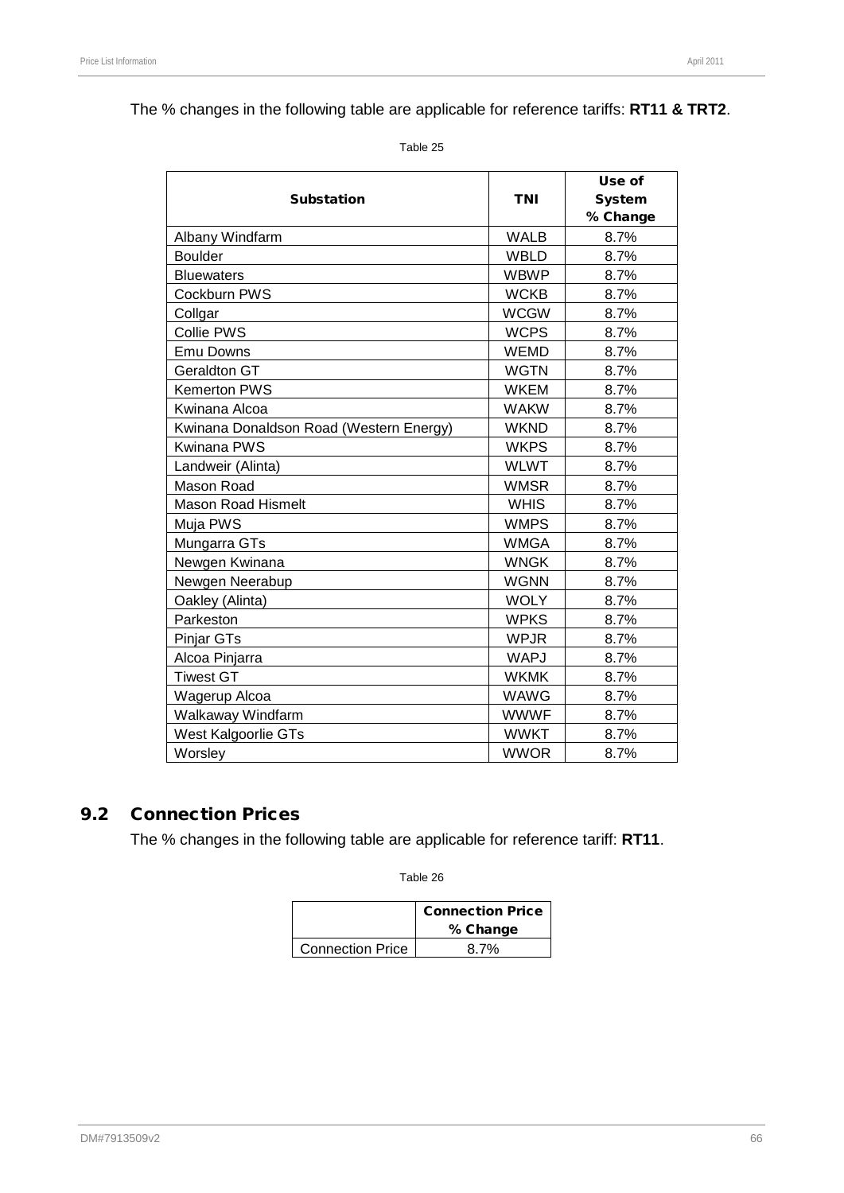The % changes in the following table are applicable for reference tariffs: **RT11 & TRT2**.

Table 25

| Substation | TNI | Use of System % Change |
|---|---|---|
| Albany Windfarm | WALB | 8.7% |
| Boulder | WBLD | 8.7% |
| Bluewaters | WBWP | 8.7% |
| Cockburn PWS | WCKB | 8.7% |
| Collgar | WCGW | 8.7% |
| Collie PWS | WCPS | 8.7% |
| Emu Downs | WEMD | 8.7% |
| Geraldton GT | WGTN | 8.7% |
| Kemerton PWS | WKEM | 8.7% |
| Kwinana Alcoa | WAKW | 8.7% |
| Kwinana Donaldson Road (Western Energy) | WKND | 8.7% |
| Kwinana PWS | WKPS | 8.7% |
| Landweir (Alinta) | WLWT | 8.7% |
| Mason Road | WMSR | 8.7% |
| Mason Road Hismelt | WHIS | 8.7% |
| Muja PWS | WMPS | 8.7% |
| Mungarra GTs | WMGA | 8.7% |
| Newgen Kwinana | WNGK | 8.7% |
| Newgen Neerabup | WGNN | 8.7% |
| Oakley (Alinta) | WOLY | 8.7% |
| Parkeston | WPKS | 8.7% |
| Pinjar GTs | WPJR | 8.7% |
| Alcoa Pinjarra | WAPJ | 8.7% |
| Tiwest GT | WKMK | 8.7% |
| Wagerup Alcoa | WAWG | 8.7% |
| Walkaway Windfarm | WWWF | 8.7% |
| West Kalgoorlie GTs | WWKT | 8.7% |
| Worsley | WWOR | 8.7% |

## 9.2 Connection Prices

The % changes in the following table are applicable for reference tariff: **RT11**.

Table 26

| | Connection Price % Change |
|---|---|
| Connection Price | 8.7% |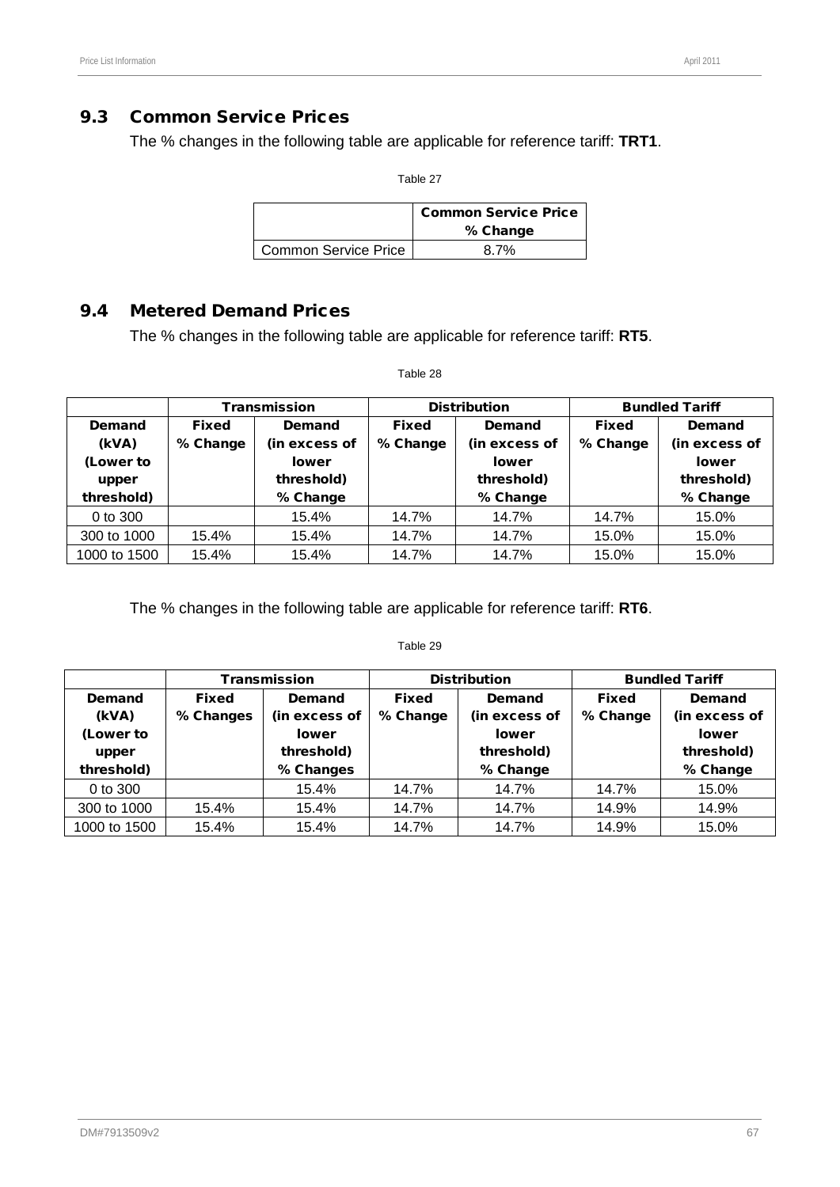## 9.3 Common Service Prices

The % changes in the following table are applicable for reference tariff: **TRT1**.

Table 27

| | Common Service Price % Change |
|---|---|
| Common Service Price | 8.7% |

## 9.4 Metered Demand Prices

The % changes in the following table are applicable for reference tariff: **RT5**.

Table 28

| | Transmission | | Distribution | | Bundled Tariff | |
|---|---|---|---|---|---|---|
| Demand (kVA) (Lower to upper threshold) | Fixed % Change | Demand (in excess of lower threshold) % Change | Fixed % Change | Demand (in excess of lower threshold) % Change | Fixed % Change | Demand (in excess of lower threshold) % Change |
| 0 to 300 | | 15.4% | 14.7% | 14.7% | 14.7% | 15.0% |
| 300 to 1000 | 15.4% | 15.4% | 14.7% | 14.7% | 15.0% | 15.0% |
| 1000 to 1500 | 15.4% | 15.4% | 14.7% | 14.7% | 15.0% | 15.0% |

The % changes in the following table are applicable for reference tariff: **RT6**.

Table 29

| | Transmission | | Distribution | | Bundled Tariff | |
|---|---|---|---|---|---|---|
| Demand (kVA) (Lower to upper threshold) | Fixed % Changes | Demand (in excess of lower threshold) % Changes | Fixed % Change | Demand (in excess of lower threshold) % Change | Fixed % Change | Demand (in excess of lower threshold) % Change |
| 0 to 300 | | 15.4% | 14.7% | 14.7% | 14.7% | 15.0% |
| 300 to 1000 | 15.4% | 15.4% | 14.7% | 14.7% | 14.9% | 14.9% |
| 1000 to 1500 | 15.4% | 15.4% | 14.7% | 14.7% | 14.9% | 15.0% |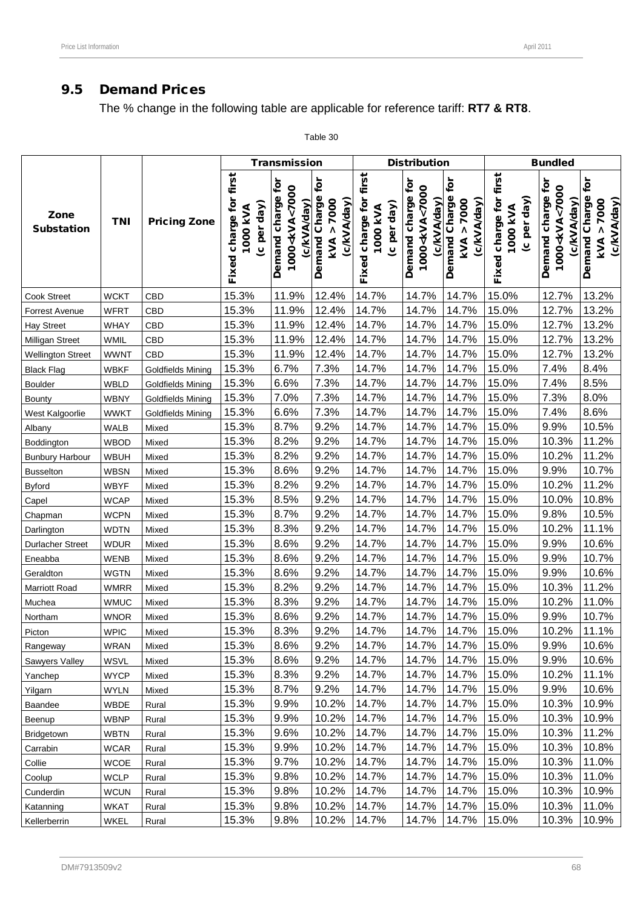## 9.5 Demand Prices

The % change in the following table are applicable for reference tariff: **RT7 & RT8**.

Table 30

| Zone Substation | TNI | Pricing Zone | Transmission | | | Distribution | | | Bundled | | |
|---|---|---|---|---|---|---|---|---|---|---|---|
| | | | Fixed charge for first 1000 kVA (c per day) | Demand charge for 1000<kVA<7000 (c/kVA/day) | Demand Charge for kVA > 7000 (c/kVA/day) | Fixed charge for first 1000 kVA (c per day) | Demand charge for 1000<kVA<7000 (c/kVA/day) | Demand Charge for kVA > 7000 (c/kVA/day) | Fixed charge for first 1000 kVA (c per day) | Demand charge for 1000<kVA<7000 (c/kVA/day) | Demand Charge for kVA > 7000 (c/kVA/day) |
| Cook Street | WCKT | CBD | 15.3% | 11.9% | 12.4% | 14.7% | 14.7% | 14.7% | 15.0% | 12.7% | 13.2% |
| Forrest Avenue | WFRT | CBD | 15.3% | 11.9% | 12.4% | 14.7% | 14.7% | 14.7% | 15.0% | 12.7% | 13.2% |
| Hay Street | WHAY | CBD | 15.3% | 11.9% | 12.4% | 14.7% | 14.7% | 14.7% | 15.0% | 12.7% | 13.2% |
| Milligan Street | WMIL | CBD | 15.3% | 11.9% | 12.4% | 14.7% | 14.7% | 14.7% | 15.0% | 12.7% | 13.2% |
| Wellington Street | WWNT | CBD | 15.3% | 11.9% | 12.4% | 14.7% | 14.7% | 14.7% | 15.0% | 12.7% | 13.2% |
| Black Flag | WBKF | Goldfields Mining | 15.3% | 6.7% | 7.3% | 14.7% | 14.7% | 14.7% | 15.0% | 7.4% | 8.4% |
| Boulder | WBLD | Goldfields Mining | 15.3% | 6.6% | 7.3% | 14.7% | 14.7% | 14.7% | 15.0% | 7.4% | 8.5% |
| Bounty | WBNY | Goldfields Mining | 15.3% | 7.0% | 7.3% | 14.7% | 14.7% | 14.7% | 15.0% | 7.3% | 8.0% |
| West Kalgoorlie | WWKT | Goldfields Mining | 15.3% | 6.6% | 7.3% | 14.7% | 14.7% | 14.7% | 15.0% | 7.4% | 8.6% |
| Albany | WALB | Mixed | 15.3% | 8.7% | 9.2% | 14.7% | 14.7% | 14.7% | 15.0% | 9.9% | 10.5% |
| Boddington | WBOD | Mixed | 15.3% | 8.2% | 9.2% | 14.7% | 14.7% | 14.7% | 15.0% | 10.3% | 11.2% |
| Bunbury Harbour | WBUH | Mixed | 15.3% | 8.2% | 9.2% | 14.7% | 14.7% | 14.7% | 15.0% | 10.2% | 11.2% |
| Busselton | WBSN | Mixed | 15.3% | 8.6% | 9.2% | 14.7% | 14.7% | 14.7% | 15.0% | 9.9% | 10.7% |
| Byford | WBYF | Mixed | 15.3% | 8.2% | 9.2% | 14.7% | 14.7% | 14.7% | 15.0% | 10.2% | 11.2% |
| Capel | WCAP | Mixed | 15.3% | 8.5% | 9.2% | 14.7% | 14.7% | 14.7% | 15.0% | 10.0% | 10.8% |
| Chapman | WCPN | Mixed | 15.3% | 8.7% | 9.2% | 14.7% | 14.7% | 14.7% | 15.0% | 9.8% | 10.5% |
| Darlington | WDTN | Mixed | 15.3% | 8.3% | 9.2% | 14.7% | 14.7% | 14.7% | 15.0% | 10.2% | 11.1% |
| Durlacher Street | WDUR | Mixed | 15.3% | 8.6% | 9.2% | 14.7% | 14.7% | 14.7% | 15.0% | 9.9% | 10.6% |
| Eneabba | WENB | Mixed | 15.3% | 8.6% | 9.2% | 14.7% | 14.7% | 14.7% | 15.0% | 9.9% | 10.7% |
| Geraldton | WGTN | Mixed | 15.3% | 8.6% | 9.2% | 14.7% | 14.7% | 14.7% | 15.0% | 9.9% | 10.6% |
| Marriott Road | WMRR | Mixed | 15.3% | 8.2% | 9.2% | 14.7% | 14.7% | 14.7% | 15.0% | 10.3% | 11.2% |
| Muchea | WMUC | Mixed | 15.3% | 8.3% | 9.2% | 14.7% | 14.7% | 14.7% | 15.0% | 10.2% | 11.0% |
| Northam | WNOR | Mixed | 15.3% | 8.6% | 9.2% | 14.7% | 14.7% | 14.7% | 15.0% | 9.9% | 10.7% |
| Picton | WPIC | Mixed | 15.3% | 8.3% | 9.2% | 14.7% | 14.7% | 14.7% | 15.0% | 10.2% | 11.1% |
| Rangeway | WRAN | Mixed | 15.3% | 8.6% | 9.2% | 14.7% | 14.7% | 14.7% | 15.0% | 9.9% | 10.6% |
| Sawyers Valley | WSVL | Mixed | 15.3% | 8.6% | 9.2% | 14.7% | 14.7% | 14.7% | 15.0% | 9.9% | 10.6% |
| Yanchep | WYCP | Mixed | 15.3% | 8.3% | 9.2% | 14.7% | 14.7% | 14.7% | 15.0% | 10.2% | 11.1% |
| Yilgarn | WYLN | Mixed | 15.3% | 8.7% | 9.2% | 14.7% | 14.7% | 14.7% | 15.0% | 9.9% | 10.6% |
| Baandee | WBDE | Rural | 15.3% | 9.9% | 10.2% | 14.7% | 14.7% | 14.7% | 15.0% | 10.3% | 10.9% |
| Beenup | WBNP | Rural | 15.3% | 9.9% | 10.2% | 14.7% | 14.7% | 14.7% | 15.0% | 10.3% | 10.9% |
| Bridgetown | WBTN | Rural | 15.3% | 9.6% | 10.2% | 14.7% | 14.7% | 14.7% | 15.0% | 10.3% | 11.2% |
| Carrabin | WCAR | Rural | 15.3% | 9.9% | 10.2% | 14.7% | 14.7% | 14.7% | 15.0% | 10.3% | 10.8% |
| Collie | WCOE | Rural | 15.3% | 9.7% | 10.2% | 14.7% | 14.7% | 14.7% | 15.0% | 10.3% | 11.0% |
| Coolup | WCLP | Rural | 15.3% | 9.8% | 10.2% | 14.7% | 14.7% | 14.7% | 15.0% | 10.3% | 11.0% |
| Cunderdin | WCUN | Rural | 15.3% | 9.8% | 10.2% | 14.7% | 14.7% | 14.7% | 15.0% | 10.3% | 10.9% |
| Katanning | WKAT | Rural | 15.3% | 9.8% | 10.2% | 14.7% | 14.7% | 14.7% | 15.0% | 10.3% | 11.0% |
| Kellerberrin | WKEL | Rural | 15.3% | 9.8% | 10.2% | 14.7% | 14.7% | 14.7% | 15.0% | 10.3% | 10.9% |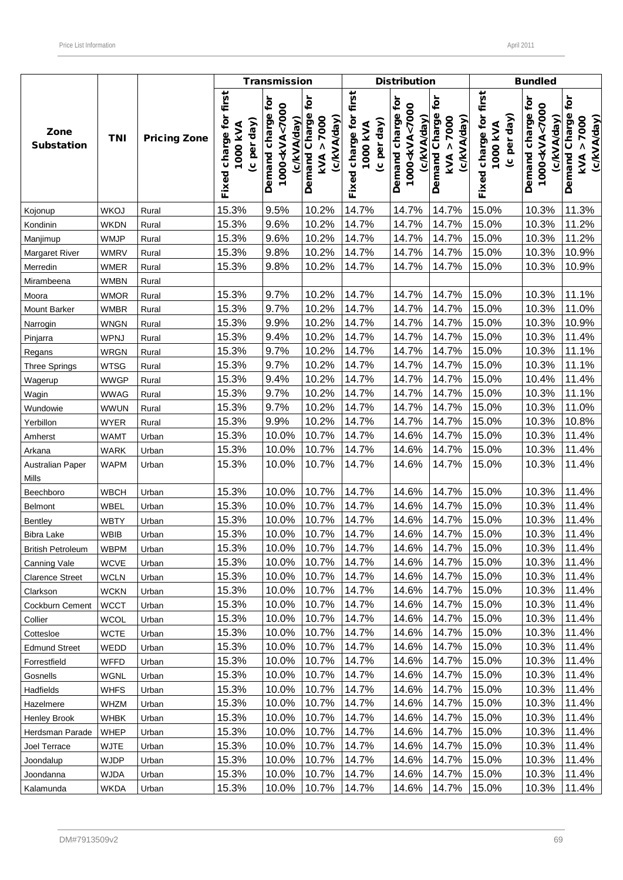| Zone Substation | TNI | Pricing Zone | Transmission | | | Distribution | | | Bundled | | |
|---|---|---|---|---|---|---|---|---|---|---|---|
| | | | Fixed charge for first 1000 kVA (c per day) | Demand charge for 1000<kVA<7000 (c/kVA/day) | Demand Charge for kVA > 7000 (c/kVA/day) | Fixed charge for first 1000 kVA (c per day) | Demand charge for 1000<kVA<7000 (c/kVA/day) | Demand Charge for kVA > 7000 (c/kVA/day) | Fixed charge for first 1000 kVA (c per day) | Demand charge for 1000<kVA<7000 (c/kVA/day) | Demand Charge for kVA > 7000 (c/kVA/day) |
| Kojonup | WKOJ | Rural | 15.3% | 9.5% | 10.2% | 14.7% | 14.7% | 14.7% | 15.0% | 10.3% | 11.3% |
| Kondinin | WKDN | Rural | 15.3% | 9.6% | 10.2% | 14.7% | 14.7% | 14.7% | 15.0% | 10.3% | 11.2% |
| Manjimup | WMJP | Rural | 15.3% | 9.6% | 10.2% | 14.7% | 14.7% | 14.7% | 15.0% | 10.3% | 11.2% |
| Margaret River | WMRV | Rural | 15.3% | 9.8% | 10.2% | 14.7% | 14.7% | 14.7% | 15.0% | 10.3% | 10.9% |
| Merredin | WMER | Rural | 15.3% | 9.8% | 10.2% | 14.7% | 14.7% | 14.7% | 15.0% | 10.3% | 10.9% |
| Mirambeena | WMBN | Rural | | | | | | | | | |
| Moora | WMOR | Rural | 15.3% | 9.7% | 10.2% | 14.7% | 14.7% | 14.7% | 15.0% | 10.3% | 11.1% |
| Mount Barker | WMBR | Rural | 15.3% | 9.7% | 10.2% | 14.7% | 14.7% | 14.7% | 15.0% | 10.3% | 11.0% |
| Narrogin | WNGN | Rural | 15.3% | 9.9% | 10.2% | 14.7% | 14.7% | 14.7% | 15.0% | 10.3% | 10.9% |
| Pinjarra | WPNJ | Rural | 15.3% | 9.4% | 10.2% | 14.7% | 14.7% | 14.7% | 15.0% | 10.3% | 11.4% |
| Regans | WRGN | Rural | 15.3% | 9.7% | 10.2% | 14.7% | 14.7% | 14.7% | 15.0% | 10.3% | 11.1% |
| Three Springs | WTSG | Rural | 15.3% | 9.7% | 10.2% | 14.7% | 14.7% | 14.7% | 15.0% | 10.3% | 11.1% |
| Wagerup | WWGP | Rural | 15.3% | 9.4% | 10.2% | 14.7% | 14.7% | 14.7% | 15.0% | 10.4% | 11.4% |
| Wagin | WWAG | Rural | 15.3% | 9.7% | 10.2% | 14.7% | 14.7% | 14.7% | 15.0% | 10.3% | 11.1% |
| Wundowie | WWUN | Rural | 15.3% | 9.7% | 10.2% | 14.7% | 14.7% | 14.7% | 15.0% | 10.3% | 11.0% |
| Yerbillon | WYER | Rural | 15.3% | 9.9% | 10.2% | 14.7% | 14.7% | 14.7% | 15.0% | 10.3% | 10.8% |
| Amherst | WAMT | Urban | 15.3% | 10.0% | 10.7% | 14.7% | 14.6% | 14.7% | 15.0% | 10.3% | 11.4% |
| Arkana | WARK | Urban | 15.3% | 10.0% | 10.7% | 14.7% | 14.6% | 14.7% | 15.0% | 10.3% | 11.4% |
| Australian Paper Mills | WAPM | Urban | 15.3% | 10.0% | 10.7% | 14.7% | 14.6% | 14.7% | 15.0% | 10.3% | 11.4% |
| Beechboro | WBCH | Urban | 15.3% | 10.0% | 10.7% | 14.7% | 14.6% | 14.7% | 15.0% | 10.3% | 11.4% |
| Belmont | WBEL | Urban | 15.3% | 10.0% | 10.7% | 14.7% | 14.6% | 14.7% | 15.0% | 10.3% | 11.4% |
| Bentley | WBTY | Urban | 15.3% | 10.0% | 10.7% | 14.7% | 14.6% | 14.7% | 15.0% | 10.3% | 11.4% |
| Bibra Lake | WBIB | Urban | 15.3% | 10.0% | 10.7% | 14.7% | 14.6% | 14.7% | 15.0% | 10.3% | 11.4% |
| British Petroleum | WBPM | Urban | 15.3% | 10.0% | 10.7% | 14.7% | 14.6% | 14.7% | 15.0% | 10.3% | 11.4% |
| Canning Vale | WCVE | Urban | 15.3% | 10.0% | 10.7% | 14.7% | 14.6% | 14.7% | 15.0% | 10.3% | 11.4% |
| Clarence Street | WCLN | Urban | 15.3% | 10.0% | 10.7% | 14.7% | 14.6% | 14.7% | 15.0% | 10.3% | 11.4% |
| Clarkson | WCKN | Urban | 15.3% | 10.0% | 10.7% | 14.7% | 14.6% | 14.7% | 15.0% | 10.3% | 11.4% |
| Cockburn Cement | WCCT | Urban | 15.3% | 10.0% | 10.7% | 14.7% | 14.6% | 14.7% | 15.0% | 10.3% | 11.4% |
| Collier | WCOL | Urban | 15.3% | 10.0% | 10.7% | 14.7% | 14.6% | 14.7% | 15.0% | 10.3% | 11.4% |
| Cottesloe | WCTE | Urban | 15.3% | 10.0% | 10.7% | 14.7% | 14.6% | 14.7% | 15.0% | 10.3% | 11.4% |
| Edmund Street | WEDD | Urban | 15.3% | 10.0% | 10.7% | 14.7% | 14.6% | 14.7% | 15.0% | 10.3% | 11.4% |
| Forrestfield | WFFD | Urban | 15.3% | 10.0% | 10.7% | 14.7% | 14.6% | 14.7% | 15.0% | 10.3% | 11.4% |
| Gosnells | WGNL | Urban | 15.3% | 10.0% | 10.7% | 14.7% | 14.6% | 14.7% | 15.0% | 10.3% | 11.4% |
| Hadfields | WHFS | Urban | 15.3% | 10.0% | 10.7% | 14.7% | 14.6% | 14.7% | 15.0% | 10.3% | 11.4% |
| Hazelmere | WHZM | Urban | 15.3% | 10.0% | 10.7% | 14.7% | 14.6% | 14.7% | 15.0% | 10.3% | 11.4% |
| Henley Brook | WHBK | Urban | 15.3% | 10.0% | 10.7% | 14.7% | 14.6% | 14.7% | 15.0% | 10.3% | 11.4% |
| Herdsman Parade | WHEP | Urban | 15.3% | 10.0% | 10.7% | 14.7% | 14.6% | 14.7% | 15.0% | 10.3% | 11.4% |
| Joel Terrace | WJTE | Urban | 15.3% | 10.0% | 10.7% | 14.7% | 14.6% | 14.7% | 15.0% | 10.3% | 11.4% |
| Joondalup | WJDP | Urban | 15.3% | 10.0% | 10.7% | 14.7% | 14.6% | 14.7% | 15.0% | 10.3% | 11.4% |
| Joondanna | WJDA | Urban | 15.3% | 10.0% | 10.7% | 14.7% | 14.6% | 14.7% | 15.0% | 10.3% | 11.4% |
| Kalamunda | WKDA | Urban | 15.3% | 10.0% | 10.7% | 14.7% | 14.6% | 14.7% | 15.0% | 10.3% | 11.4% |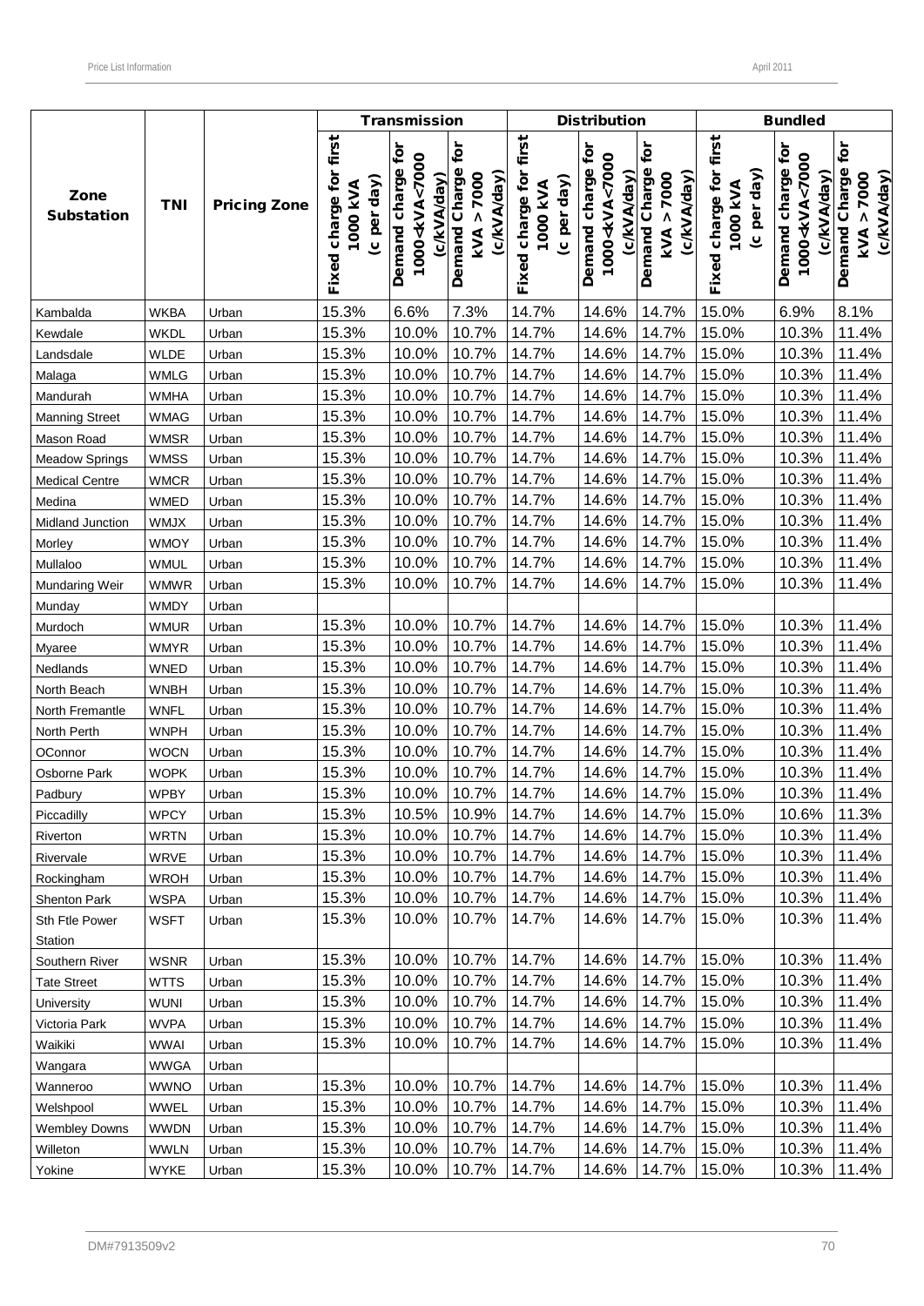| Zone Substation | TNI | Pricing Zone | Transmission | | | Distribution | | | Bundled | | |
|---|---|---|---|---|---|---|---|---|---|---|---|
| | | | Fixed charge for first 1000 kVA (c per day) | Demand charge for 1000<kVA<7000 (c/kVA/day) | Demand Charge for kVA > 7000 (c/kVA/day) | Fixed charge for first 1000 kVA (c per day) | Demand charge for 1000<kVA<7000 (c/kVA/day) | Demand Charge for kVA > 7000 (c/kVA/day) | Fixed charge for first 1000 kVA (c per day) | Demand charge for 1000<kVA<7000 (c/kVA/day) | Demand Charge for kVA > 7000 (c/kVA/day) |
| Kambalda | WKBA | Urban | 15.3% | 6.6% | 7.3% | 14.7% | 14.6% | 14.7% | 15.0% | 6.9% | 8.1% |
| Kewdale | WKDL | Urban | 15.3% | 10.0% | 10.7% | 14.7% | 14.6% | 14.7% | 15.0% | 10.3% | 11.4% |
| Landsdale | WLDE | Urban | 15.3% | 10.0% | 10.7% | 14.7% | 14.6% | 14.7% | 15.0% | 10.3% | 11.4% |
| Malaga | WMLG | Urban | 15.3% | 10.0% | 10.7% | 14.7% | 14.6% | 14.7% | 15.0% | 10.3% | 11.4% |
| Mandurah | WMHA | Urban | 15.3% | 10.0% | 10.7% | 14.7% | 14.6% | 14.7% | 15.0% | 10.3% | 11.4% |
| Manning Street | WMAG | Urban | 15.3% | 10.0% | 10.7% | 14.7% | 14.6% | 14.7% | 15.0% | 10.3% | 11.4% |
| Mason Road | WMSR | Urban | 15.3% | 10.0% | 10.7% | 14.7% | 14.6% | 14.7% | 15.0% | 10.3% | 11.4% |
| Meadow Springs | WMSS | Urban | 15.3% | 10.0% | 10.7% | 14.7% | 14.6% | 14.7% | 15.0% | 10.3% | 11.4% |
| Medical Centre | WMCR | Urban | 15.3% | 10.0% | 10.7% | 14.7% | 14.6% | 14.7% | 15.0% | 10.3% | 11.4% |
| Medina | WMED | Urban | 15.3% | 10.0% | 10.7% | 14.7% | 14.6% | 14.7% | 15.0% | 10.3% | 11.4% |
| Midland Junction | WMJX | Urban | 15.3% | 10.0% | 10.7% | 14.7% | 14.6% | 14.7% | 15.0% | 10.3% | 11.4% |
| Morley | WMOY | Urban | 15.3% | 10.0% | 10.7% | 14.7% | 14.6% | 14.7% | 15.0% | 10.3% | 11.4% |
| Mullaloo | WMUL | Urban | 15.3% | 10.0% | 10.7% | 14.7% | 14.6% | 14.7% | 15.0% | 10.3% | 11.4% |
| Mundaring Weir | WMWR | Urban | 15.3% | 10.0% | 10.7% | 14.7% | 14.6% | 14.7% | 15.0% | 10.3% | 11.4% |
| Munday | WMDY | Urban | | | | | | | | | |
| Murdoch | WMUR | Urban | 15.3% | 10.0% | 10.7% | 14.7% | 14.6% | 14.7% | 15.0% | 10.3% | 11.4% |
| Myaree | WMYR | Urban | 15.3% | 10.0% | 10.7% | 14.7% | 14.6% | 14.7% | 15.0% | 10.3% | 11.4% |
| Nedlands | WNED | Urban | 15.3% | 10.0% | 10.7% | 14.7% | 14.6% | 14.7% | 15.0% | 10.3% | 11.4% |
| North Beach | WNBH | Urban | 15.3% | 10.0% | 10.7% | 14.7% | 14.6% | 14.7% | 15.0% | 10.3% | 11.4% |
| North Fremantle | WNFL | Urban | 15.3% | 10.0% | 10.7% | 14.7% | 14.6% | 14.7% | 15.0% | 10.3% | 11.4% |
| North Perth | WNPH | Urban | 15.3% | 10.0% | 10.7% | 14.7% | 14.6% | 14.7% | 15.0% | 10.3% | 11.4% |
| OConnor | WOCN | Urban | 15.3% | 10.0% | 10.7% | 14.7% | 14.6% | 14.7% | 15.0% | 10.3% | 11.4% |
| Osborne Park | WOPK | Urban | 15.3% | 10.0% | 10.7% | 14.7% | 14.6% | 14.7% | 15.0% | 10.3% | 11.4% |
| Padbury | WPBY | Urban | 15.3% | 10.0% | 10.7% | 14.7% | 14.6% | 14.7% | 15.0% | 10.3% | 11.4% |
| Piccadilly | WPCY | Urban | 15.3% | 10.5% | 10.9% | 14.7% | 14.6% | 14.7% | 15.0% | 10.6% | 11.3% |
| Riverton | WRTN | Urban | 15.3% | 10.0% | 10.7% | 14.7% | 14.6% | 14.7% | 15.0% | 10.3% | 11.4% |
| Rivervale | WRVE | Urban | 15.3% | 10.0% | 10.7% | 14.7% | 14.6% | 14.7% | 15.0% | 10.3% | 11.4% |
| Rockingham | WROH | Urban | 15.3% | 10.0% | 10.7% | 14.7% | 14.6% | 14.7% | 15.0% | 10.3% | 11.4% |
| Shenton Park | WSPA | Urban | 15.3% | 10.0% | 10.7% | 14.7% | 14.6% | 14.7% | 15.0% | 10.3% | 11.4% |
| Sth Ftle Power Station | WSFT | Urban | 15.3% | 10.0% | 10.7% | 14.7% | 14.6% | 14.7% | 15.0% | 10.3% | 11.4% |
| Southern River | WSNR | Urban | 15.3% | 10.0% | 10.7% | 14.7% | 14.6% | 14.7% | 15.0% | 10.3% | 11.4% |
| Tate Street | WTTS | Urban | 15.3% | 10.0% | 10.7% | 14.7% | 14.6% | 14.7% | 15.0% | 10.3% | 11.4% |
| University | WUNI | Urban | 15.3% | 10.0% | 10.7% | 14.7% | 14.6% | 14.7% | 15.0% | 10.3% | 11.4% |
| Victoria Park | WVPA | Urban | 15.3% | 10.0% | 10.7% | 14.7% | 14.6% | 14.7% | 15.0% | 10.3% | 11.4% |
| Waikiki | WWAI | Urban | 15.3% | 10.0% | 10.7% | 14.7% | 14.6% | 14.7% | 15.0% | 10.3% | 11.4% |
| Wangara | WWGA | Urban | | | | | | | | | |
| Wanneroo | WWNO | Urban | 15.3% | 10.0% | 10.7% | 14.7% | 14.6% | 14.7% | 15.0% | 10.3% | 11.4% |
| Welshpool | WWEL | Urban | 15.3% | 10.0% | 10.7% | 14.7% | 14.6% | 14.7% | 15.0% | 10.3% | 11.4% |
| Wembley Downs | WWDN | Urban | 15.3% | 10.0% | 10.7% | 14.7% | 14.6% | 14.7% | 15.0% | 10.3% | 11.4% |
| Willeton | WWLN | Urban | 15.3% | 10.0% | 10.7% | 14.7% | 14.6% | 14.7% | 15.0% | 10.3% | 11.4% |
| Yokine | WYKE | Urban | 15.3% | 10.0% | 10.7% | 14.7% | 14.6% | 14.7% | 15.0% | 10.3% | 11.4% |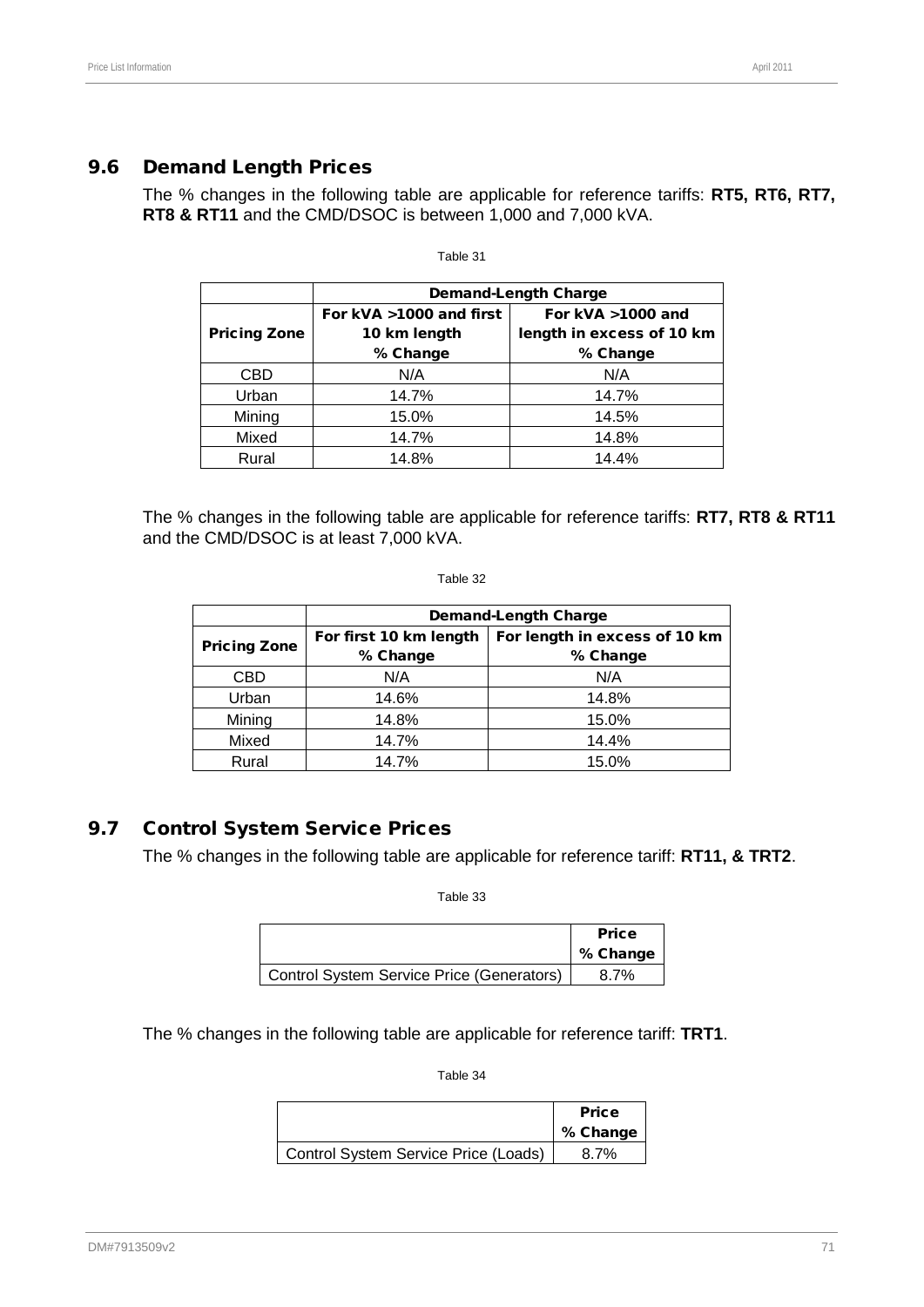## 9.6 Demand Length Prices

The % changes in the following table are applicable for reference tariffs: **RT5, RT6, RT7, RT8 & RT11** and the CMD/DSOC is between 1,000 and 7,000 kVA.

Table 31

| | Demand-Length Charge | |
|---|---|---|
| Pricing Zone | For kVA >1000 and first 10 km length % Change | For kVA >1000 and length in excess of 10 km % Change |
| CBD | N/A | N/A |
| Urban | 14.7% | 14.7% |
| Mining | 15.0% | 14.5% |
| Mixed | 14.7% | 14.8% |
| Rural | 14.8% | 14.4% |

The % changes in the following table are applicable for reference tariffs: **RT7, RT8 & RT11** and the CMD/DSOC is at least 7,000 kVA.

Table 32

| | Demand-Length Charge | |
|---|---|---|
| Pricing Zone | For first 10 km length % Change | For length in excess of 10 km % Change |
| CBD | N/A | N/A |
| Urban | 14.6% | 14.8% |
| Mining | 14.8% | 15.0% |
| Mixed | 14.7% | 14.4% |
| Rural | 14.7% | 15.0% |

## 9.7 Control System Service Prices

The % changes in the following table are applicable for reference tariff: **RT11, & TRT2**.

Table 33

| | Price % Change |
|---|---|
| Control System Service Price (Generators) | 8.7% |

The % changes in the following table are applicable for reference tariff: **TRT1**.

Table 34

| | Price % Change |
|---|---|
| Control System Service Price (Loads) | 8.7% |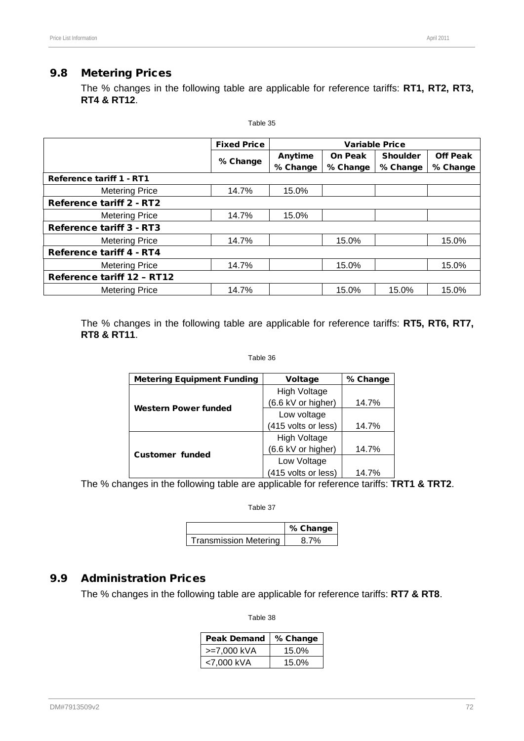## 9.8 Metering Prices

The % changes in the following table are applicable for reference tariffs: **RT1, RT2, RT3, RT4 & RT12**.

Table 35

| | Fixed Price | Variable Price | | | |
|---|---|---|---|---|---|
| | % Change | Anytime % Change | On Peak % Change | Shoulder % Change | Off Peak % Change |
| **Reference tariff 1 - RT1** | | | | | |
| Metering Price | 14.7% | 15.0% | | | |
| **Reference tariff 2 - RT2** | | | | | |
| Metering Price | 14.7% | 15.0% | | | |
| **Reference tariff 3 - RT3** | | | | | |
| Metering Price | 14.7% | | 15.0% | | 15.0% |
| **Reference tariff 4 - RT4** | | | | | |
| Metering Price | 14.7% | | 15.0% | | 15.0% |
| **Reference tariff 12 – RT12** | | | | | |
| Metering Price | 14.7% | | 15.0% | 15.0% | 15.0% |

The % changes in the following table are applicable for reference tariffs: **RT5, RT6, RT7, RT8 & RT11**.

Table 36

| Metering Equipment Funding | Voltage | % Change |
|---|---|---|
| **Western Power funded** | High Voltage (6.6 kV or higher) | 14.7% |
| | Low voltage (415 volts or less) | 14.7% |
| **Customer funded** | High Voltage (6.6 kV or higher) | 14.7% |
| | Low Voltage (415 volts or less) | 14.7% |

The % changes in the following table are applicable for reference tariffs: **TRT1 & TRT2**.

Table 37

| | % Change |
|---|---|
| Transmission Metering | 8.7% |

## 9.9 Administration Prices

The % changes in the following table are applicable for reference tariffs: **RT7 & RT8**.

Table 38

| Peak Demand | % Change |
|---|---|
| >=7,000 kVA | 15.0% |
| <7,000 kVA | 15.0% |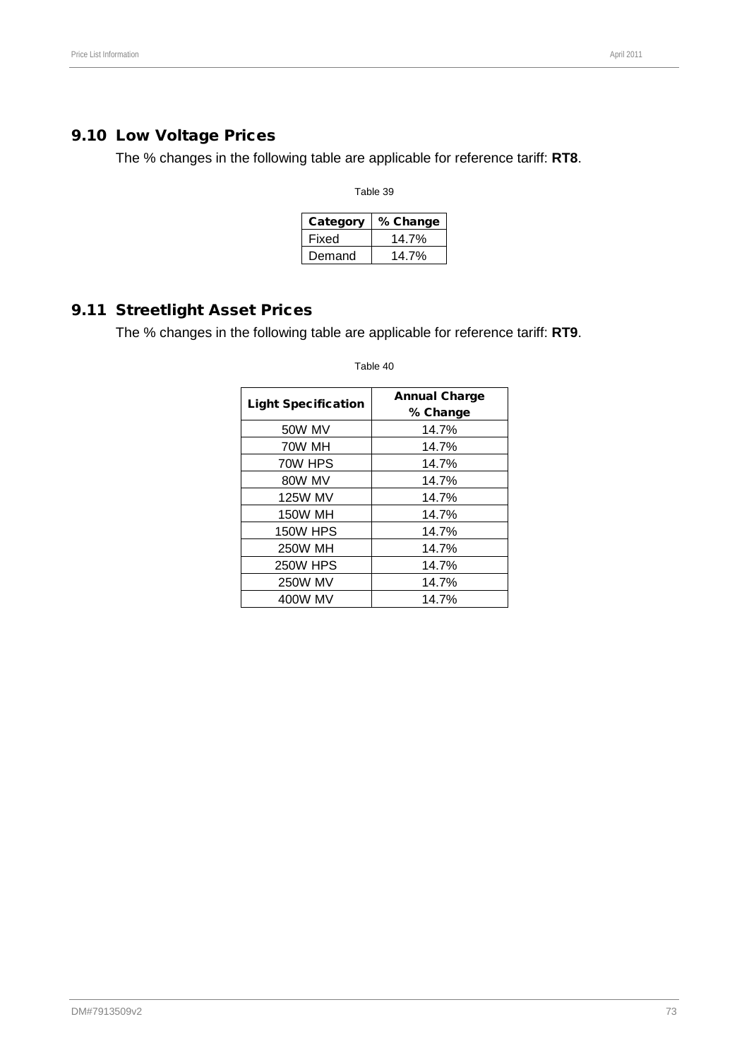## 9.10 Low Voltage Prices

The % changes in the following table are applicable for reference tariff: **RT8**.

Table 39

| Category | % Change |
|---|---|
| Fixed | 14.7% |
| Demand | 14.7% |

## 9.11 Streetlight Asset Prices

The % changes in the following table are applicable for reference tariff: **RT9**.

Table 40

| Light Specification | Annual Charge % Change |
|---|---|
| 50W MV | 14.7% |
| 70W MH | 14.7% |
| 70W HPS | 14.7% |
| 80W MV | 14.7% |
| 125W MV | 14.7% |
| 150W MH | 14.7% |
| 150W HPS | 14.7% |
| 250W MH | 14.7% |
| 250W HPS | 14.7% |
| 250W MV | 14.7% |
| 400W MV | 14.7% |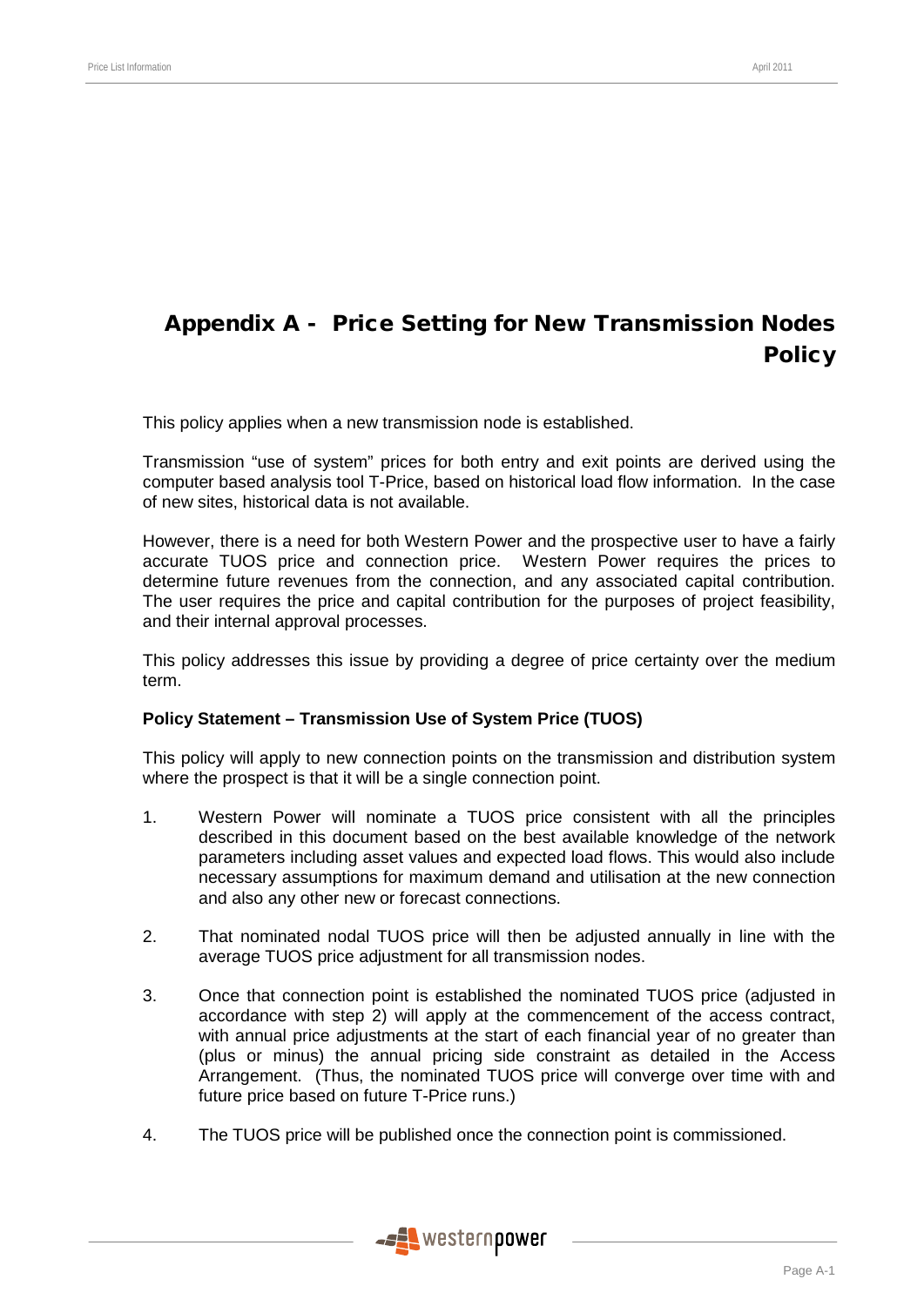# Appendix A - Price Setting for New Transmission Nodes Policy

This policy applies when a new transmission node is established.

Transmission "use of system" prices for both entry and exit points are derived using the computer based analysis tool T-Price, based on historical load flow information. In the case of new sites, historical data is not available.

However, there is a need for both Western Power and the prospective user to have a fairly accurate TUOS price and connection price. Western Power requires the prices to determine future revenues from the connection, and any associated capital contribution. The user requires the price and capital contribution for the purposes of project feasibility, and their internal approval processes.

This policy addresses this issue by providing a degree of price certainty over the medium term.

**Policy Statement – Transmission Use of System Price (TUOS)**

This policy will apply to new connection points on the transmission and distribution system where the prospect is that it will be a single connection point.

1. Western Power will nominate a TUOS price consistent with all the principles described in this document based on the best available knowledge of the network parameters including asset values and expected load flows. This would also include necessary assumptions for maximum demand and utilisation at the new connection and also any other new or forecast connections.

2. That nominated nodal TUOS price will then be adjusted annually in line with the average TUOS price adjustment for all transmission nodes.

3. Once that connection point is established the nominated TUOS price (adjusted in accordance with step 2) will apply at the commencement of the access contract, with annual price adjustments at the start of each financial year of no greater than (plus or minus) the annual pricing side constraint as detailed in the Access Arrangement. (Thus, the nominated TUOS price will converge over time with and future price based on future T-Price runs.)

4. The TUOS price will be published once the connection point is commissioned.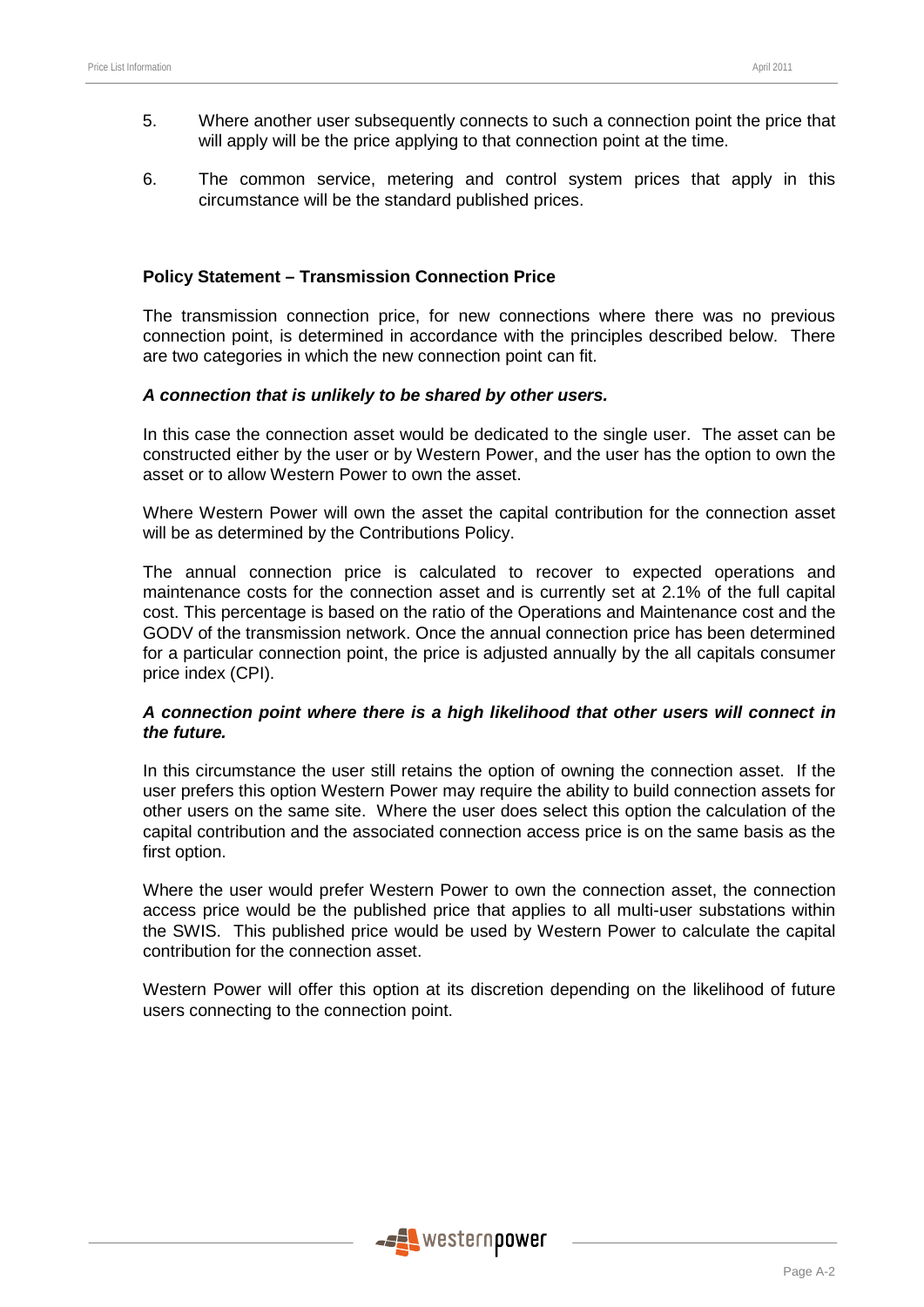5. Where another user subsequently connects to such a connection point the price that will apply will be the price applying to that connection point at the time.
6. The common service, metering and control system prices that apply in this circumstance will be the standard published prices.

**Policy Statement – Transmission Connection Price**

The transmission connection price, for new connections where there was no previous connection point, is determined in accordance with the principles described below. There are two categories in which the new connection point can fit.

***A connection that is unlikely to be shared by other users.***

In this case the connection asset would be dedicated to the single user. The asset can be constructed either by the user or by Western Power, and the user has the option to own the asset or to allow Western Power to own the asset.

Where Western Power will own the asset the capital contribution for the connection asset will be as determined by the Contributions Policy.

The annual connection price is calculated to recover to expected operations and maintenance costs for the connection asset and is currently set at 2.1% of the full capital cost. This percentage is based on the ratio of the Operations and Maintenance cost and the GODV of the transmission network. Once the annual connection price has been determined for a particular connection point, the price is adjusted annually by the all capitals consumer price index (CPI).

***A connection point where there is a high likelihood that other users will connect in the future.***

In this circumstance the user still retains the option of owning the connection asset. If the user prefers this option Western Power may require the ability to build connection assets for other users on the same site. Where the user does select this option the calculation of the capital contribution and the associated connection access price is on the same basis as the first option.

Where the user would prefer Western Power to own the connection asset, the connection access price would be the published price that applies to all multi-user substations within the SWIS. This published price would be used by Western Power to calculate the capital contribution for the connection asset.

Western Power will offer this option at its discretion depending on the likelihood of future users connecting to the connection point.